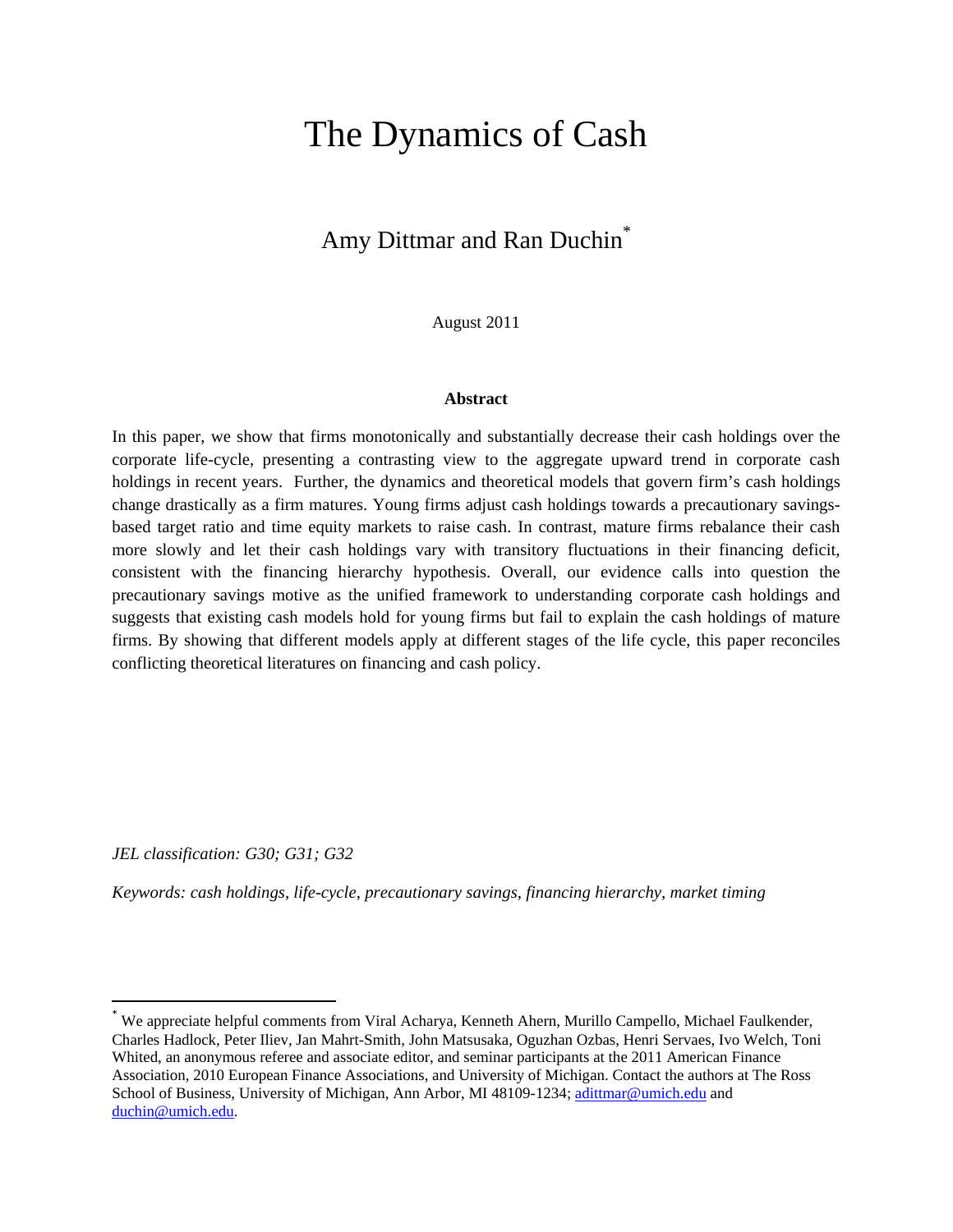# The Dynamics of Cash

Amy Dittmar and Ran Duchin[*]

August 2011

**Abstract**

In this paper, we show that firms monotonically and substantially decrease their cash holdings over the corporate life-cycle, presenting a contrasting view to the aggregate upward trend in corporate cash holdings in recent years. Further, the dynamics and theoretical models that govern firm's cash holdings change drastically as a firm matures. Young firms adjust cash holdings towards a precautionary savings-based target ratio and time equity markets to raise cash. In contrast, mature firms rebalance their cash more slowly and let their cash holdings vary with transitory fluctuations in their financing deficit, consistent with the financing hierarchy hypothesis. Overall, our evidence calls into question the precautionary savings motive as the unified framework to understanding corporate cash holdings and suggests that existing cash models hold for young firms but fail to explain the cash holdings of mature firms. By showing that different models apply at different stages of the life cycle, this paper reconciles conflicting theoretical literatures on financing and cash policy.

*JEL classification: G30; G31; G32*

*Keywords: cash holdings, life-cycle, precautionary savings, financing hierarchy, market timing*

---

[*] We appreciate helpful comments from Viral Acharya, Kenneth Ahern, Murillo Campello, Michael Faulkender, Charles Hadlock, Peter Iliev, Jan Mahrt-Smith, John Matsusaka, Oguzhan Ozbas, Henri Servaes, Ivo Welch, Toni Whited, an anonymous referee and associate editor, and seminar participants at the 2011 American Finance Association, 2010 European Finance Associations, and University of Michigan. Contact the authors at The Ross School of Business, University of Michigan, Ann Arbor, MI 48109-1234; adittmar@umich.edu and duchin@umich.edu.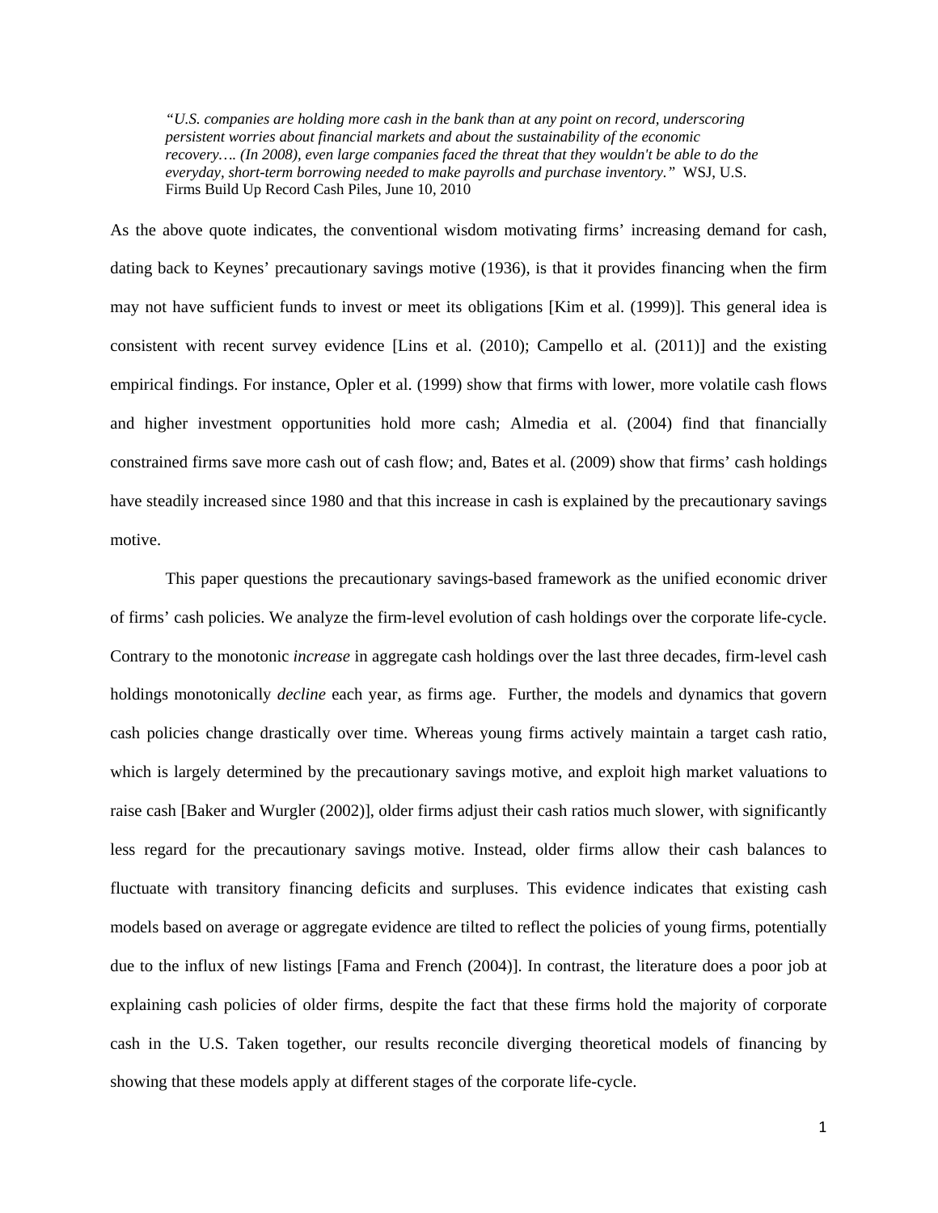> *"U.S. companies are holding more cash in the bank than at any point on record, underscoring persistent worries about financial markets and about the sustainability of the economic recovery…. (In 2008), even large companies faced the threat that they wouldn't be able to do the everyday, short-term borrowing needed to make payrolls and purchase inventory."* WSJ, U.S. Firms Build Up Record Cash Piles, June 10, 2010

As the above quote indicates, the conventional wisdom motivating firms' increasing demand for cash, dating back to Keynes' precautionary savings motive (1936), is that it provides financing when the firm may not have sufficient funds to invest or meet its obligations [Kim et al. (1999)]. This general idea is consistent with recent survey evidence [Lins et al. (2010); Campello et al. (2011)] and the existing empirical findings. For instance, Opler et al. (1999) show that firms with lower, more volatile cash flows and higher investment opportunities hold more cash; Almedia et al. (2004) find that financially constrained firms save more cash out of cash flow; and, Bates et al. (2009) show that firms' cash holdings have steadily increased since 1980 and that this increase in cash is explained by the precautionary savings motive.

This paper questions the precautionary savings-based framework as the unified economic driver of firms' cash policies. We analyze the firm-level evolution of cash holdings over the corporate life-cycle. Contrary to the monotonic *increase* in aggregate cash holdings over the last three decades, firm-level cash holdings monotonically *decline* each year, as firms age. Further, the models and dynamics that govern cash policies change drastically over time. Whereas young firms actively maintain a target cash ratio, which is largely determined by the precautionary savings motive, and exploit high market valuations to raise cash [Baker and Wurgler (2002)], older firms adjust their cash ratios much slower, with significantly less regard for the precautionary savings motive. Instead, older firms allow their cash balances to fluctuate with transitory financing deficits and surpluses. This evidence indicates that existing cash models based on average or aggregate evidence are tilted to reflect the policies of young firms, potentially due to the influx of new listings [Fama and French (2004)]. In contrast, the literature does a poor job at explaining cash policies of older firms, despite the fact that these firms hold the majority of corporate cash in the U.S. Taken together, our results reconcile diverging theoretical models of financing by showing that these models apply at different stages of the corporate life-cycle.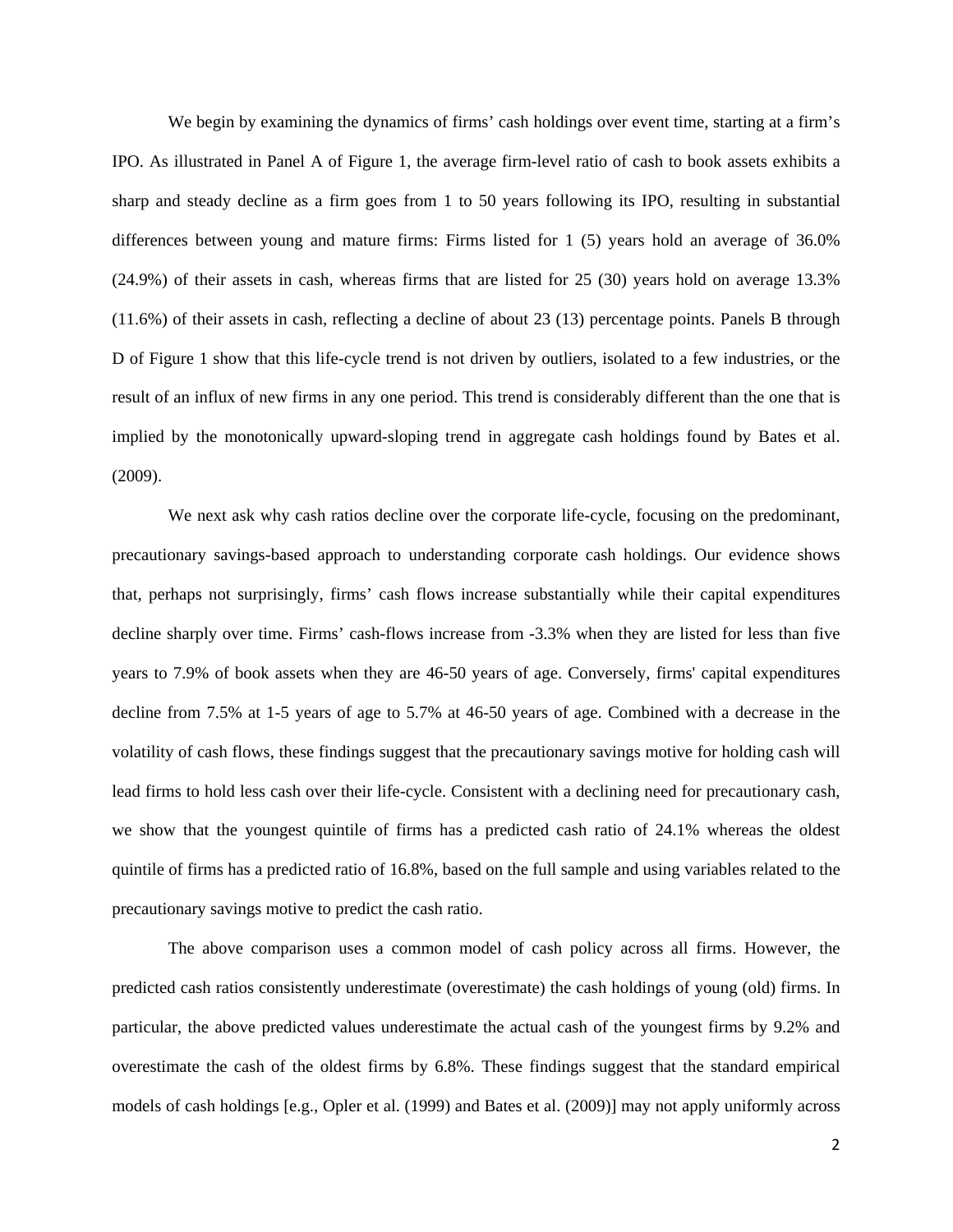We begin by examining the dynamics of firms' cash holdings over event time, starting at a firm's IPO. As illustrated in Panel A of Figure 1, the average firm-level ratio of cash to book assets exhibits a sharp and steady decline as a firm goes from 1 to 50 years following its IPO, resulting in substantial differences between young and mature firms: Firms listed for 1 (5) years hold an average of 36.0% (24.9%) of their assets in cash, whereas firms that are listed for 25 (30) years hold on average 13.3% (11.6%) of their assets in cash, reflecting a decline of about 23 (13) percentage points. Panels B through D of Figure 1 show that this life-cycle trend is not driven by outliers, isolated to a few industries, or the result of an influx of new firms in any one period. This trend is considerably different than the one that is implied by the monotonically upward-sloping trend in aggregate cash holdings found by Bates et al. (2009).

We next ask why cash ratios decline over the corporate life-cycle, focusing on the predominant, precautionary savings-based approach to understanding corporate cash holdings. Our evidence shows that, perhaps not surprisingly, firms' cash flows increase substantially while their capital expenditures decline sharply over time. Firms' cash-flows increase from -3.3% when they are listed for less than five years to 7.9% of book assets when they are 46-50 years of age. Conversely, firms' capital expenditures decline from 7.5% at 1-5 years of age to 5.7% at 46-50 years of age. Combined with a decrease in the volatility of cash flows, these findings suggest that the precautionary savings motive for holding cash will lead firms to hold less cash over their life-cycle. Consistent with a declining need for precautionary cash, we show that the youngest quintile of firms has a predicted cash ratio of 24.1% whereas the oldest quintile of firms has a predicted ratio of 16.8%, based on the full sample and using variables related to the precautionary savings motive to predict the cash ratio.

The above comparison uses a common model of cash policy across all firms. However, the predicted cash ratios consistently underestimate (overestimate) the cash holdings of young (old) firms. In particular, the above predicted values underestimate the actual cash of the youngest firms by 9.2% and overestimate the cash of the oldest firms by 6.8%. These findings suggest that the standard empirical models of cash holdings [e.g., Opler et al. (1999) and Bates et al. (2009)] may not apply uniformly across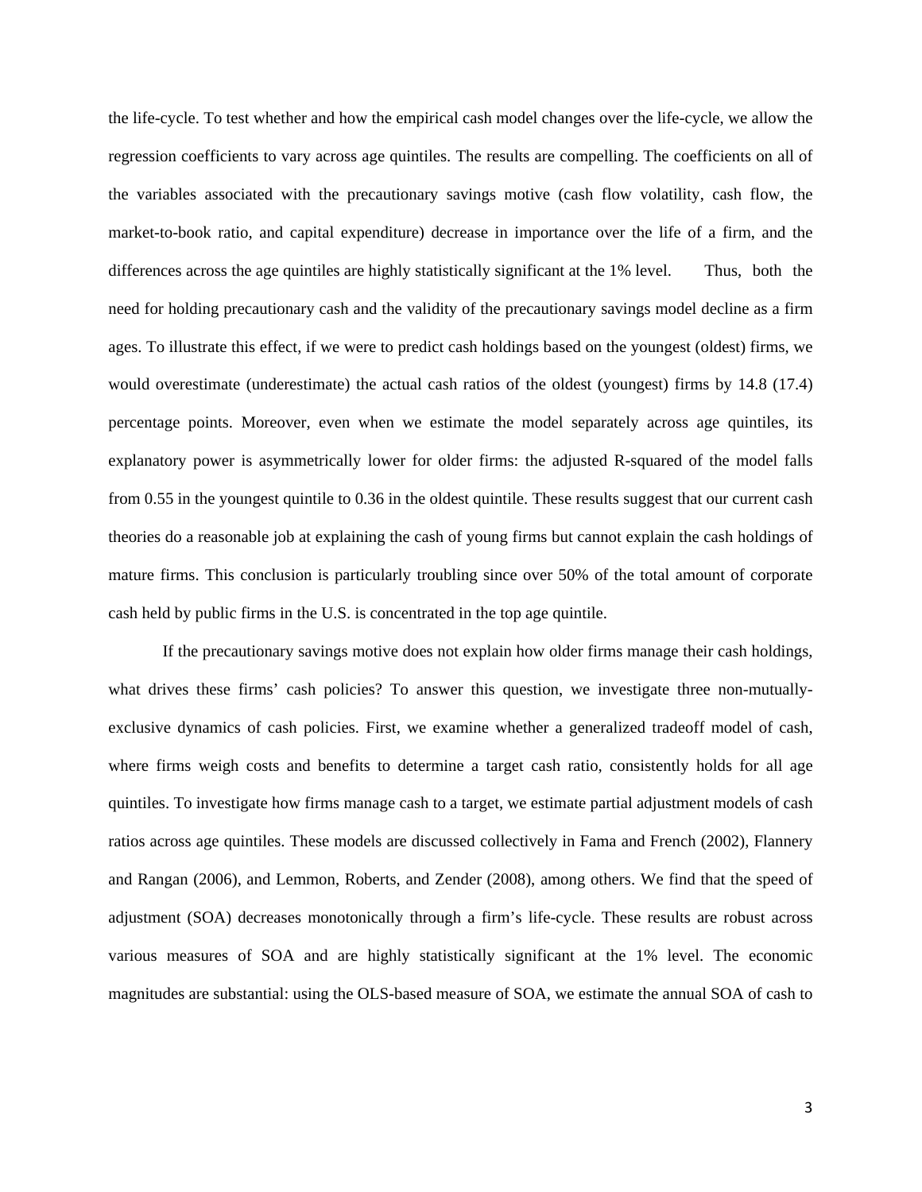the life-cycle. To test whether and how the empirical cash model changes over the life-cycle, we allow the regression coefficients to vary across age quintiles. The results are compelling. The coefficients on all of the variables associated with the precautionary savings motive (cash flow volatility, cash flow, the market-to-book ratio, and capital expenditure) decrease in importance over the life of a firm, and the differences across the age quintiles are highly statistically significant at the 1% level. Thus, both the need for holding precautionary cash and the validity of the precautionary savings model decline as a firm ages. To illustrate this effect, if we were to predict cash holdings based on the youngest (oldest) firms, we would overestimate (underestimate) the actual cash ratios of the oldest (youngest) firms by 14.8 (17.4) percentage points. Moreover, even when we estimate the model separately across age quintiles, its explanatory power is asymmetrically lower for older firms: the adjusted R-squared of the model falls from 0.55 in the youngest quintile to 0.36 in the oldest quintile. These results suggest that our current cash theories do a reasonable job at explaining the cash of young firms but cannot explain the cash holdings of mature firms. This conclusion is particularly troubling since over 50% of the total amount of corporate cash held by public firms in the U.S. is concentrated in the top age quintile.

If the precautionary savings motive does not explain how older firms manage their cash holdings, what drives these firms' cash policies? To answer this question, we investigate three non-mutually-exclusive dynamics of cash policies. First, we examine whether a generalized tradeoff model of cash, where firms weigh costs and benefits to determine a target cash ratio, consistently holds for all age quintiles. To investigate how firms manage cash to a target, we estimate partial adjustment models of cash ratios across age quintiles. These models are discussed collectively in Fama and French (2002), Flannery and Rangan (2006), and Lemmon, Roberts, and Zender (2008), among others. We find that the speed of adjustment (SOA) decreases monotonically through a firm's life-cycle. These results are robust across various measures of SOA and are highly statistically significant at the 1% level. The economic magnitudes are substantial: using the OLS-based measure of SOA, we estimate the annual SOA of cash to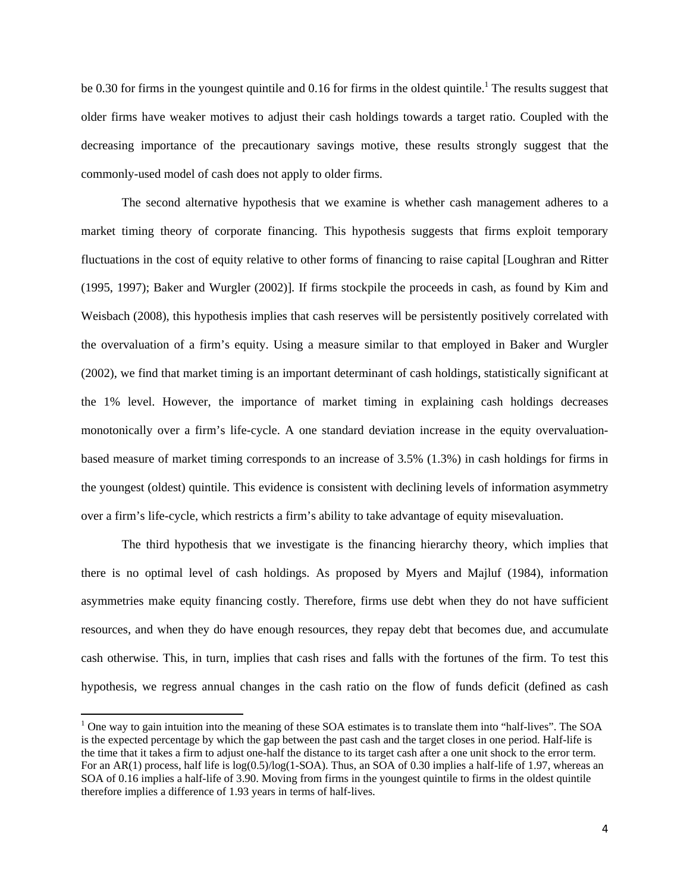be 0.30 for firms in the youngest quintile and 0.16 for firms in the oldest quintile.[1] The results suggest that older firms have weaker motives to adjust their cash holdings towards a target ratio. Coupled with the decreasing importance of the precautionary savings motive, these results strongly suggest that the commonly-used model of cash does not apply to older firms.

The second alternative hypothesis that we examine is whether cash management adheres to a market timing theory of corporate financing. This hypothesis suggests that firms exploit temporary fluctuations in the cost of equity relative to other forms of financing to raise capital [Loughran and Ritter (1995, 1997); Baker and Wurgler (2002)]. If firms stockpile the proceeds in cash, as found by Kim and Weisbach (2008), this hypothesis implies that cash reserves will be persistently positively correlated with the overvaluation of a firm's equity. Using a measure similar to that employed in Baker and Wurgler (2002), we find that market timing is an important determinant of cash holdings, statistically significant at the 1% level. However, the importance of market timing in explaining cash holdings decreases monotonically over a firm's life-cycle. A one standard deviation increase in the equity overvaluation-based measure of market timing corresponds to an increase of 3.5% (1.3%) in cash holdings for firms in the youngest (oldest) quintile. This evidence is consistent with declining levels of information asymmetry over a firm's life-cycle, which restricts a firm's ability to take advantage of equity misevaluation.

The third hypothesis that we investigate is the financing hierarchy theory, which implies that there is no optimal level of cash holdings. As proposed by Myers and Majluf (1984), information asymmetries make equity financing costly. Therefore, firms use debt when they do not have sufficient resources, and when they do have enough resources, they repay debt that becomes due, and accumulate cash otherwise. This, in turn, implies that cash rises and falls with the fortunes of the firm. To test this hypothesis, we regress annual changes in the cash ratio on the flow of funds deficit (defined as cash

---

[1] One way to gain intuition into the meaning of these SOA estimates is to translate them into "half-lives". The SOA is the expected percentage by which the gap between the past cash and the target closes in one period. Half-life is the time that it takes a firm to adjust one-half the distance to its target cash after a one unit shock to the error term. For an AR(1) process, half life is log(0.5)/log(1-SOA). Thus, an SOA of 0.30 implies a half-life of 1.97, whereas an SOA of 0.16 implies a half-life of 3.90. Moving from firms in the youngest quintile to firms in the oldest quintile therefore implies a difference of 1.93 years in terms of half-lives.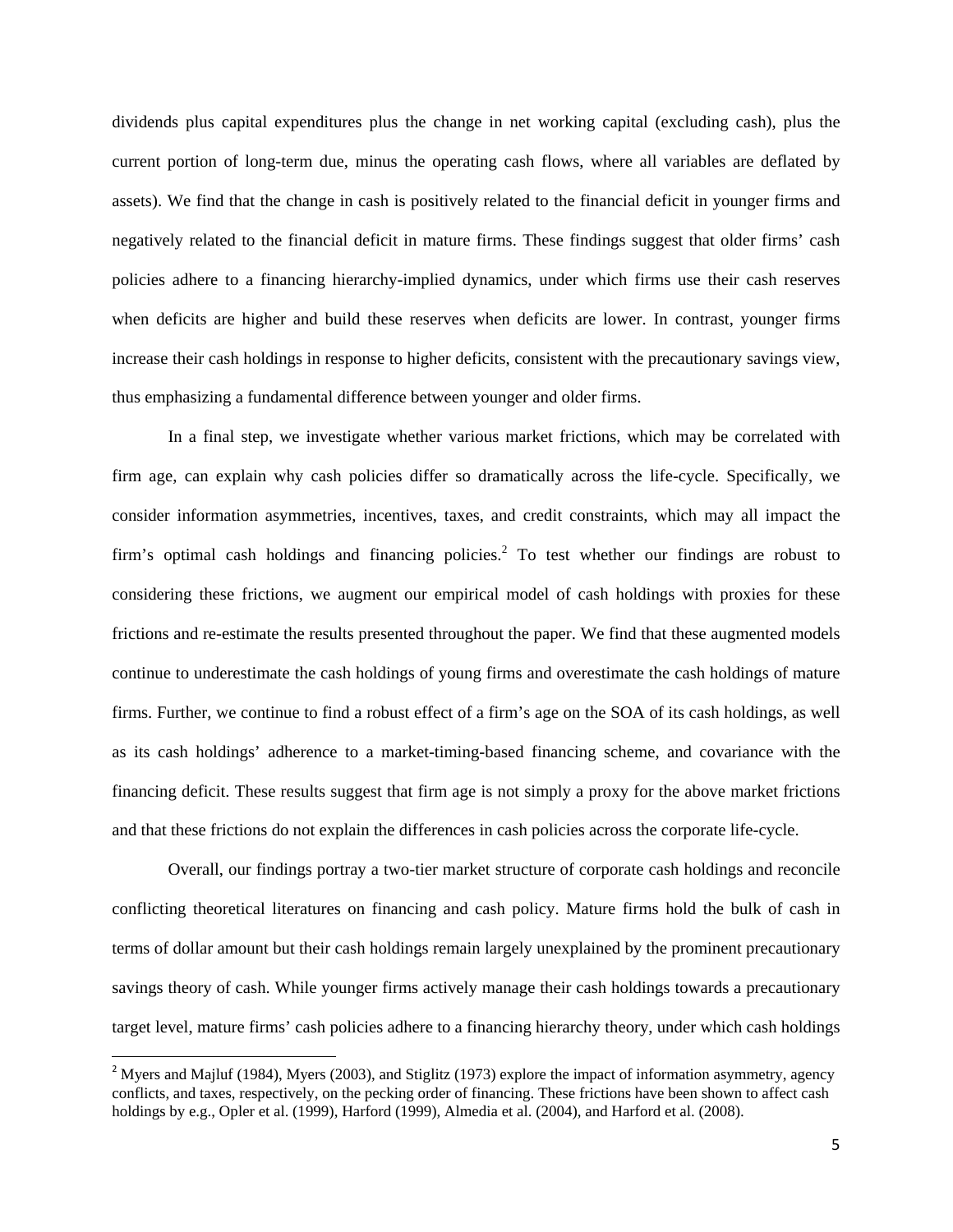dividends plus capital expenditures plus the change in net working capital (excluding cash), plus the current portion of long-term due, minus the operating cash flows, where all variables are deflated by assets). We find that the change in cash is positively related to the financial deficit in younger firms and negatively related to the financial deficit in mature firms. These findings suggest that older firms' cash policies adhere to a financing hierarchy-implied dynamics, under which firms use their cash reserves when deficits are higher and build these reserves when deficits are lower. In contrast, younger firms increase their cash holdings in response to higher deficits, consistent with the precautionary savings view, thus emphasizing a fundamental difference between younger and older firms.

In a final step, we investigate whether various market frictions, which may be correlated with firm age, can explain why cash policies differ so dramatically across the life-cycle. Specifically, we consider information asymmetries, incentives, taxes, and credit constraints, which may all impact the firm's optimal cash holdings and financing policies.[2] To test whether our findings are robust to considering these frictions, we augment our empirical model of cash holdings with proxies for these frictions and re-estimate the results presented throughout the paper. We find that these augmented models continue to underestimate the cash holdings of young firms and overestimate the cash holdings of mature firms. Further, we continue to find a robust effect of a firm's age on the SOA of its cash holdings, as well as its cash holdings' adherence to a market-timing-based financing scheme, and covariance with the financing deficit. These results suggest that firm age is not simply a proxy for the above market frictions and that these frictions do not explain the differences in cash policies across the corporate life-cycle.

Overall, our findings portray a two-tier market structure of corporate cash holdings and reconcile conflicting theoretical literatures on financing and cash policy. Mature firms hold the bulk of cash in terms of dollar amount but their cash holdings remain largely unexplained by the prominent precautionary savings theory of cash. While younger firms actively manage their cash holdings towards a precautionary target level, mature firms' cash policies adhere to a financing hierarchy theory, under which cash holdings

[2] Myers and Majluf (1984), Myers (2003), and Stiglitz (1973) explore the impact of information asymmetry, agency conflicts, and taxes, respectively, on the pecking order of financing. These frictions have been shown to affect cash holdings by e.g., Opler et al. (1999), Harford (1999), Almedia et al. (2004), and Harford et al. (2008).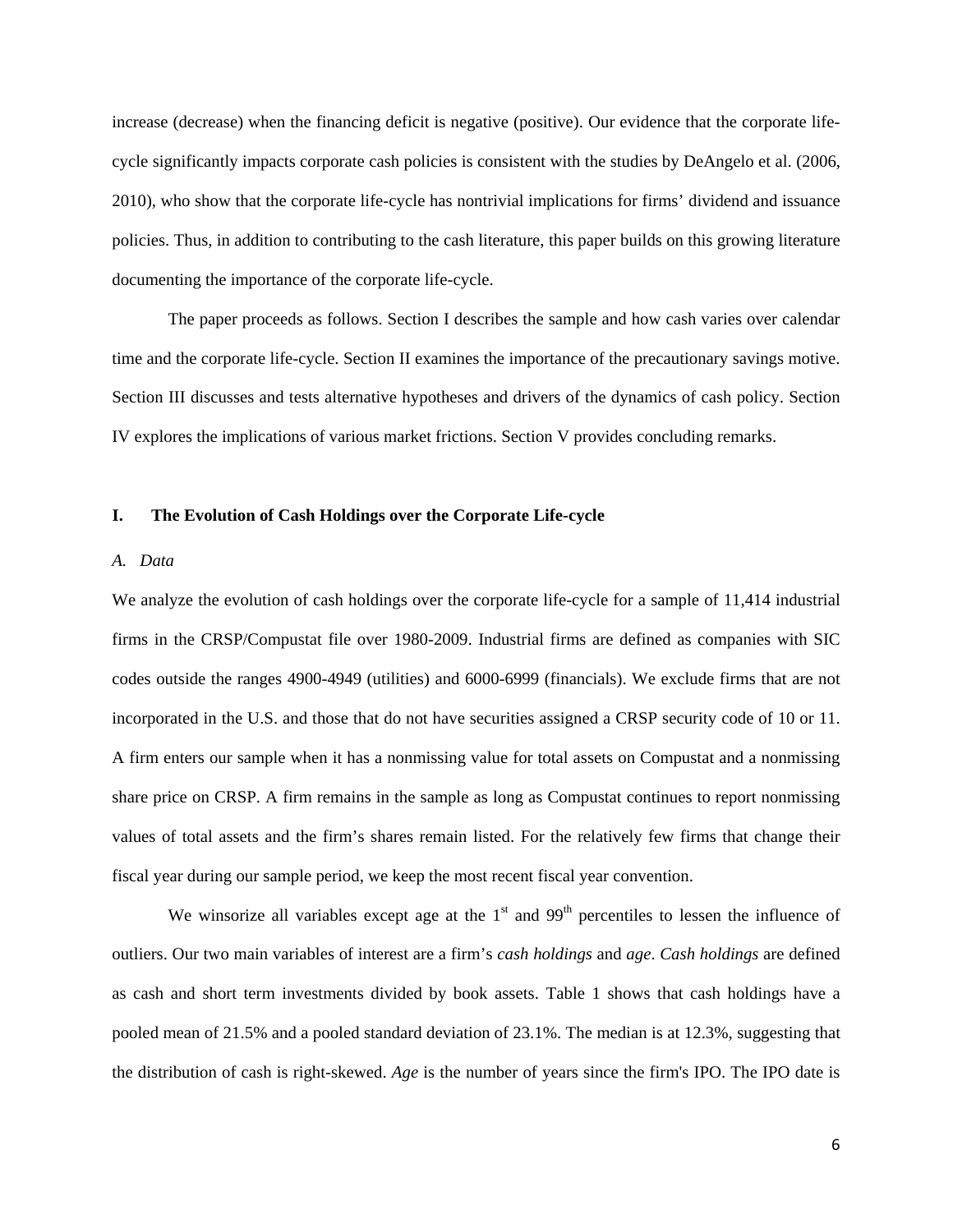increase (decrease) when the financing deficit is negative (positive). Our evidence that the corporate life-cycle significantly impacts corporate cash policies is consistent with the studies by DeAngelo et al. (2006, 2010), who show that the corporate life-cycle has nontrivial implications for firms' dividend and issuance policies. Thus, in addition to contributing to the cash literature, this paper builds on this growing literature documenting the importance of the corporate life-cycle.

The paper proceeds as follows. Section I describes the sample and how cash varies over calendar time and the corporate life-cycle. Section II examines the importance of the precautionary savings motive. Section III discusses and tests alternative hypotheses and drivers of the dynamics of cash policy. Section IV explores the implications of various market frictions. Section V provides concluding remarks.

## I. The Evolution of Cash Holdings over the Corporate Life-cycle

### *A. Data*

We analyze the evolution of cash holdings over the corporate life-cycle for a sample of 11,414 industrial firms in the CRSP/Compustat file over 1980-2009. Industrial firms are defined as companies with SIC codes outside the ranges 4900-4949 (utilities) and 6000-6999 (financials). We exclude firms that are not incorporated in the U.S. and those that do not have securities assigned a CRSP security code of 10 or 11. A firm enters our sample when it has a nonmissing value for total assets on Compustat and a nonmissing share price on CRSP. A firm remains in the sample as long as Compustat continues to report nonmissing values of total assets and the firm's shares remain listed. For the relatively few firms that change their fiscal year during our sample period, we keep the most recent fiscal year convention.

We winsorize all variables except age at the 1st and 99th percentiles to lessen the influence of outliers. Our two main variables of interest are a firm's *cash holdings* and *age*. *Cash holdings* are defined as cash and short term investments divided by book assets. Table 1 shows that cash holdings have a pooled mean of 21.5% and a pooled standard deviation of 23.1%. The median is at 12.3%, suggesting that the distribution of cash is right-skewed. *Age* is the number of years since the firm's IPO. The IPO date is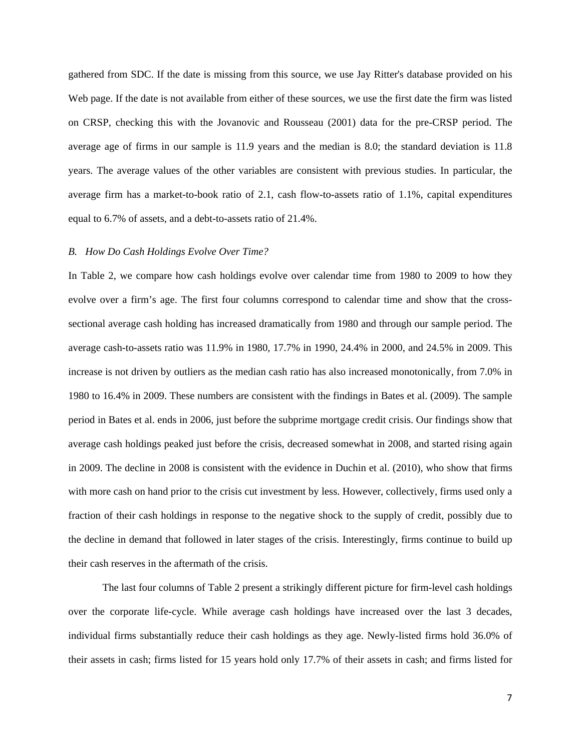gathered from SDC. If the date is missing from this source, we use Jay Ritter's database provided on his Web page. If the date is not available from either of these sources, we use the first date the firm was listed on CRSP, checking this with the Jovanovic and Rousseau (2001) data for the pre-CRSP period. The average age of firms in our sample is 11.9 years and the median is 8.0; the standard deviation is 11.8 years. The average values of the other variables are consistent with previous studies. In particular, the average firm has a market-to-book ratio of 2.1, cash flow-to-assets ratio of 1.1%, capital expenditures equal to 6.7% of assets, and a debt-to-assets ratio of 21.4%.

### *B. How Do Cash Holdings Evolve Over Time?*

In Table 2, we compare how cash holdings evolve over calendar time from 1980 to 2009 to how they evolve over a firm's age. The first four columns correspond to calendar time and show that the cross-sectional average cash holding has increased dramatically from 1980 and through our sample period. The average cash-to-assets ratio was 11.9% in 1980, 17.7% in 1990, 24.4% in 2000, and 24.5% in 2009. This increase is not driven by outliers as the median cash ratio has also increased monotonically, from 7.0% in 1980 to 16.4% in 2009. These numbers are consistent with the findings in Bates et al. (2009). The sample period in Bates et al. ends in 2006, just before the subprime mortgage credit crisis. Our findings show that average cash holdings peaked just before the crisis, decreased somewhat in 2008, and started rising again in 2009. The decline in 2008 is consistent with the evidence in Duchin et al. (2010), who show that firms with more cash on hand prior to the crisis cut investment by less. However, collectively, firms used only a fraction of their cash holdings in response to the negative shock to the supply of credit, possibly due to the decline in demand that followed in later stages of the crisis. Interestingly, firms continue to build up their cash reserves in the aftermath of the crisis.

The last four columns of Table 2 present a strikingly different picture for firm-level cash holdings over the corporate life-cycle. While average cash holdings have increased over the last 3 decades, individual firms substantially reduce their cash holdings as they age. Newly-listed firms hold 36.0% of their assets in cash; firms listed for 15 years hold only 17.7% of their assets in cash; and firms listed for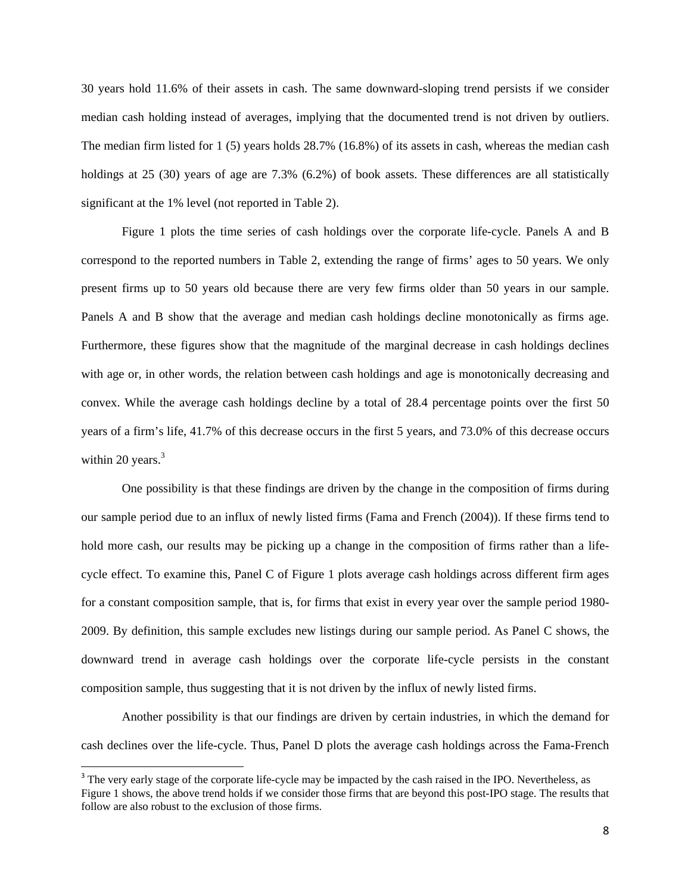30 years hold 11.6% of their assets in cash. The same downward-sloping trend persists if we consider median cash holding instead of averages, implying that the documented trend is not driven by outliers. The median firm listed for 1 (5) years holds 28.7% (16.8%) of its assets in cash, whereas the median cash holdings at 25 (30) years of age are 7.3% (6.2%) of book assets. These differences are all statistically significant at the 1% level (not reported in Table 2).

Figure 1 plots the time series of cash holdings over the corporate life-cycle. Panels A and B correspond to the reported numbers in Table 2, extending the range of firms' ages to 50 years. We only present firms up to 50 years old because there are very few firms older than 50 years in our sample. Panels A and B show that the average and median cash holdings decline monotonically as firms age. Furthermore, these figures show that the magnitude of the marginal decrease in cash holdings declines with age or, in other words, the relation between cash holdings and age is monotonically decreasing and convex. While the average cash holdings decline by a total of 28.4 percentage points over the first 50 years of a firm's life, 41.7% of this decrease occurs in the first 5 years, and 73.0% of this decrease occurs within 20 years.[3]

One possibility is that these findings are driven by the change in the composition of firms during our sample period due to an influx of newly listed firms (Fama and French (2004)). If these firms tend to hold more cash, our results may be picking up a change in the composition of firms rather than a life-cycle effect. To examine this, Panel C of Figure 1 plots average cash holdings across different firm ages for a constant composition sample, that is, for firms that exist in every year over the sample period 1980-2009. By definition, this sample excludes new listings during our sample period. As Panel C shows, the downward trend in average cash holdings over the corporate life-cycle persists in the constant composition sample, thus suggesting that it is not driven by the influx of newly listed firms.

Another possibility is that our findings are driven by certain industries, in which the demand for cash declines over the life-cycle. Thus, Panel D plots the average cash holdings across the Fama-French

[3] The very early stage of the corporate life-cycle may be impacted by the cash raised in the IPO. Nevertheless, as Figure 1 shows, the above trend holds if we consider those firms that are beyond this post-IPO stage. The results that follow are also robust to the exclusion of those firms.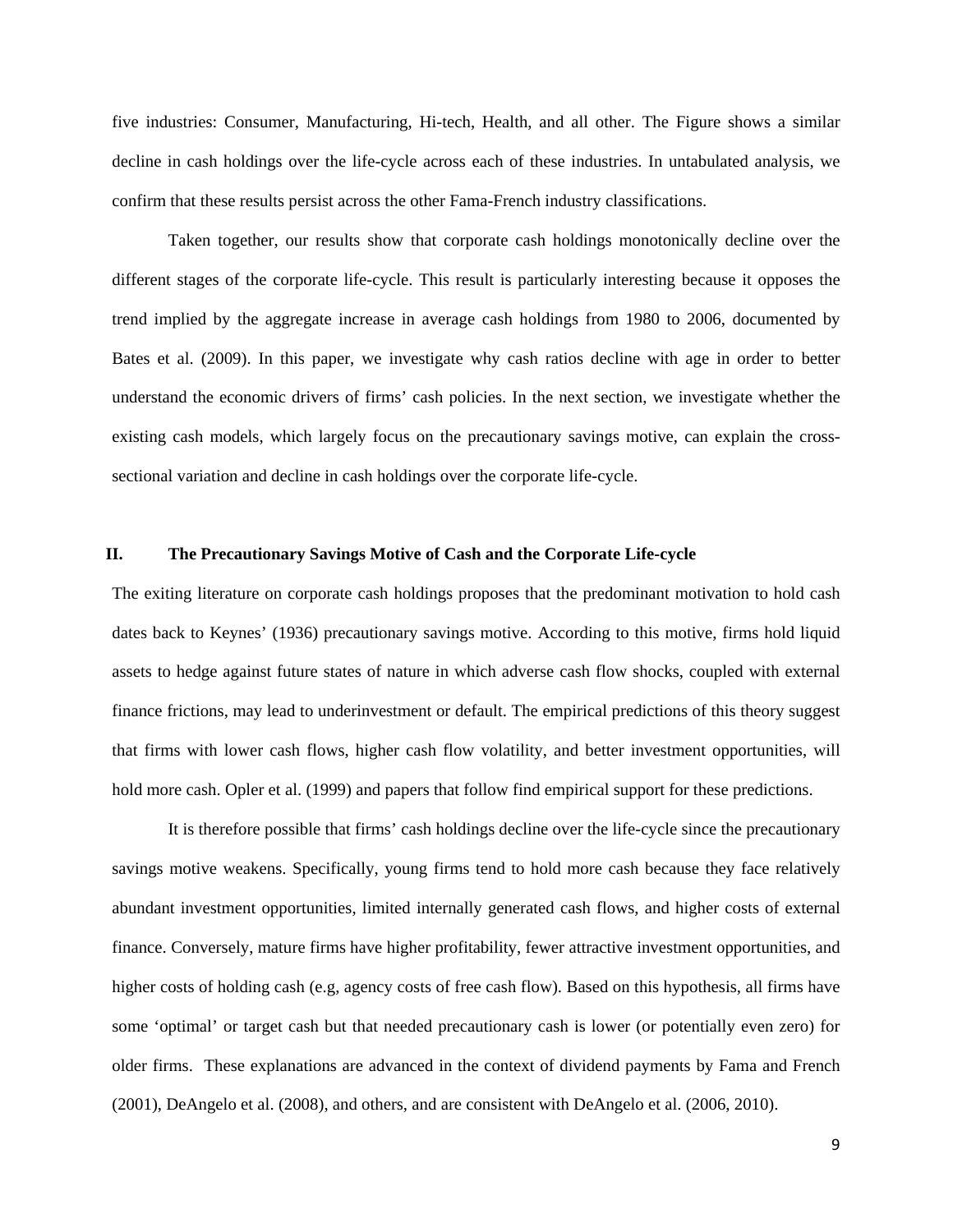five industries: Consumer, Manufacturing, Hi-tech, Health, and all other. The Figure shows a similar decline in cash holdings over the life-cycle across each of these industries. In untabulated analysis, we confirm that these results persist across the other Fama-French industry classifications.

Taken together, our results show that corporate cash holdings monotonically decline over the different stages of the corporate life-cycle. This result is particularly interesting because it opposes the trend implied by the aggregate increase in average cash holdings from 1980 to 2006, documented by Bates et al. (2009). In this paper, we investigate why cash ratios decline with age in order to better understand the economic drivers of firms' cash policies. In the next section, we investigate whether the existing cash models, which largely focus on the precautionary savings motive, can explain the cross-sectional variation and decline in cash holdings over the corporate life-cycle.

## II. The Precautionary Savings Motive of Cash and the Corporate Life-cycle

The exiting literature on corporate cash holdings proposes that the predominant motivation to hold cash dates back to Keynes' (1936) precautionary savings motive. According to this motive, firms hold liquid assets to hedge against future states of nature in which adverse cash flow shocks, coupled with external finance frictions, may lead to underinvestment or default. The empirical predictions of this theory suggest that firms with lower cash flows, higher cash flow volatility, and better investment opportunities, will hold more cash. Opler et al. (1999) and papers that follow find empirical support for these predictions.

It is therefore possible that firms' cash holdings decline over the life-cycle since the precautionary savings motive weakens. Specifically, young firms tend to hold more cash because they face relatively abundant investment opportunities, limited internally generated cash flows, and higher costs of external finance. Conversely, mature firms have higher profitability, fewer attractive investment opportunities, and higher costs of holding cash (e.g, agency costs of free cash flow). Based on this hypothesis, all firms have some 'optimal' or target cash but that needed precautionary cash is lower (or potentially even zero) for older firms. These explanations are advanced in the context of dividend payments by Fama and French (2001), DeAngelo et al. (2008), and others, and are consistent with DeAngelo et al. (2006, 2010).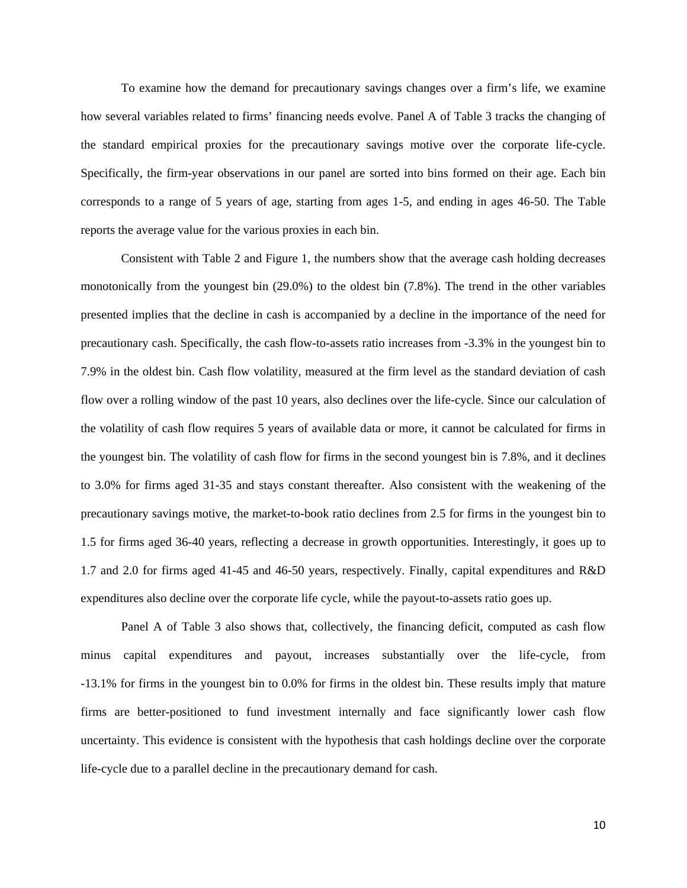To examine how the demand for precautionary savings changes over a firm's life, we examine how several variables related to firms' financing needs evolve. Panel A of Table 3 tracks the changing of the standard empirical proxies for the precautionary savings motive over the corporate life-cycle. Specifically, the firm-year observations in our panel are sorted into bins formed on their age. Each bin corresponds to a range of 5 years of age, starting from ages 1-5, and ending in ages 46-50. The Table reports the average value for the various proxies in each bin.

Consistent with Table 2 and Figure 1, the numbers show that the average cash holding decreases monotonically from the youngest bin (29.0%) to the oldest bin (7.8%). The trend in the other variables presented implies that the decline in cash is accompanied by a decline in the importance of the need for precautionary cash. Specifically, the cash flow-to-assets ratio increases from -3.3% in the youngest bin to 7.9% in the oldest bin. Cash flow volatility, measured at the firm level as the standard deviation of cash flow over a rolling window of the past 10 years, also declines over the life-cycle. Since our calculation of the volatility of cash flow requires 5 years of available data or more, it cannot be calculated for firms in the youngest bin. The volatility of cash flow for firms in the second youngest bin is 7.8%, and it declines to 3.0% for firms aged 31-35 and stays constant thereafter. Also consistent with the weakening of the precautionary savings motive, the market-to-book ratio declines from 2.5 for firms in the youngest bin to 1.5 for firms aged 36-40 years, reflecting a decrease in growth opportunities. Interestingly, it goes up to 1.7 and 2.0 for firms aged 41-45 and 46-50 years, respectively. Finally, capital expenditures and R&D expenditures also decline over the corporate life cycle, while the payout-to-assets ratio goes up.

Panel A of Table 3 also shows that, collectively, the financing deficit, computed as cash flow minus capital expenditures and payout, increases substantially over the life-cycle, from -13.1% for firms in the youngest bin to 0.0% for firms in the oldest bin. These results imply that mature firms are better-positioned to fund investment internally and face significantly lower cash flow uncertainty. This evidence is consistent with the hypothesis that cash holdings decline over the corporate life-cycle due to a parallel decline in the precautionary demand for cash.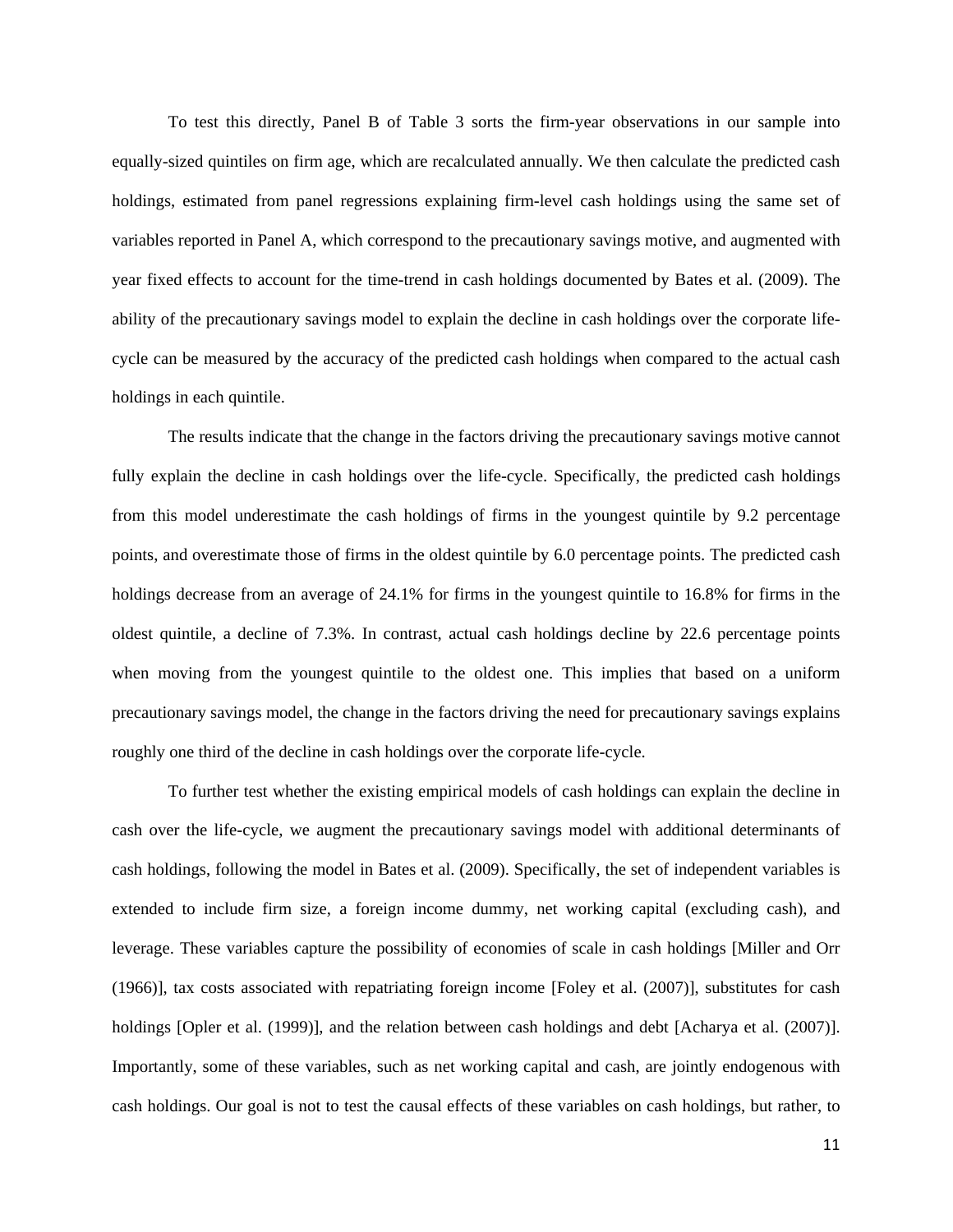To test this directly, Panel B of Table 3 sorts the firm-year observations in our sample into equally-sized quintiles on firm age, which are recalculated annually. We then calculate the predicted cash holdings, estimated from panel regressions explaining firm-level cash holdings using the same set of variables reported in Panel A, which correspond to the precautionary savings motive, and augmented with year fixed effects to account for the time-trend in cash holdings documented by Bates et al. (2009). The ability of the precautionary savings model to explain the decline in cash holdings over the corporate life-cycle can be measured by the accuracy of the predicted cash holdings when compared to the actual cash holdings in each quintile.

The results indicate that the change in the factors driving the precautionary savings motive cannot fully explain the decline in cash holdings over the life-cycle. Specifically, the predicted cash holdings from this model underestimate the cash holdings of firms in the youngest quintile by 9.2 percentage points, and overestimate those of firms in the oldest quintile by 6.0 percentage points. The predicted cash holdings decrease from an average of 24.1% for firms in the youngest quintile to 16.8% for firms in the oldest quintile, a decline of 7.3%. In contrast, actual cash holdings decline by 22.6 percentage points when moving from the youngest quintile to the oldest one. This implies that based on a uniform precautionary savings model, the change in the factors driving the need for precautionary savings explains roughly one third of the decline in cash holdings over the corporate life-cycle.

To further test whether the existing empirical models of cash holdings can explain the decline in cash over the life-cycle, we augment the precautionary savings model with additional determinants of cash holdings, following the model in Bates et al. (2009). Specifically, the set of independent variables is extended to include firm size, a foreign income dummy, net working capital (excluding cash), and leverage. These variables capture the possibility of economies of scale in cash holdings [Miller and Orr (1966)], tax costs associated with repatriating foreign income [Foley et al. (2007)], substitutes for cash holdings [Opler et al. (1999)], and the relation between cash holdings and debt [Acharya et al. (2007)]. Importantly, some of these variables, such as net working capital and cash, are jointly endogenous with cash holdings. Our goal is not to test the causal effects of these variables on cash holdings, but rather, to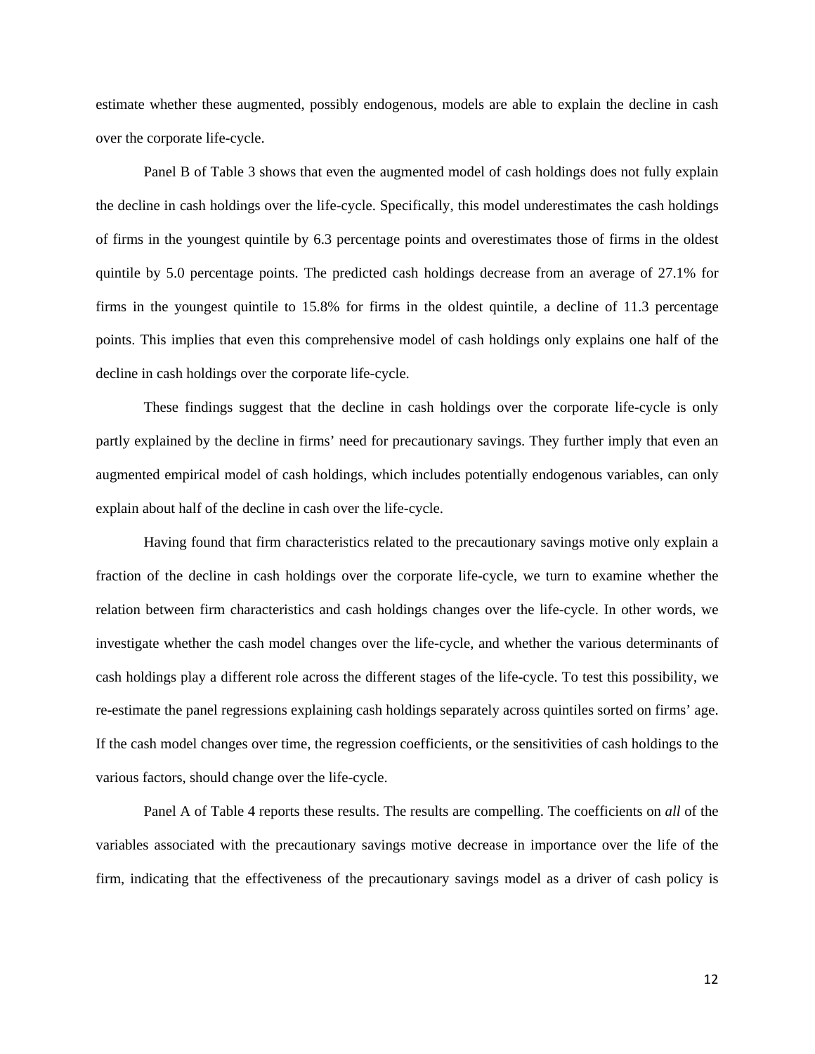estimate whether these augmented, possibly endogenous, models are able to explain the decline in cash over the corporate life-cycle.

Panel B of Table 3 shows that even the augmented model of cash holdings does not fully explain the decline in cash holdings over the life-cycle. Specifically, this model underestimates the cash holdings of firms in the youngest quintile by 6.3 percentage points and overestimates those of firms in the oldest quintile by 5.0 percentage points. The predicted cash holdings decrease from an average of 27.1% for firms in the youngest quintile to 15.8% for firms in the oldest quintile, a decline of 11.3 percentage points. This implies that even this comprehensive model of cash holdings only explains one half of the decline in cash holdings over the corporate life-cycle.

These findings suggest that the decline in cash holdings over the corporate life-cycle is only partly explained by the decline in firms' need for precautionary savings. They further imply that even an augmented empirical model of cash holdings, which includes potentially endogenous variables, can only explain about half of the decline in cash over the life-cycle.

Having found that firm characteristics related to the precautionary savings motive only explain a fraction of the decline in cash holdings over the corporate life-cycle, we turn to examine whether the relation between firm characteristics and cash holdings changes over the life-cycle. In other words, we investigate whether the cash model changes over the life-cycle, and whether the various determinants of cash holdings play a different role across the different stages of the life-cycle. To test this possibility, we re-estimate the panel regressions explaining cash holdings separately across quintiles sorted on firms' age. If the cash model changes over time, the regression coefficients, or the sensitivities of cash holdings to the various factors, should change over the life-cycle.

Panel A of Table 4 reports these results. The results are compelling. The coefficients on *all* of the variables associated with the precautionary savings motive decrease in importance over the life of the firm, indicating that the effectiveness of the precautionary savings model as a driver of cash policy is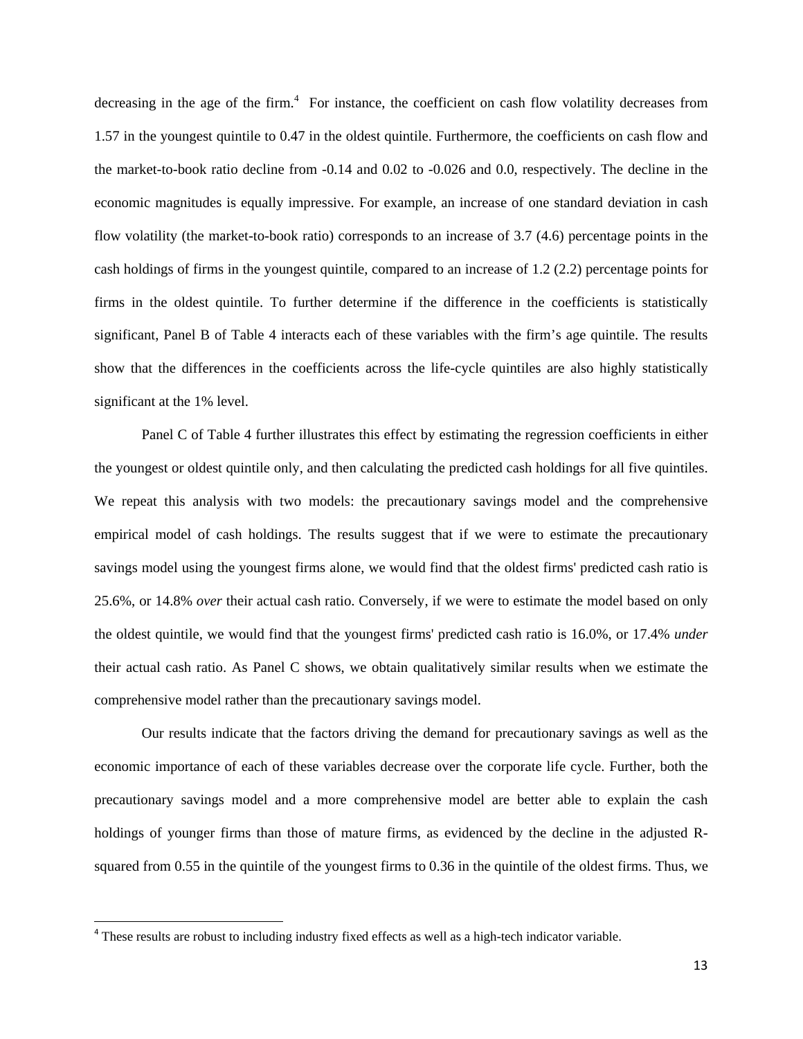decreasing in the age of the firm.[4] For instance, the coefficient on cash flow volatility decreases from 1.57 in the youngest quintile to 0.47 in the oldest quintile. Furthermore, the coefficients on cash flow and the market-to-book ratio decline from -0.14 and 0.02 to -0.026 and 0.0, respectively. The decline in the economic magnitudes is equally impressive. For example, an increase of one standard deviation in cash flow volatility (the market-to-book ratio) corresponds to an increase of 3.7 (4.6) percentage points in the cash holdings of firms in the youngest quintile, compared to an increase of 1.2 (2.2) percentage points for firms in the oldest quintile. To further determine if the difference in the coefficients is statistically significant, Panel B of Table 4 interacts each of these variables with the firm's age quintile. The results show that the differences in the coefficients across the life-cycle quintiles are also highly statistically significant at the 1% level.

Panel C of Table 4 further illustrates this effect by estimating the regression coefficients in either the youngest or oldest quintile only, and then calculating the predicted cash holdings for all five quintiles. We repeat this analysis with two models: the precautionary savings model and the comprehensive empirical model of cash holdings. The results suggest that if we were to estimate the precautionary savings model using the youngest firms alone, we would find that the oldest firms' predicted cash ratio is 25.6%, or 14.8% *over* their actual cash ratio. Conversely, if we were to estimate the model based on only the oldest quintile, we would find that the youngest firms' predicted cash ratio is 16.0%, or 17.4% *under* their actual cash ratio. As Panel C shows, we obtain qualitatively similar results when we estimate the comprehensive model rather than the precautionary savings model.

Our results indicate that the factors driving the demand for precautionary savings as well as the economic importance of each of these variables decrease over the corporate life cycle. Further, both the precautionary savings model and a more comprehensive model are better able to explain the cash holdings of younger firms than those of mature firms, as evidenced by the decline in the adjusted R-squared from 0.55 in the quintile of the youngest firms to 0.36 in the quintile of the oldest firms. Thus, we

[4] These results are robust to including industry fixed effects as well as a high-tech indicator variable.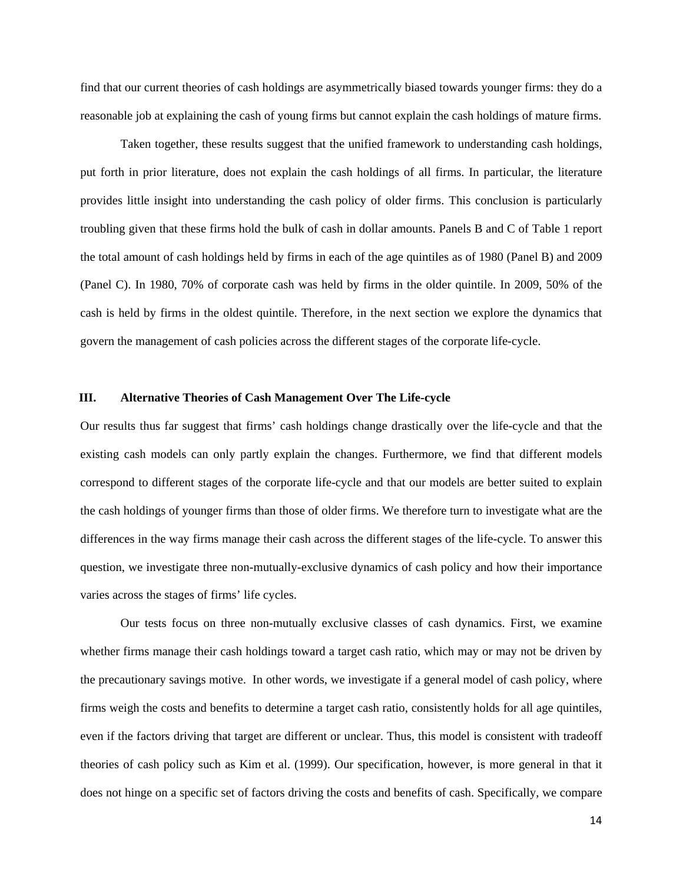find that our current theories of cash holdings are asymmetrically biased towards younger firms: they do a reasonable job at explaining the cash of young firms but cannot explain the cash holdings of mature firms.

Taken together, these results suggest that the unified framework to understanding cash holdings, put forth in prior literature, does not explain the cash holdings of all firms. In particular, the literature provides little insight into understanding the cash policy of older firms. This conclusion is particularly troubling given that these firms hold the bulk of cash in dollar amounts. Panels B and C of Table 1 report the total amount of cash holdings held by firms in each of the age quintiles as of 1980 (Panel B) and 2009 (Panel C). In 1980, 70% of corporate cash was held by firms in the older quintile. In 2009, 50% of the cash is held by firms in the oldest quintile. Therefore, in the next section we explore the dynamics that govern the management of cash policies across the different stages of the corporate life-cycle.

## III. Alternative Theories of Cash Management Over The Life-cycle

Our results thus far suggest that firms' cash holdings change drastically over the life-cycle and that the existing cash models can only partly explain the changes. Furthermore, we find that different models correspond to different stages of the corporate life-cycle and that our models are better suited to explain the cash holdings of younger firms than those of older firms. We therefore turn to investigate what are the differences in the way firms manage their cash across the different stages of the life-cycle. To answer this question, we investigate three non-mutually-exclusive dynamics of cash policy and how their importance varies across the stages of firms' life cycles.

Our tests focus on three non-mutually exclusive classes of cash dynamics. First, we examine whether firms manage their cash holdings toward a target cash ratio, which may or may not be driven by the precautionary savings motive. In other words, we investigate if a general model of cash policy, where firms weigh the costs and benefits to determine a target cash ratio, consistently holds for all age quintiles, even if the factors driving that target are different or unclear. Thus, this model is consistent with tradeoff theories of cash policy such as Kim et al. (1999). Our specification, however, is more general in that it does not hinge on a specific set of factors driving the costs and benefits of cash. Specifically, we compare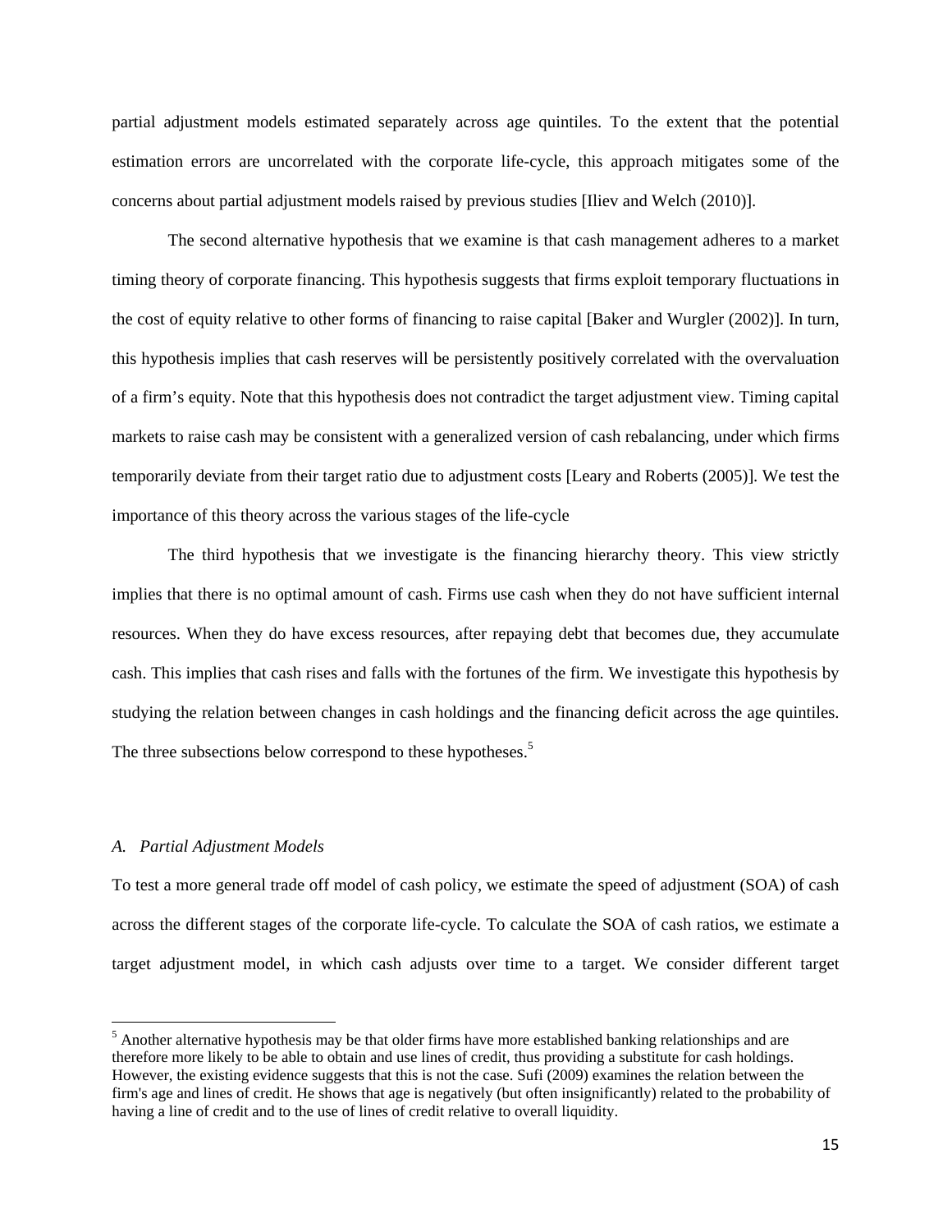partial adjustment models estimated separately across age quintiles. To the extent that the potential estimation errors are uncorrelated with the corporate life-cycle, this approach mitigates some of the concerns about partial adjustment models raised by previous studies [Iliev and Welch (2010)].

The second alternative hypothesis that we examine is that cash management adheres to a market timing theory of corporate financing. This hypothesis suggests that firms exploit temporary fluctuations in the cost of equity relative to other forms of financing to raise capital [Baker and Wurgler (2002)]. In turn, this hypothesis implies that cash reserves will be persistently positively correlated with the overvaluation of a firm's equity. Note that this hypothesis does not contradict the target adjustment view. Timing capital markets to raise cash may be consistent with a generalized version of cash rebalancing, under which firms temporarily deviate from their target ratio due to adjustment costs [Leary and Roberts (2005)]. We test the importance of this theory across the various stages of the life-cycle

The third hypothesis that we investigate is the financing hierarchy theory. This view strictly implies that there is no optimal amount of cash. Firms use cash when they do not have sufficient internal resources. When they do have excess resources, after repaying debt that becomes due, they accumulate cash. This implies that cash rises and falls with the fortunes of the firm. We investigate this hypothesis by studying the relation between changes in cash holdings and the financing deficit across the age quintiles. The three subsections below correspond to these hypotheses.[5]

### *A. Partial Adjustment Models*

To test a more general trade off model of cash policy, we estimate the speed of adjustment (SOA) of cash across the different stages of the corporate life-cycle. To calculate the SOA of cash ratios, we estimate a target adjustment model, in which cash adjusts over time to a target. We consider different target

[5] Another alternative hypothesis may be that older firms have more established banking relationships and are therefore more likely to be able to obtain and use lines of credit, thus providing a substitute for cash holdings. However, the existing evidence suggests that this is not the case. Sufi (2009) examines the relation between the firm's age and lines of credit. He shows that age is negatively (but often insignificantly) related to the probability of having a line of credit and to the use of lines of credit relative to overall liquidity.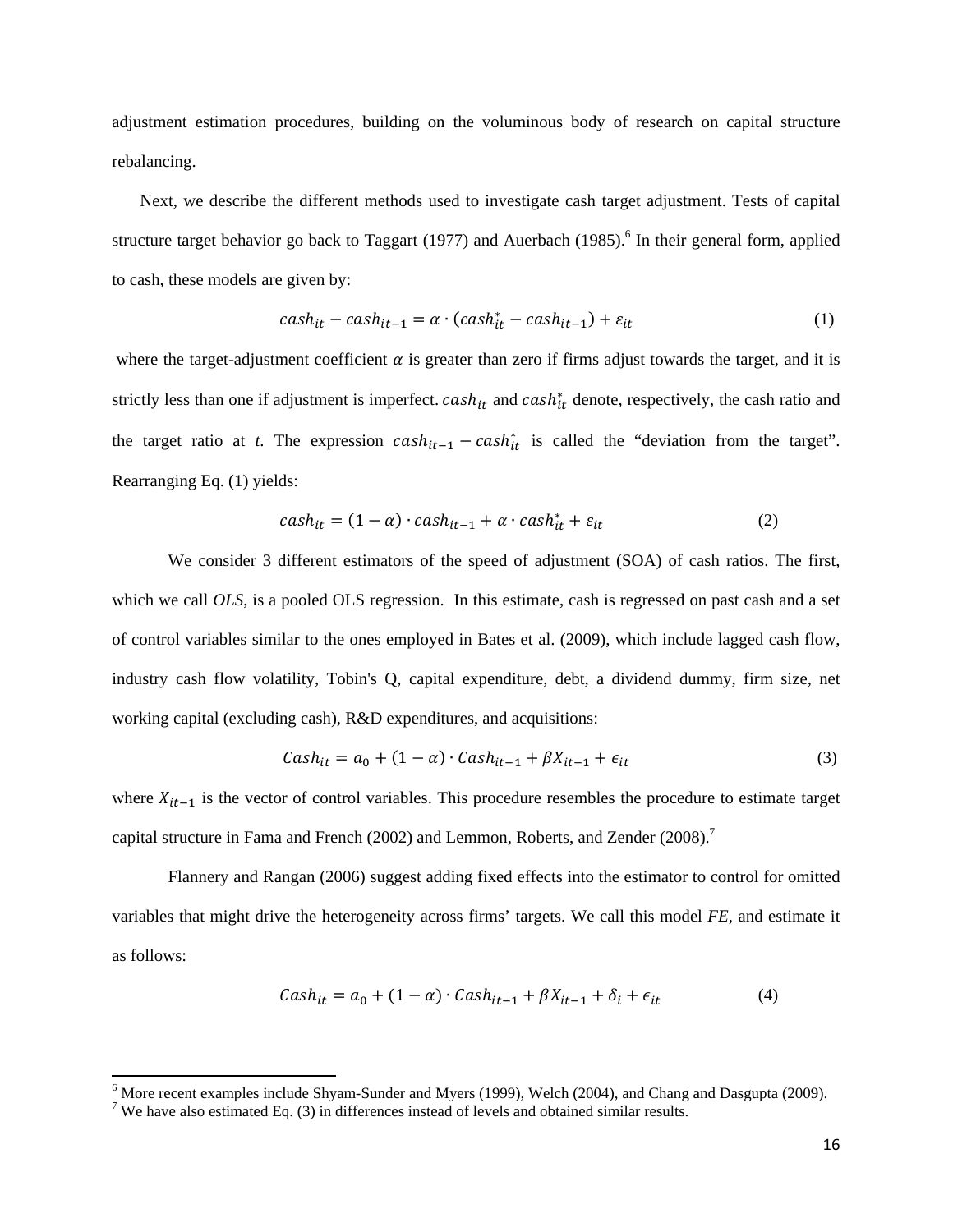adjustment estimation procedures, building on the voluminous body of research on capital structure rebalancing.

Next, we describe the different methods used to investigate cash target adjustment. Tests of capital structure target behavior go back to Taggart (1977) and Auerbach (1985).[6] In their general form, applied to cash, these models are given by:

$$cash_{it} - cash_{it-1} = \alpha \cdot (cash^{*}_{it} - cash_{it-1}) + \varepsilon_{it} \quad (1)$$

where the target-adjustment coefficient $\alpha$ is greater than zero if firms adjust towards the target, and it is strictly less than one if adjustment is imperfect. $cash_{it}$ and $cash^{*}_{it}$ denote, respectively, the cash ratio and the target ratio at *t*. The expression $cash_{it-1} - cash^{*}_{it}$ is called the "deviation from the target". Rearranging Eq. (1) yields:

$$cash_{it} = (1 - \alpha) \cdot cash_{it-1} + \alpha \cdot cash^{*}_{it} + \varepsilon_{it} \quad (2)$$

We consider 3 different estimators of the speed of adjustment (SOA) of cash ratios. The first, which we call *OLS*, is a pooled OLS regression. In this estimate, cash is regressed on past cash and a set of control variables similar to the ones employed in Bates et al. (2009), which include lagged cash flow, industry cash flow volatility, Tobin's Q, capital expenditure, debt, a dividend dummy, firm size, net working capital (excluding cash), R&D expenditures, and acquisitions:

$$Cash_{it} = a_0 + (1 - \alpha) \cdot Cash_{it-1} + \beta X_{it-1} + \epsilon_{it} \quad (3)$$

where $X_{it-1}$ is the vector of control variables. This procedure resembles the procedure to estimate target capital structure in Fama and French (2002) and Lemmon, Roberts, and Zender (2008).[7]

Flannery and Rangan (2006) suggest adding fixed effects into the estimator to control for omitted variables that might drive the heterogeneity across firms' targets. We call this model *FE*, and estimate it as follows:

$$Cash_{it} = a_0 + (1 - \alpha) \cdot Cash_{it-1} + \beta X_{it-1} + \delta_i + \epsilon_{it} \quad (4)$$

[6] More recent examples include Shyam-Sunder and Myers (1999), Welch (2004), and Chang and Dasgupta (2009).

[7] We have also estimated Eq. (3) in differences instead of levels and obtained similar results.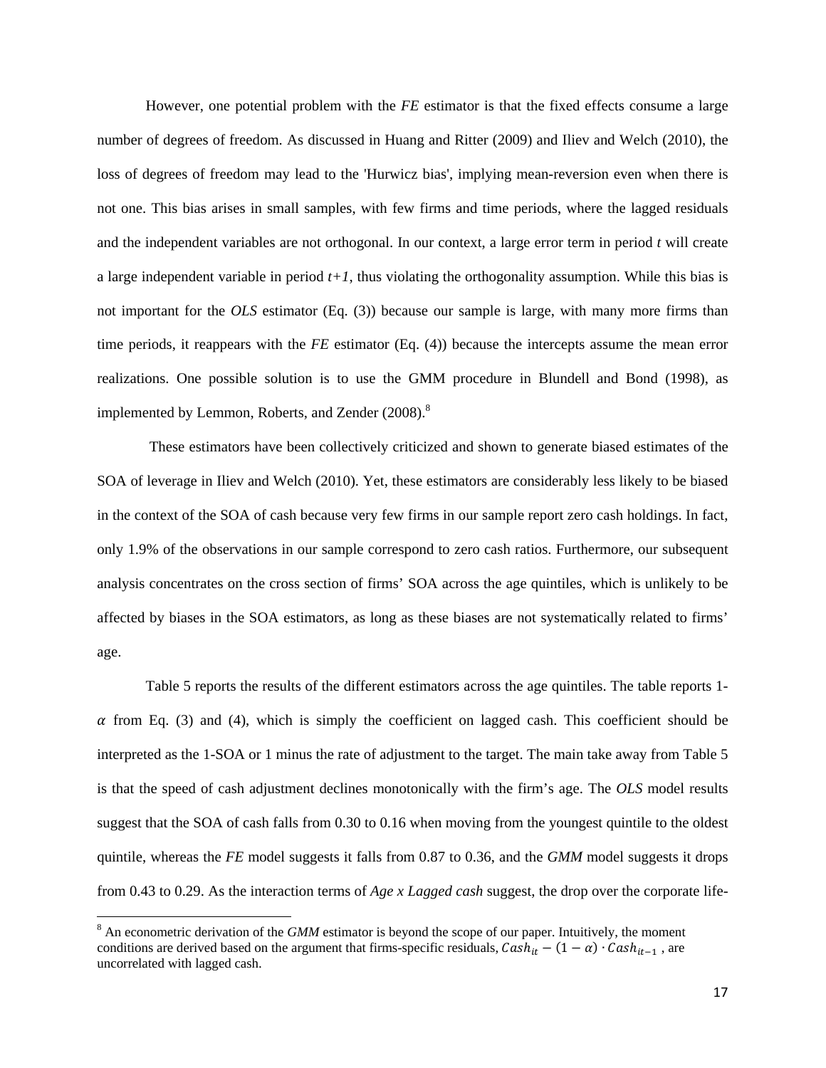However, one potential problem with the *FE* estimator is that the fixed effects consume a large number of degrees of freedom. As discussed in Huang and Ritter (2009) and Iliev and Welch (2010), the loss of degrees of freedom may lead to the 'Hurwicz bias', implying mean-reversion even when there is not one. This bias arises in small samples, with few firms and time periods, where the lagged residuals and the independent variables are not orthogonal. In our context, a large error term in period *t* will create a large independent variable in period *t+1*, thus violating the orthogonality assumption. While this bias is not important for the *OLS* estimator (Eq. (3)) because our sample is large, with many more firms than time periods, it reappears with the *FE* estimator (Eq. (4)) because the intercepts assume the mean error realizations. One possible solution is to use the GMM procedure in Blundell and Bond (1998), as implemented by Lemmon, Roberts, and Zender (2008).[8]

These estimators have been collectively criticized and shown to generate biased estimates of the SOA of leverage in Iliev and Welch (2010). Yet, these estimators are considerably less likely to be biased in the context of the SOA of cash because very few firms in our sample report zero cash holdings. In fact, only 1.9% of the observations in our sample correspond to zero cash ratios. Furthermore, our subsequent analysis concentrates on the cross section of firms' SOA across the age quintiles, which is unlikely to be affected by biases in the SOA estimators, as long as these biases are not systematically related to firms' age.

Table 5 reports the results of the different estimators across the age quintiles. The table reports 1-$\alpha$ from Eq. (3) and (4), which is simply the coefficient on lagged cash. This coefficient should be interpreted as the 1-SOA or 1 minus the rate of adjustment to the target. The main take away from Table 5 is that the speed of cash adjustment declines monotonically with the firm's age. The *OLS* model results suggest that the SOA of cash falls from 0.30 to 0.16 when moving from the youngest quintile to the oldest quintile, whereas the *FE* model suggests it falls from 0.87 to 0.36, and the *GMM* model suggests it drops from 0.43 to 0.29. As the interaction terms of *Age x Lagged cash* suggest, the drop over the corporate life-

[8] An econometric derivation of the *GMM* estimator is beyond the scope of our paper. Intuitively, the moment conditions are derived based on the argument that firms-specific residuals, $Cash_{it} - (1 - \alpha) \cdot Cash_{it-1}$ , are uncorrelated with lagged cash.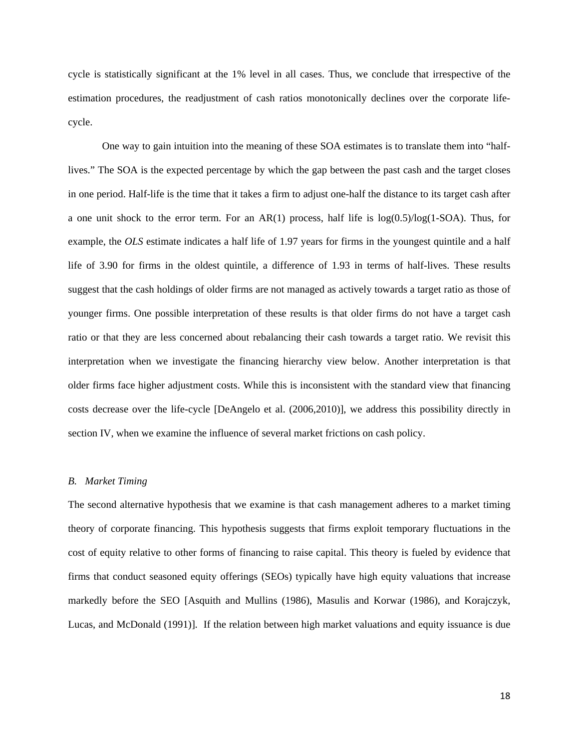cycle is statistically significant at the 1% level in all cases. Thus, we conclude that irrespective of the estimation procedures, the readjustment of cash ratios monotonically declines over the corporate life-cycle.

One way to gain intuition into the meaning of these SOA estimates is to translate them into "half-lives." The SOA is the expected percentage by which the gap between the past cash and the target closes in one period. Half-life is the time that it takes a firm to adjust one-half the distance to its target cash after a one unit shock to the error term. For an AR(1) process, half life is log(0.5)/log(1-SOA). Thus, for example, the *OLS* estimate indicates a half life of 1.97 years for firms in the youngest quintile and a half life of 3.90 for firms in the oldest quintile, a difference of 1.93 in terms of half-lives. These results suggest that the cash holdings of older firms are not managed as actively towards a target ratio as those of younger firms. One possible interpretation of these results is that older firms do not have a target cash ratio or that they are less concerned about rebalancing their cash towards a target ratio. We revisit this interpretation when we investigate the financing hierarchy view below. Another interpretation is that older firms face higher adjustment costs. While this is inconsistent with the standard view that financing costs decrease over the life-cycle [DeAngelo et al. (2006,2010)], we address this possibility directly in section IV, when we examine the influence of several market frictions on cash policy.

### *B. Market Timing*

The second alternative hypothesis that we examine is that cash management adheres to a market timing theory of corporate financing. This hypothesis suggests that firms exploit temporary fluctuations in the cost of equity relative to other forms of financing to raise capital. This theory is fueled by evidence that firms that conduct seasoned equity offerings (SEOs) typically have high equity valuations that increase markedly before the SEO [Asquith and Mullins (1986), Masulis and Korwar (1986), and Korajczyk, Lucas, and McDonald (1991)]. If the relation between high market valuations and equity issuance is due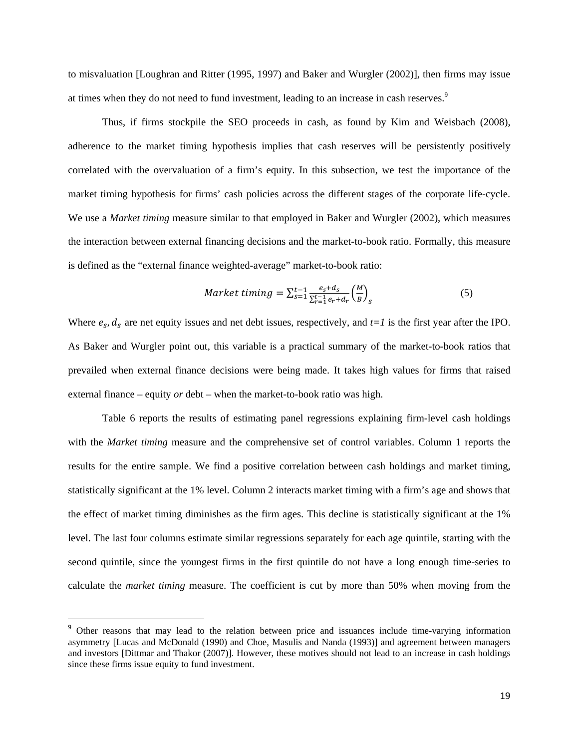to misvaluation [Loughran and Ritter (1995, 1997) and Baker and Wurgler (2002)], then firms may issue at times when they do not need to fund investment, leading to an increase in cash reserves.[9]

Thus, if firms stockpile the SEO proceeds in cash, as found by Kim and Weisbach (2008), adherence to the market timing hypothesis implies that cash reserves will be persistently positively correlated with the overvaluation of a firm's equity. In this subsection, we test the importance of the market timing hypothesis for firms' cash policies across the different stages of the corporate life-cycle. We use a *Market timing* measure similar to that employed in Baker and Wurgler (2002), which measures the interaction between external financing decisions and the market-to-book ratio. Formally, this measure is defined as the "external finance weighted-average" market-to-book ratio:

$$Market\ timing = \sum_{s=1}^{t-1} \frac{e_s + d_s}{\sum_{r=1}^{t-1} e_r + d_r} \left(\frac{M}{B}\right)_s \qquad (5)$$

Where $e_s$, $d_s$ are net equity issues and net debt issues, respectively, and $t=1$ is the first year after the IPO. As Baker and Wurgler point out, this variable is a practical summary of the market-to-book ratios that prevailed when external finance decisions were being made. It takes high values for firms that raised external finance – equity *or* debt – when the market-to-book ratio was high.

Table 6 reports the results of estimating panel regressions explaining firm-level cash holdings with the *Market timing* measure and the comprehensive set of control variables. Column 1 reports the results for the entire sample. We find a positive correlation between cash holdings and market timing, statistically significant at the 1% level. Column 2 interacts market timing with a firm's age and shows that the effect of market timing diminishes as the firm ages. This decline is statistically significant at the 1% level. The last four columns estimate similar regressions separately for each age quintile, starting with the second quintile, since the youngest firms in the first quintile do not have a long enough time-series to calculate the *market timing* measure. The coefficient is cut by more than 50% when moving from the

[9] Other reasons that may lead to the relation between price and issuances include time-varying information asymmetry [Lucas and McDonald (1990) and Choe, Masulis and Nanda (1993)] and agreement between managers and investors [Dittmar and Thakor (2007)]. However, these motives should not lead to an increase in cash holdings since these firms issue equity to fund investment.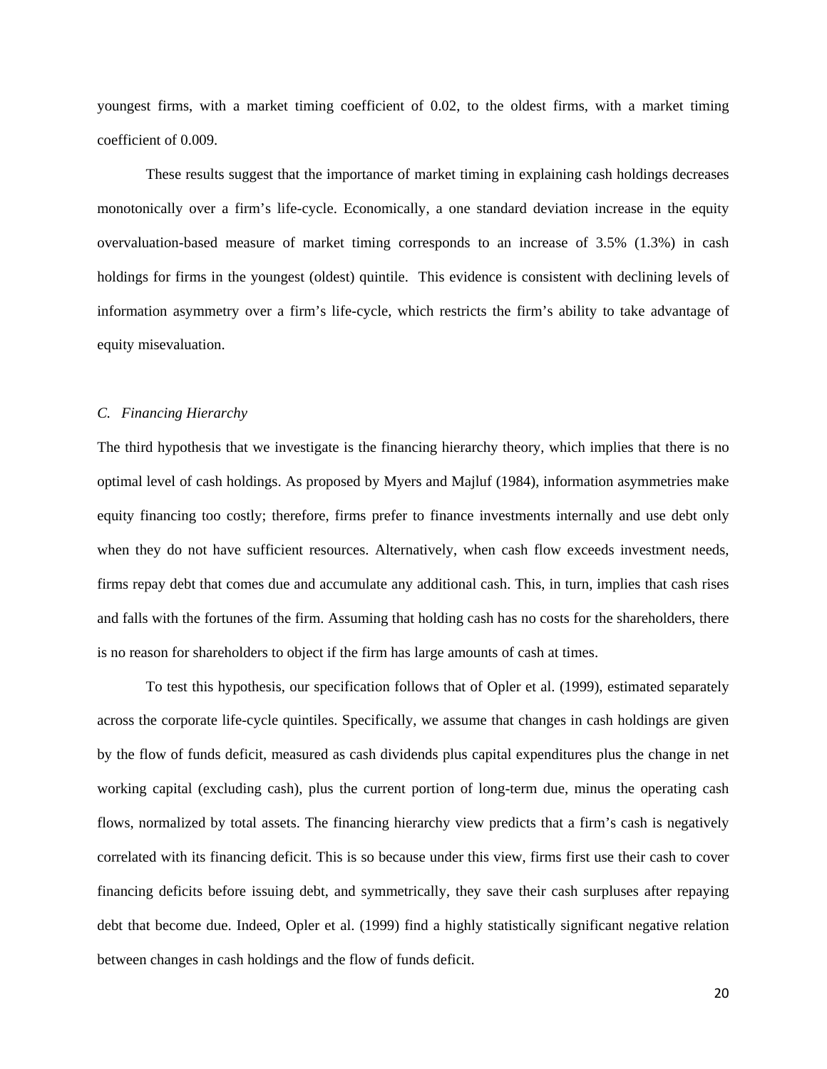youngest firms, with a market timing coefficient of 0.02, to the oldest firms, with a market timing coefficient of 0.009.

These results suggest that the importance of market timing in explaining cash holdings decreases monotonically over a firm's life-cycle. Economically, a one standard deviation increase in the equity overvaluation-based measure of market timing corresponds to an increase of 3.5% (1.3%) in cash holdings for firms in the youngest (oldest) quintile. This evidence is consistent with declining levels of information asymmetry over a firm's life-cycle, which restricts the firm's ability to take advantage of equity misevaluation.

### *C. Financing Hierarchy*

The third hypothesis that we investigate is the financing hierarchy theory, which implies that there is no optimal level of cash holdings. As proposed by Myers and Majluf (1984), information asymmetries make equity financing too costly; therefore, firms prefer to finance investments internally and use debt only when they do not have sufficient resources. Alternatively, when cash flow exceeds investment needs, firms repay debt that comes due and accumulate any additional cash. This, in turn, implies that cash rises and falls with the fortunes of the firm. Assuming that holding cash has no costs for the shareholders, there is no reason for shareholders to object if the firm has large amounts of cash at times.

To test this hypothesis, our specification follows that of Opler et al. (1999), estimated separately across the corporate life-cycle quintiles. Specifically, we assume that changes in cash holdings are given by the flow of funds deficit, measured as cash dividends plus capital expenditures plus the change in net working capital (excluding cash), plus the current portion of long-term due, minus the operating cash flows, normalized by total assets. The financing hierarchy view predicts that a firm's cash is negatively correlated with its financing deficit. This is so because under this view, firms first use their cash to cover financing deficits before issuing debt, and symmetrically, they save their cash surpluses after repaying debt that become due. Indeed, Opler et al. (1999) find a highly statistically significant negative relation between changes in cash holdings and the flow of funds deficit.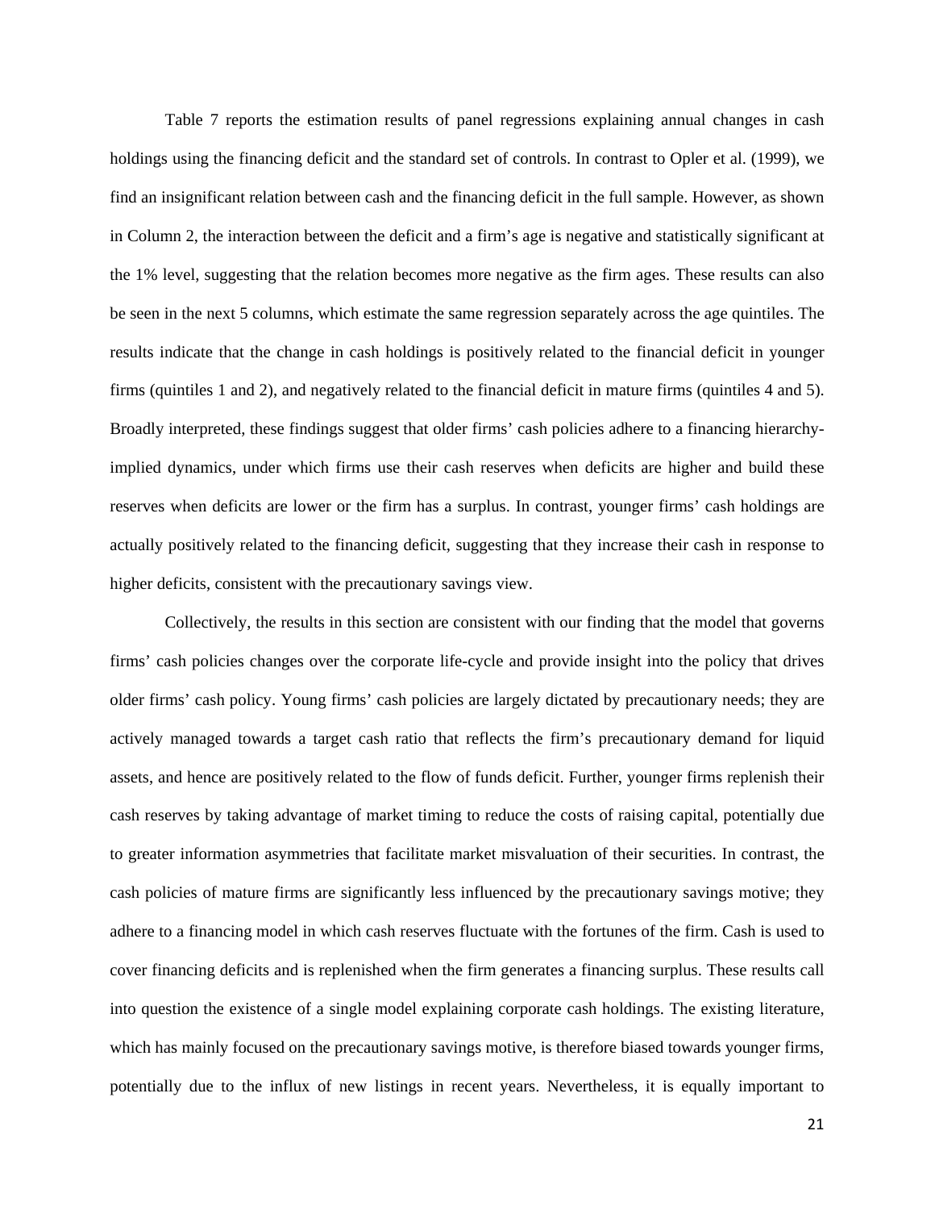Table 7 reports the estimation results of panel regressions explaining annual changes in cash holdings using the financing deficit and the standard set of controls. In contrast to Opler et al. (1999), we find an insignificant relation between cash and the financing deficit in the full sample. However, as shown in Column 2, the interaction between the deficit and a firm's age is negative and statistically significant at the 1% level, suggesting that the relation becomes more negative as the firm ages. These results can also be seen in the next 5 columns, which estimate the same regression separately across the age quintiles. The results indicate that the change in cash holdings is positively related to the financial deficit in younger firms (quintiles 1 and 2), and negatively related to the financial deficit in mature firms (quintiles 4 and 5). Broadly interpreted, these findings suggest that older firms' cash policies adhere to a financing hierarchy-implied dynamics, under which firms use their cash reserves when deficits are higher and build these reserves when deficits are lower or the firm has a surplus. In contrast, younger firms' cash holdings are actually positively related to the financing deficit, suggesting that they increase their cash in response to higher deficits, consistent with the precautionary savings view.

Collectively, the results in this section are consistent with our finding that the model that governs firms' cash policies changes over the corporate life-cycle and provide insight into the policy that drives older firms' cash policy. Young firms' cash policies are largely dictated by precautionary needs; they are actively managed towards a target cash ratio that reflects the firm's precautionary demand for liquid assets, and hence are positively related to the flow of funds deficit. Further, younger firms replenish their cash reserves by taking advantage of market timing to reduce the costs of raising capital, potentially due to greater information asymmetries that facilitate market misvaluation of their securities. In contrast, the cash policies of mature firms are significantly less influenced by the precautionary savings motive; they adhere to a financing model in which cash reserves fluctuate with the fortunes of the firm. Cash is used to cover financing deficits and is replenished when the firm generates a financing surplus. These results call into question the existence of a single model explaining corporate cash holdings. The existing literature, which has mainly focused on the precautionary savings motive, is therefore biased towards younger firms, potentially due to the influx of new listings in recent years. Nevertheless, it is equally important to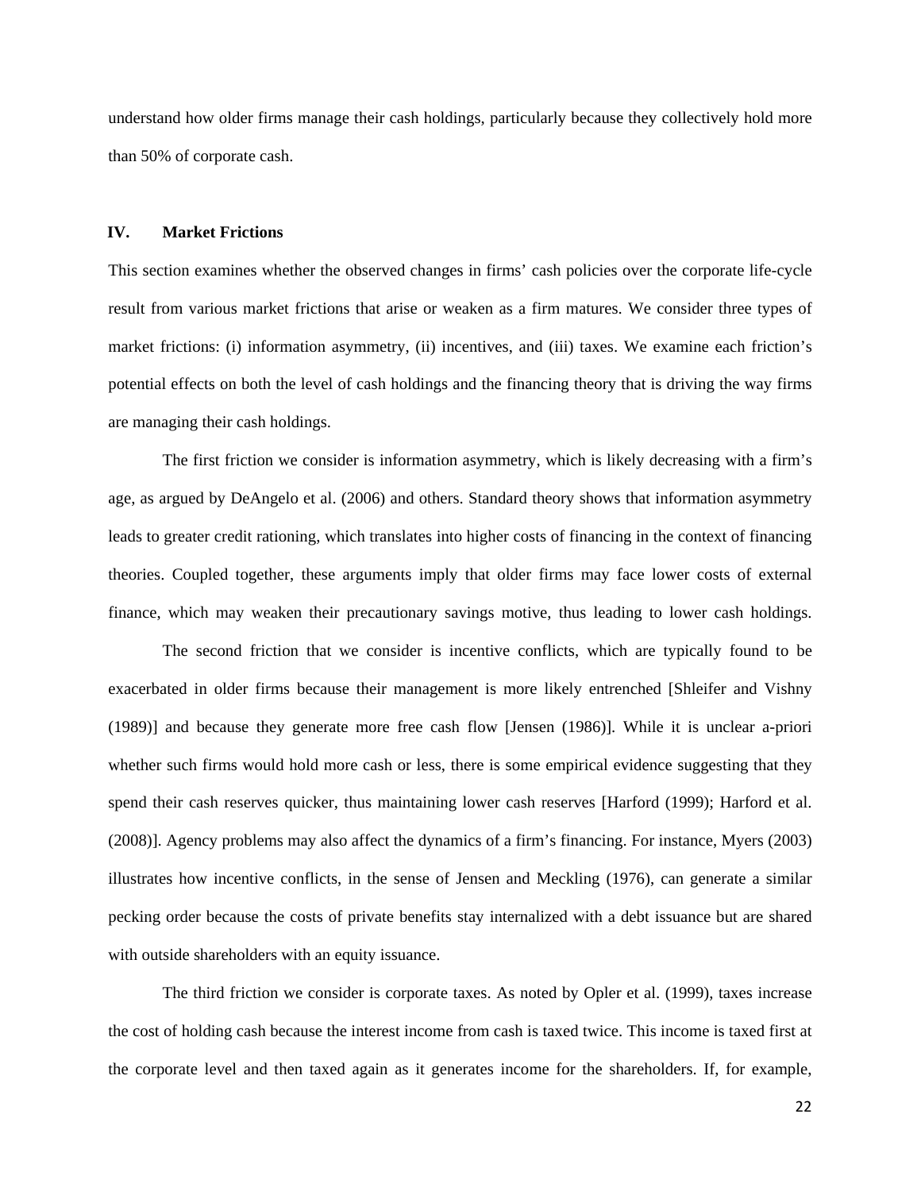understand how older firms manage their cash holdings, particularly because they collectively hold more than 50% of corporate cash.

## IV. Market Frictions

This section examines whether the observed changes in firms' cash policies over the corporate life-cycle result from various market frictions that arise or weaken as a firm matures. We consider three types of market frictions: (i) information asymmetry, (ii) incentives, and (iii) taxes. We examine each friction's potential effects on both the level of cash holdings and the financing theory that is driving the way firms are managing their cash holdings.

The first friction we consider is information asymmetry, which is likely decreasing with a firm's age, as argued by DeAngelo et al. (2006) and others. Standard theory shows that information asymmetry leads to greater credit rationing, which translates into higher costs of financing in the context of financing theories. Coupled together, these arguments imply that older firms may face lower costs of external finance, which may weaken their precautionary savings motive, thus leading to lower cash holdings.

The second friction that we consider is incentive conflicts, which are typically found to be exacerbated in older firms because their management is more likely entrenched [Shleifer and Vishny (1989)] and because they generate more free cash flow [Jensen (1986)]. While it is unclear a-priori whether such firms would hold more cash or less, there is some empirical evidence suggesting that they spend their cash reserves quicker, thus maintaining lower cash reserves [Harford (1999); Harford et al. (2008)]. Agency problems may also affect the dynamics of a firm's financing. For instance, Myers (2003) illustrates how incentive conflicts, in the sense of Jensen and Meckling (1976), can generate a similar pecking order because the costs of private benefits stay internalized with a debt issuance but are shared with outside shareholders with an equity issuance.

The third friction we consider is corporate taxes. As noted by Opler et al. (1999), taxes increase the cost of holding cash because the interest income from cash is taxed twice. This income is taxed first at the corporate level and then taxed again as it generates income for the shareholders. If, for example,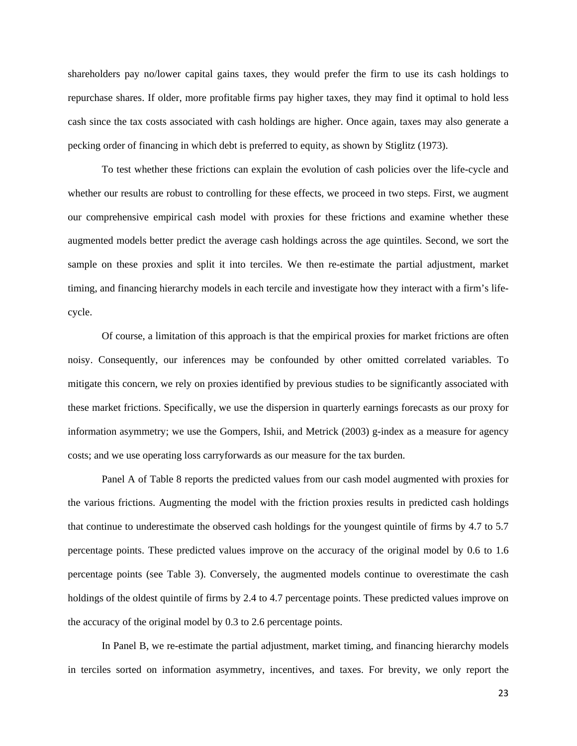shareholders pay no/lower capital gains taxes, they would prefer the firm to use its cash holdings to repurchase shares. If older, more profitable firms pay higher taxes, they may find it optimal to hold less cash since the tax costs associated with cash holdings are higher. Once again, taxes may also generate a pecking order of financing in which debt is preferred to equity, as shown by Stiglitz (1973).

To test whether these frictions can explain the evolution of cash policies over the life-cycle and whether our results are robust to controlling for these effects, we proceed in two steps. First, we augment our comprehensive empirical cash model with proxies for these frictions and examine whether these augmented models better predict the average cash holdings across the age quintiles. Second, we sort the sample on these proxies and split it into terciles. We then re-estimate the partial adjustment, market timing, and financing hierarchy models in each tercile and investigate how they interact with a firm's life-cycle.

Of course, a limitation of this approach is that the empirical proxies for market frictions are often noisy. Consequently, our inferences may be confounded by other omitted correlated variables. To mitigate this concern, we rely on proxies identified by previous studies to be significantly associated with these market frictions. Specifically, we use the dispersion in quarterly earnings forecasts as our proxy for information asymmetry; we use the Gompers, Ishii, and Metrick (2003) g-index as a measure for agency costs; and we use operating loss carryforwards as our measure for the tax burden.

Panel A of Table 8 reports the predicted values from our cash model augmented with proxies for the various frictions. Augmenting the model with the friction proxies results in predicted cash holdings that continue to underestimate the observed cash holdings for the youngest quintile of firms by 4.7 to 5.7 percentage points. These predicted values improve on the accuracy of the original model by 0.6 to 1.6 percentage points (see Table 3). Conversely, the augmented models continue to overestimate the cash holdings of the oldest quintile of firms by 2.4 to 4.7 percentage points. These predicted values improve on the accuracy of the original model by 0.3 to 2.6 percentage points.

In Panel B, we re-estimate the partial adjustment, market timing, and financing hierarchy models in terciles sorted on information asymmetry, incentives, and taxes. For brevity, we only report the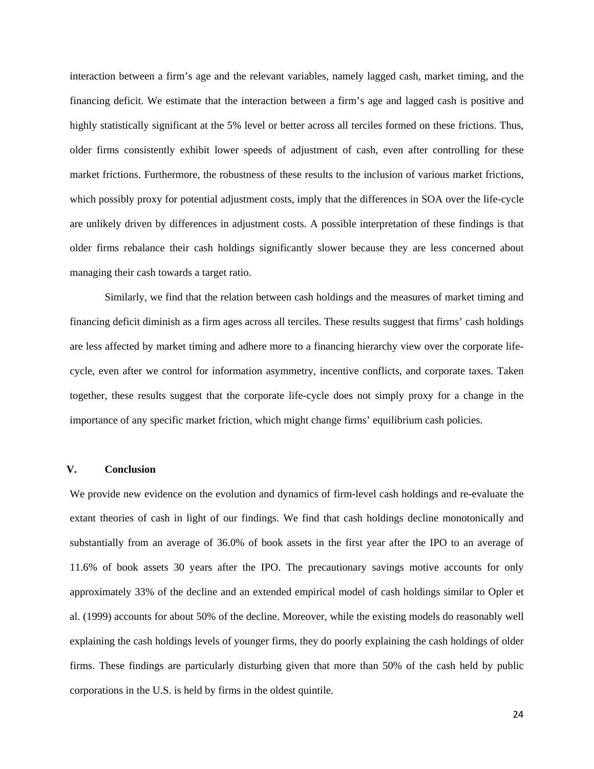interaction between a firm's age and the relevant variables, namely lagged cash, market timing, and the financing deficit. We estimate that the interaction between a firm's age and lagged cash is positive and highly statistically significant at the 5% level or better across all terciles formed on these frictions. Thus, older firms consistently exhibit lower speeds of adjustment of cash, even after controlling for these market frictions. Furthermore, the robustness of these results to the inclusion of various market frictions, which possibly proxy for potential adjustment costs, imply that the differences in SOA over the life-cycle are unlikely driven by differences in adjustment costs. A possible interpretation of these findings is that older firms rebalance their cash holdings significantly slower because they are less concerned about managing their cash towards a target ratio.

Similarly, we find that the relation between cash holdings and the measures of market timing and financing deficit diminish as a firm ages across all terciles. These results suggest that firms' cash holdings are less affected by market timing and adhere more to a financing hierarchy view over the corporate life-cycle, even after we control for information asymmetry, incentive conflicts, and corporate taxes. Taken together, these results suggest that the corporate life-cycle does not simply proxy for a change in the importance of any specific market friction, which might change firms' equilibrium cash policies.

## V. Conclusion

We provide new evidence on the evolution and dynamics of firm-level cash holdings and re-evaluate the extant theories of cash in light of our findings. We find that cash holdings decline monotonically and substantially from an average of 36.0% of book assets in the first year after the IPO to an average of 11.6% of book assets 30 years after the IPO. The precautionary savings motive accounts for only approximately 33% of the decline and an extended empirical model of cash holdings similar to Opler et al. (1999) accounts for about 50% of the decline. Moreover, while the existing models do reasonably well explaining the cash holdings levels of younger firms, they do poorly explaining the cash holdings of older firms. These findings are particularly disturbing given that more than 50% of the cash held by public corporations in the U.S. is held by firms in the oldest quintile.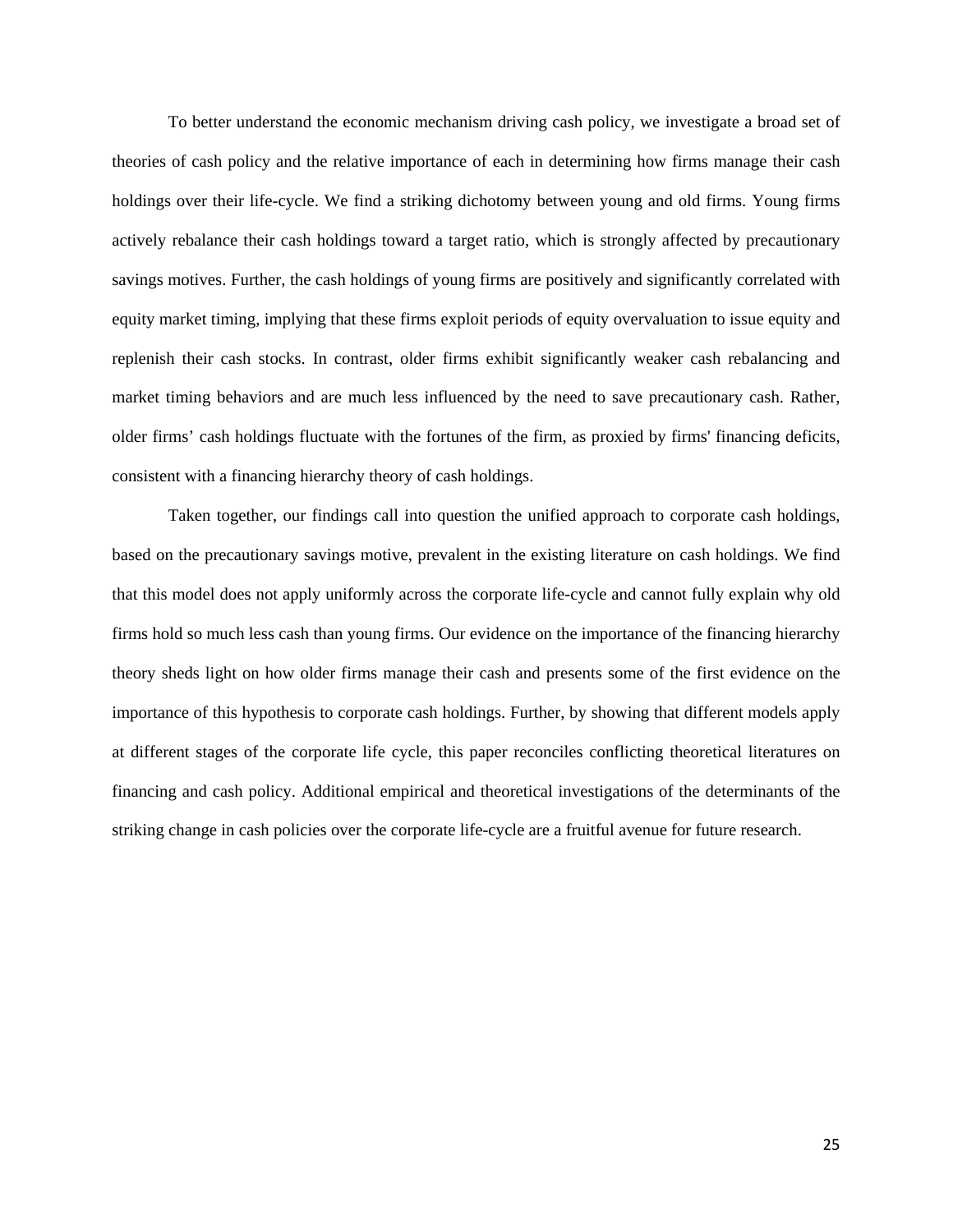To better understand the economic mechanism driving cash policy, we investigate a broad set of theories of cash policy and the relative importance of each in determining how firms manage their cash holdings over their life-cycle. We find a striking dichotomy between young and old firms. Young firms actively rebalance their cash holdings toward a target ratio, which is strongly affected by precautionary savings motives. Further, the cash holdings of young firms are positively and significantly correlated with equity market timing, implying that these firms exploit periods of equity overvaluation to issue equity and replenish their cash stocks. In contrast, older firms exhibit significantly weaker cash rebalancing and market timing behaviors and are much less influenced by the need to save precautionary cash. Rather, older firms' cash holdings fluctuate with the fortunes of the firm, as proxied by firms' financing deficits, consistent with a financing hierarchy theory of cash holdings.

Taken together, our findings call into question the unified approach to corporate cash holdings, based on the precautionary savings motive, prevalent in the existing literature on cash holdings. We find that this model does not apply uniformly across the corporate life-cycle and cannot fully explain why old firms hold so much less cash than young firms. Our evidence on the importance of the financing hierarchy theory sheds light on how older firms manage their cash and presents some of the first evidence on the importance of this hypothesis to corporate cash holdings. Further, by showing that different models apply at different stages of the corporate life cycle, this paper reconciles conflicting theoretical literatures on financing and cash policy. Additional empirical and theoretical investigations of the determinants of the striking change in cash policies over the corporate life-cycle are a fruitful avenue for future research.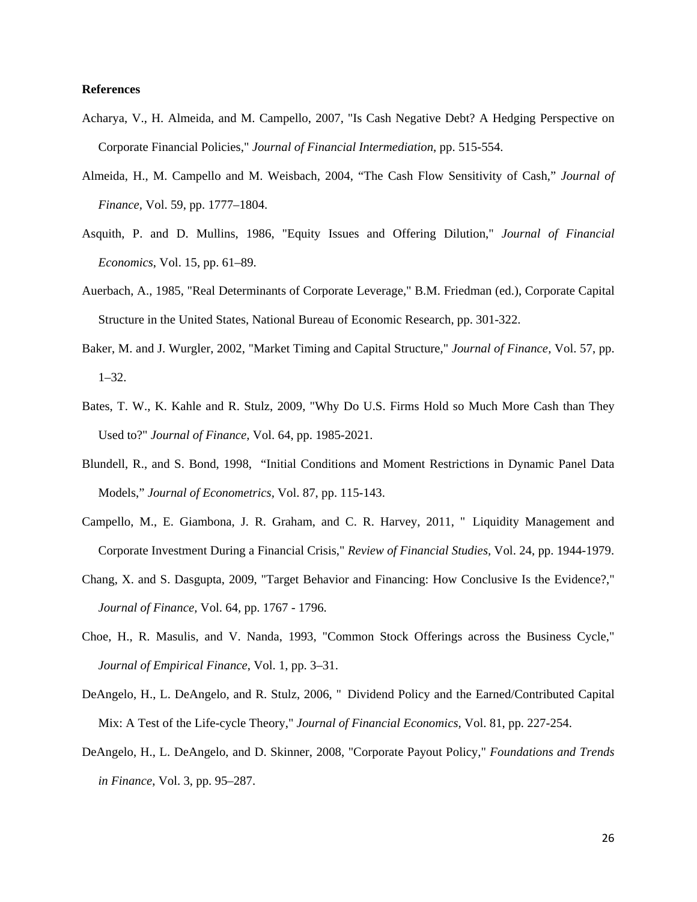**References**

Acharya, V., H. Almeida, and M. Campello, 2007, "Is Cash Negative Debt? A Hedging Perspective on Corporate Financial Policies," *Journal of Financial Intermediation*, pp. 515-554.

Almeida, H., M. Campello and M. Weisbach, 2004, "The Cash Flow Sensitivity of Cash," *Journal of Finance*, Vol. 59, pp. 1777–1804.

Asquith, P. and D. Mullins, 1986, "Equity Issues and Offering Dilution," *Journal of Financial Economics*, Vol. 15, pp. 61–89.

Auerbach, A., 1985, "Real Determinants of Corporate Leverage," B.M. Friedman (ed.), Corporate Capital Structure in the United States, National Bureau of Economic Research, pp. 301-322.

Baker, M. and J. Wurgler, 2002, "Market Timing and Capital Structure," *Journal of Finance*, Vol. 57, pp. 1–32.

Bates, T. W., K. Kahle and R. Stulz, 2009, "Why Do U.S. Firms Hold so Much More Cash than They Used to?" *Journal of Finance*, Vol. 64, pp. 1985-2021.

Blundell, R., and S. Bond, 1998, "Initial Conditions and Moment Restrictions in Dynamic Panel Data Models," *Journal of Econometrics*, Vol. 87, pp. 115-143.

Campello, M., E. Giambona, J. R. Graham, and C. R. Harvey, 2011, " Liquidity Management and Corporate Investment During a Financial Crisis," *Review of Financial Studies*, Vol. 24, pp. 1944-1979.

Chang, X. and S. Dasgupta, 2009, "Target Behavior and Financing: How Conclusive Is the Evidence?," *Journal of Finance*, Vol. 64, pp. 1767 - 1796.

Choe, H., R. Masulis, and V. Nanda, 1993, "Common Stock Offerings across the Business Cycle," *Journal of Empirical Finance*, Vol. 1, pp. 3–31.

DeAngelo, H., L. DeAngelo, and R. Stulz, 2006, " Dividend Policy and the Earned/Contributed Capital Mix: A Test of the Life-cycle Theory," *Journal of Financial Economics*, Vol. 81, pp. 227-254.

DeAngelo, H., L. DeAngelo, and D. Skinner, 2008, "Corporate Payout Policy," *Foundations and Trends in Finance*, Vol. 3, pp. 95–287.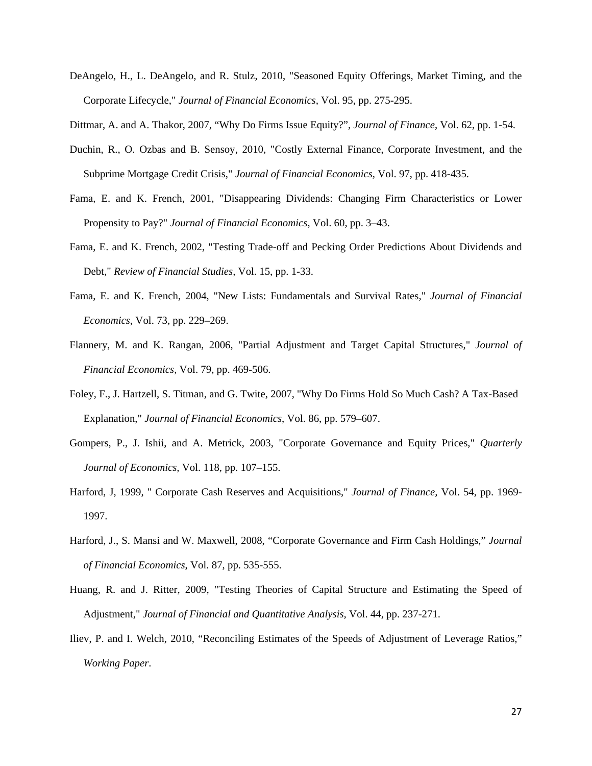DeAngelo, H., L. DeAngelo, and R. Stulz, 2010, "Seasoned Equity Offerings, Market Timing, and the Corporate Lifecycle," *Journal of Financial Economics*, Vol. 95, pp. 275-295.

Dittmar, A. and A. Thakor, 2007, "Why Do Firms Issue Equity?", *Journal of Finance*, Vol. 62, pp. 1-54.

Duchin, R., O. Ozbas and B. Sensoy, 2010, "Costly External Finance, Corporate Investment, and the Subprime Mortgage Credit Crisis," *Journal of Financial Economics*, Vol. 97, pp. 418-435.

Fama, E. and K. French, 2001, "Disappearing Dividends: Changing Firm Characteristics or Lower Propensity to Pay?" *Journal of Financial Economics*, Vol. 60, pp. 3–43.

Fama, E. and K. French, 2002, "Testing Trade-off and Pecking Order Predictions About Dividends and Debt," *Review of Financial Studies*, Vol. 15, pp. 1-33.

Fama, E. and K. French, 2004, "New Lists: Fundamentals and Survival Rates," *Journal of Financial Economics*, Vol. 73, pp. 229–269.

Flannery, M. and K. Rangan, 2006, "Partial Adjustment and Target Capital Structures," *Journal of Financial Economics*, Vol. 79, pp. 469-506.

Foley, F., J. Hartzell, S. Titman, and G. Twite, 2007, "Why Do Firms Hold So Much Cash? A Tax-Based Explanation," *Journal of Financial Economics*, Vol. 86, pp. 579–607.

Gompers, P., J. Ishii, and A. Metrick, 2003, "Corporate Governance and Equity Prices," *Quarterly Journal of Economics*, Vol. 118, pp. 107–155.

Harford, J, 1999, " Corporate Cash Reserves and Acquisitions," *Journal of Finance*, Vol. 54, pp. 1969-1997.

Harford, J., S. Mansi and W. Maxwell, 2008, "Corporate Governance and Firm Cash Holdings," *Journal of Financial Economics*, Vol. 87, pp. 535-555.

Huang, R. and J. Ritter, 2009, "Testing Theories of Capital Structure and Estimating the Speed of Adjustment," *Journal of Financial and Quantitative Analysis*, Vol. 44, pp. 237-271.

Iliev, P. and I. Welch, 2010, "Reconciling Estimates of the Speeds of Adjustment of Leverage Ratios," *Working Paper*.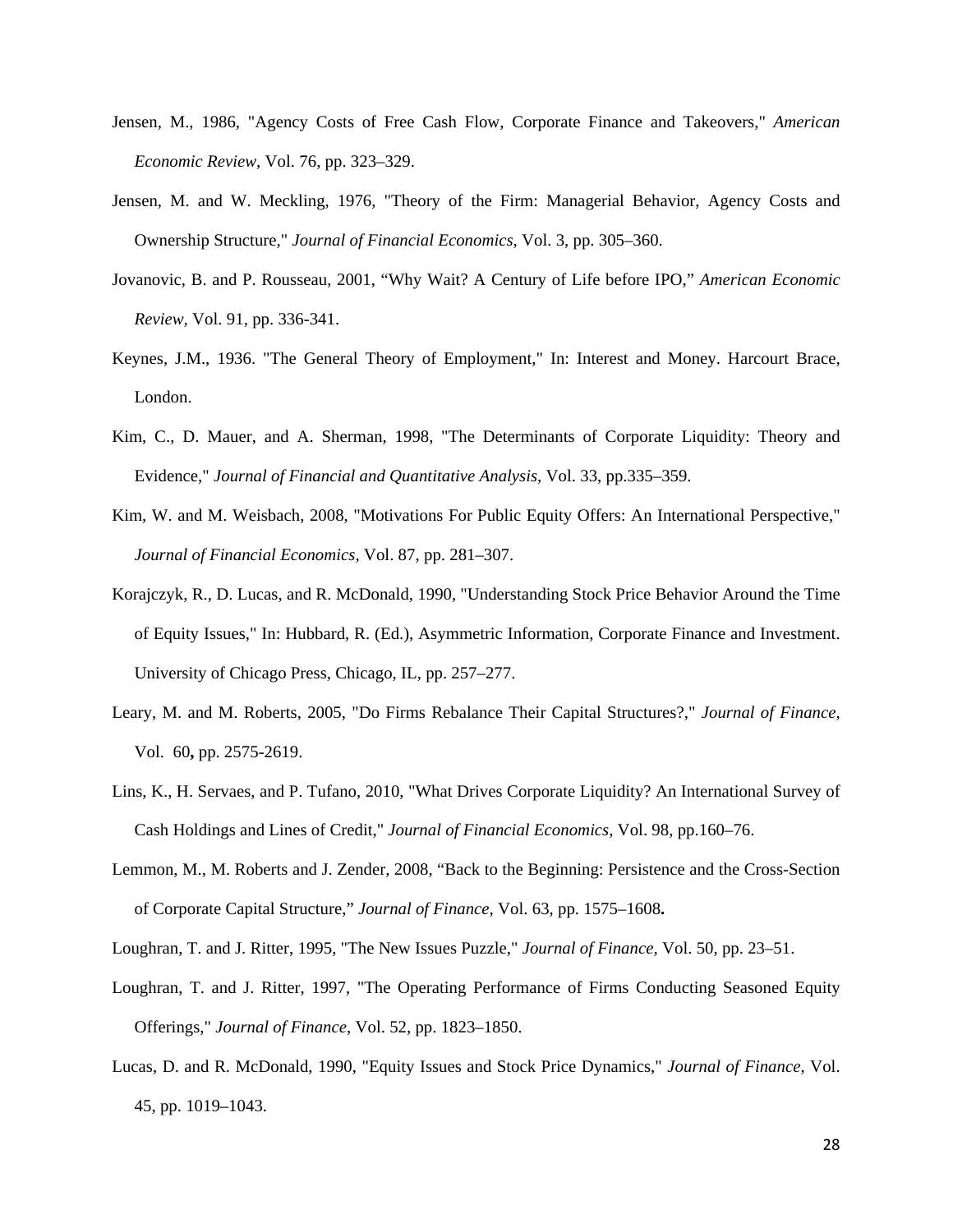Jensen, M., 1986, "Agency Costs of Free Cash Flow, Corporate Finance and Takeovers," *American Economic Review*, Vol. 76, pp. 323–329.

Jensen, M. and W. Meckling, 1976, "Theory of the Firm: Managerial Behavior, Agency Costs and Ownership Structure," *Journal of Financial Economics*, Vol. 3, pp. 305–360.

Jovanovic, B. and P. Rousseau, 2001, "Why Wait? A Century of Life before IPO," *American Economic Review*, Vol. 91, pp. 336-341.

Keynes, J.M., 1936. "The General Theory of Employment," In: Interest and Money. Harcourt Brace, London.

Kim, C., D. Mauer, and A. Sherman, 1998, "The Determinants of Corporate Liquidity: Theory and Evidence," *Journal of Financial and Quantitative Analysis*, Vol. 33, pp.335–359.

Kim, W. and M. Weisbach, 2008, "Motivations For Public Equity Offers: An International Perspective," *Journal of Financial Economics*, Vol. 87, pp. 281–307.

Korajczyk, R., D. Lucas, and R. McDonald, 1990, "Understanding Stock Price Behavior Around the Time of Equity Issues," In: Hubbard, R. (Ed.), Asymmetric Information, Corporate Finance and Investment. University of Chicago Press, Chicago, IL, pp. 257–277.

Leary, M. and M. Roberts, 2005, "Do Firms Rebalance Their Capital Structures?," *Journal of Finance,* Vol. 60**,** pp. 2575-2619.

Lins, K., H. Servaes, and P. Tufano, 2010, "What Drives Corporate Liquidity? An International Survey of Cash Holdings and Lines of Credit," *Journal of Financial Economics*, Vol. 98, pp.160–76.

Lemmon, M., M. Roberts and J. Zender, 2008, "Back to the Beginning: Persistence and the Cross-Section of Corporate Capital Structure," *Journal of Finance,* Vol. 63, pp. 1575–1608**.**

Loughran, T. and J. Ritter, 1995, "The New Issues Puzzle," *Journal of Finance*, Vol. 50, pp. 23–51.

Loughran, T. and J. Ritter, 1997, "The Operating Performance of Firms Conducting Seasoned Equity Offerings," *Journal of Finance*, Vol. 52, pp. 1823–1850.

Lucas, D. and R. McDonald, 1990, "Equity Issues and Stock Price Dynamics," *Journal of Finance*, Vol. 45, pp. 1019–1043.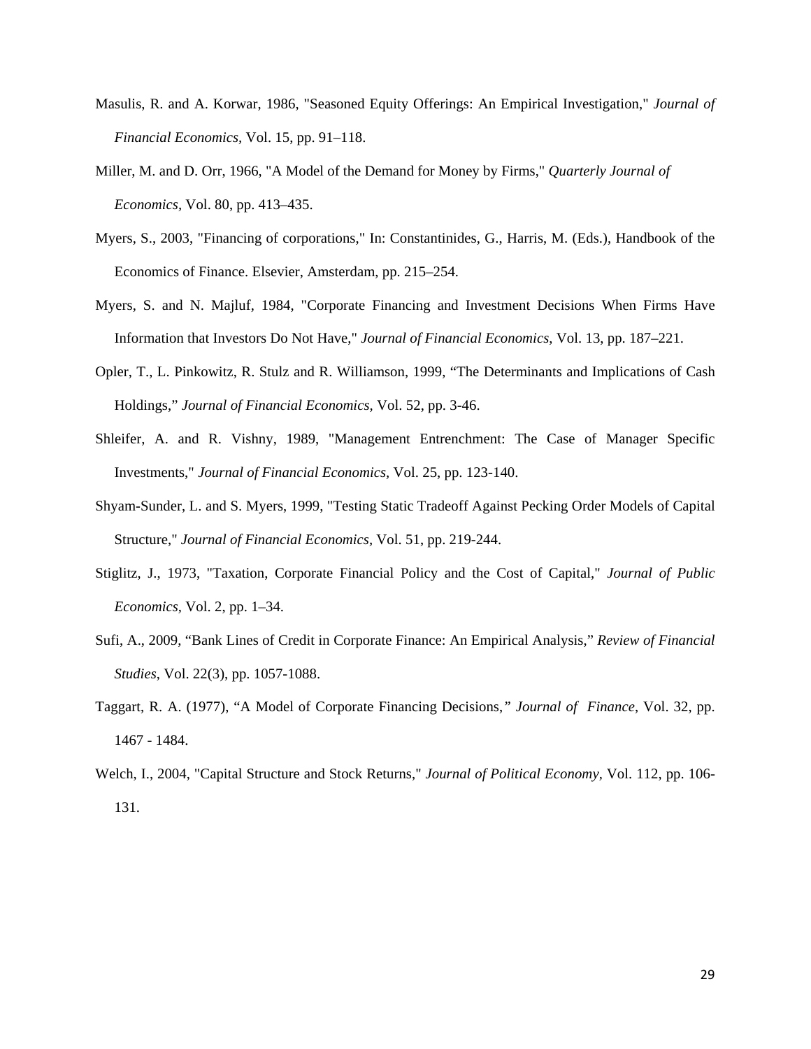Masulis, R. and A. Korwar, 1986, "Seasoned Equity Offerings: An Empirical Investigation," *Journal of Financial Economics*, Vol. 15, pp. 91–118.

Miller, M. and D. Orr, 1966, "A Model of the Demand for Money by Firms," *Quarterly Journal of Economics*, Vol. 80, pp. 413–435.

Myers, S., 2003, "Financing of corporations," In: Constantinides, G., Harris, M. (Eds.), Handbook of the Economics of Finance. Elsevier, Amsterdam, pp. 215–254.

Myers, S. and N. Majluf, 1984, "Corporate Financing and Investment Decisions When Firms Have Information that Investors Do Not Have," *Journal of Financial Economics*, Vol. 13, pp. 187–221.

Opler, T., L. Pinkowitz, R. Stulz and R. Williamson, 1999, "The Determinants and Implications of Cash Holdings," *Journal of Financial Economics*, Vol. 52, pp. 3-46.

Shleifer, A. and R. Vishny, 1989, "Management Entrenchment: The Case of Manager Specific Investments," *Journal of Financial Economics*, Vol. 25, pp. 123-140.

Shyam-Sunder, L. and S. Myers, 1999, "Testing Static Tradeoff Against Pecking Order Models of Capital Structure," *Journal of Financial Economics*, Vol. 51, pp. 219-244.

Stiglitz, J., 1973, "Taxation, Corporate Financial Policy and the Cost of Capital," *Journal of Public Economics*, Vol. 2, pp. 1–34.

Sufi, A., 2009, "Bank Lines of Credit in Corporate Finance: An Empirical Analysis," *Review of Financial Studies*, Vol. 22(3), pp. 1057-1088.

Taggart, R. A. (1977), "A Model of Corporate Financing Decisions," *Journal of Finance*, Vol. 32, pp. 1467 - 1484.

Welch, I., 2004, "Capital Structure and Stock Returns," *Journal of Political Economy*, Vol. 112, pp. 106-131.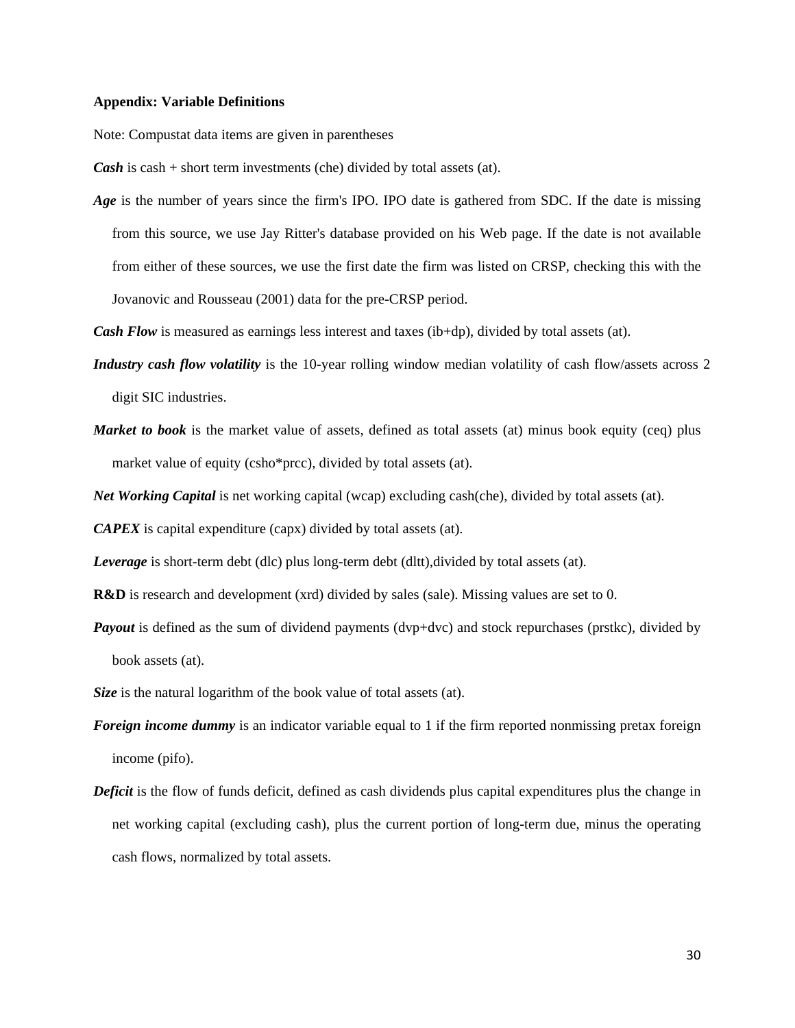**Appendix: Variable Definitions**

Note: Compustat data items are given in parentheses

***Cash*** is cash + short term investments (che) divided by total assets (at).

***Age*** is the number of years since the firm's IPO. IPO date is gathered from SDC. If the date is missing from this source, we use Jay Ritter's database provided on his Web page. If the date is not available from either of these sources, we use the first date the firm was listed on CRSP, checking this with the Jovanovic and Rousseau (2001) data for the pre-CRSP period.

***Cash Flow*** is measured as earnings less interest and taxes (ib+dp), divided by total assets (at).

***Industry cash flow volatility*** is the 10-year rolling window median volatility of cash flow/assets across 2 digit SIC industries.

***Market to book*** is the market value of assets, defined as total assets (at) minus book equity (ceq) plus market value of equity (csho*prcc), divided by total assets (at).

***Net Working Capital*** is net working capital (wcap) excluding cash(che), divided by total assets (at).

***CAPEX*** is capital expenditure (capx) divided by total assets (at).

***Leverage*** is short-term debt (dlc) plus long-term debt (dltt),divided by total assets (at).

**R&D** is research and development (xrd) divided by sales (sale). Missing values are set to 0.

***Payout*** is defined as the sum of dividend payments (dvp+dvc) and stock repurchases (prstkc), divided by book assets (at).

***Size*** is the natural logarithm of the book value of total assets (at).

***Foreign income dummy*** is an indicator variable equal to 1 if the firm reported nonmissing pretax foreign income (pifo).

***Deficit*** is the flow of funds deficit, defined as cash dividends plus capital expenditures plus the change in net working capital (excluding cash), plus the current portion of long-term due, minus the operating cash flows, normalized by total assets.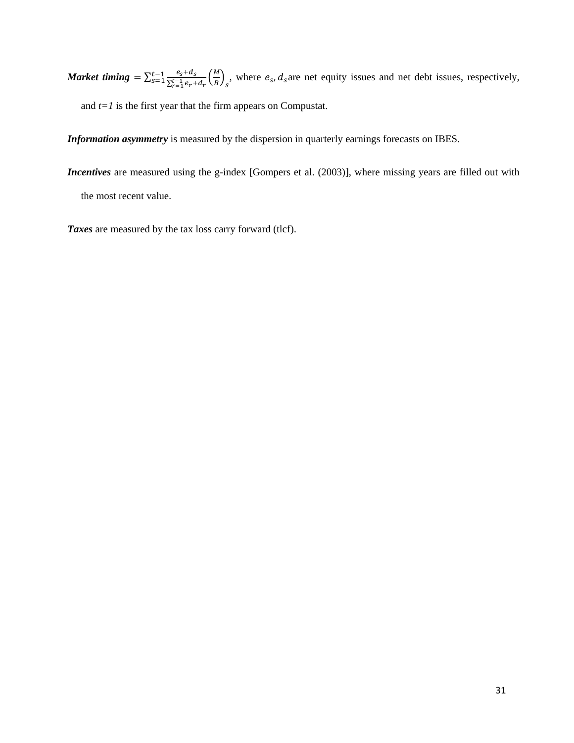***Market timing*** $= \sum_{s=1}^{t-1} \frac{e_s + d_s}{\sum_{r=1}^{t-1} e_r + d_r} \left(\frac{M}{B}\right)_s$, where $e_s, d_s$ are net equity issues and net debt issues, respectively, and $t=1$ is the first year that the firm appears on Compustat.

***Information asymmetry*** is measured by the dispersion in quarterly earnings forecasts on IBES.

***Incentives*** are measured using the g-index [Gompers et al. (2003)], where missing years are filled out with the most recent value.

***Taxes*** are measured by the tax loss carry forward (tlcf).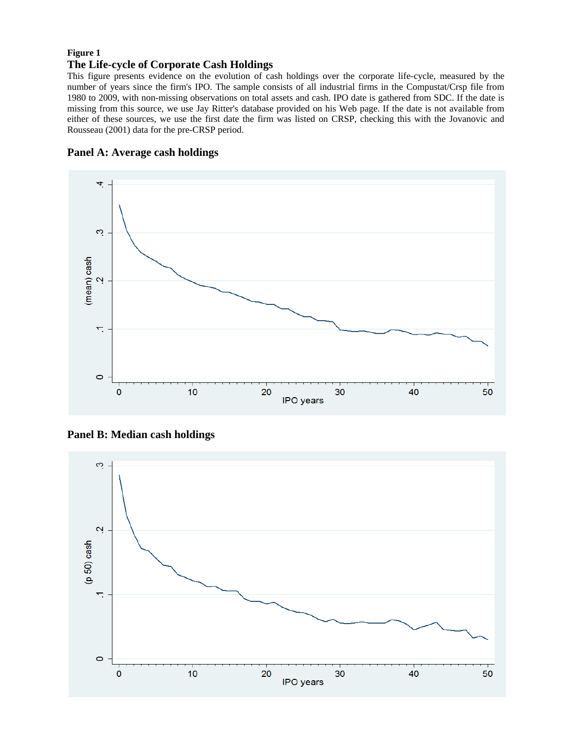**Figure 1**

## The Life-cycle of Corporate Cash Holdings

This figure presents evidence on the evolution of cash holdings over the corporate life-cycle, measured by the number of years since the firm's IPO. The sample consists of all industrial firms in the Compustat/Crsp file from 1980 to 2009, with non-missing observations on total assets and cash. IPO date is gathered from SDC. If the date is missing from this source, we use Jay Ritter's database provided on his Web page. If the date is not available from either of these sources, we use the first date the firm was listed on CRSP, checking this with the Jovanovic and Rousseau (2001) data for the pre-CRSP period.

### Panel A: Average cash holdings

### Panel B: Median cash holdings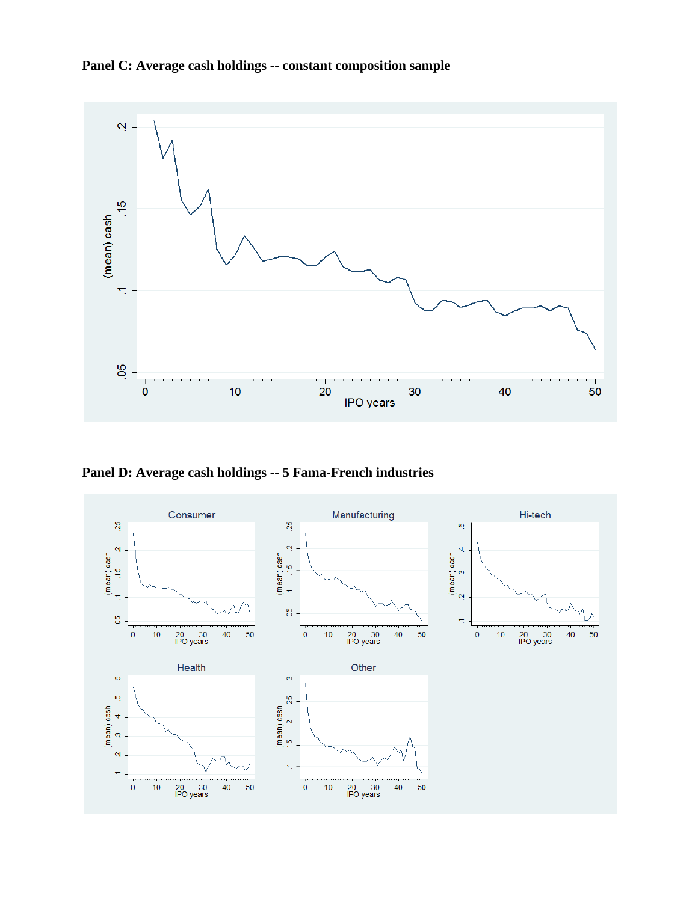**Panel C: Average cash holdings -- constant composition sample**

**Panel D: Average cash holdings -- 5 Fama-French industries**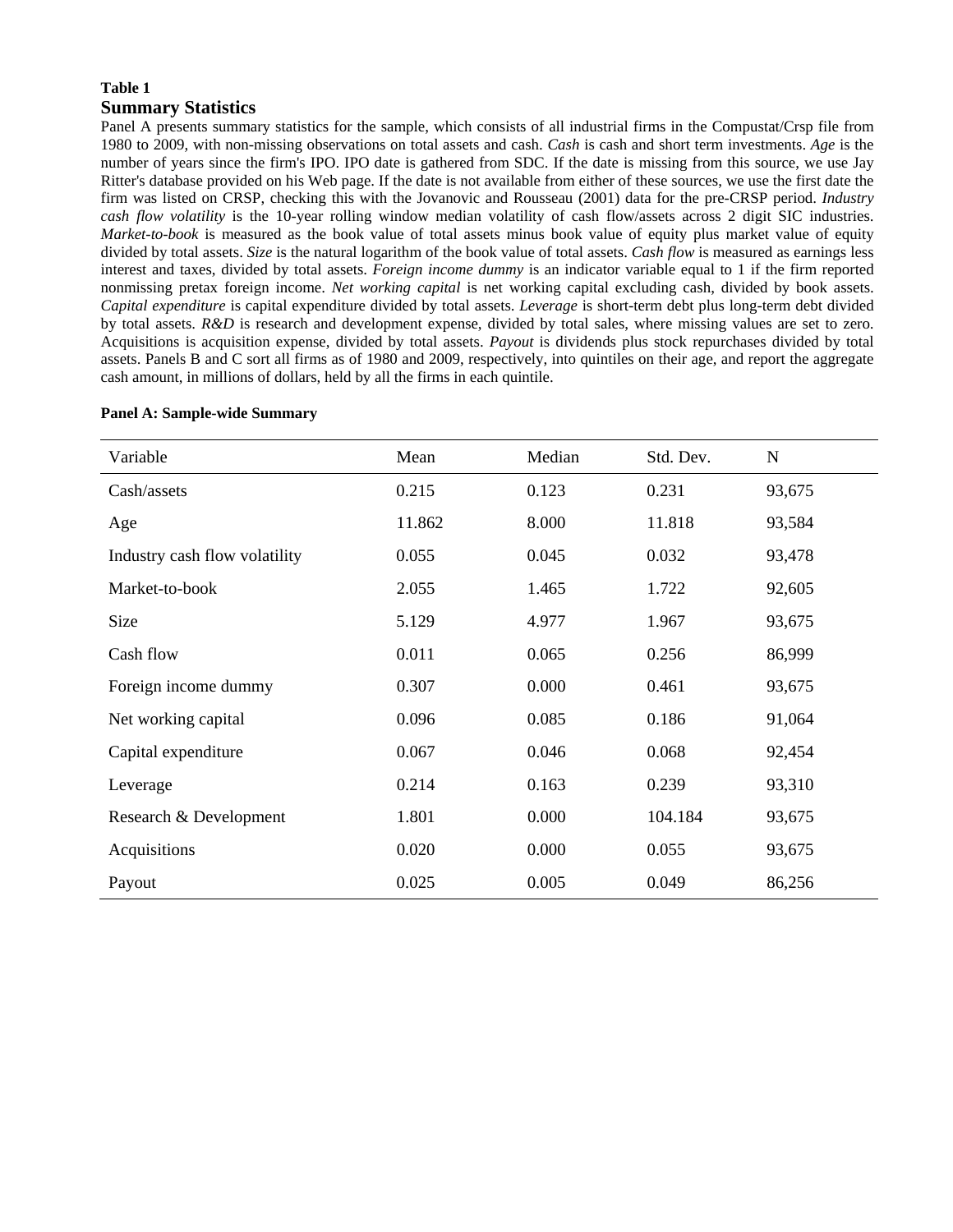**Table 1**

## Summary Statistics

Panel A presents summary statistics for the sample, which consists of all industrial firms in the Compustat/Crsp file from 1980 to 2009, with non-missing observations on total assets and cash. *Cash* is cash and short term investments. *Age* is the number of years since the firm's IPO. IPO date is gathered from SDC. If the date is missing from this source, we use Jay Ritter's database provided on his Web page. If the date is not available from either of these sources, we use the first date the firm was listed on CRSP, checking this with the Jovanovic and Rousseau (2001) data for the pre-CRSP period. *Industry cash flow volatility* is the 10-year rolling window median volatility of cash flow/assets across 2 digit SIC industries. *Market-to-book* is measured as the book value of total assets minus book value of equity plus market value of equity divided by total assets. *Size* is the natural logarithm of the book value of total assets. *Cash flow* is measured as earnings less interest and taxes, divided by total assets. *Foreign income dummy* is an indicator variable equal to 1 if the firm reported nonmissing pretax foreign income. *Net working capital* is net working capital excluding cash, divided by book assets. *Capital expenditure* is capital expenditure divided by total assets. *Leverage* is short-term debt plus long-term debt divided by total assets. *R&D* is research and development expense, divided by total sales, where missing values are set to zero. Acquisitions is acquisition expense, divided by total assets. *Payout* is dividends plus stock repurchases divided by total assets. Panels B and C sort all firms as of 1980 and 2009, respectively, into quintiles on their age, and report the aggregate cash amount, in millions of dollars, held by all the firms in each quintile.

**Panel A: Sample-wide Summary**

| Variable | Mean | Median | Std. Dev. | N |
|---|---|---|---|---|
| Cash/assets | 0.215 | 0.123 | 0.231 | 93,675 |
| Age | 11.862 | 8.000 | 11.818 | 93,584 |
| Industry cash flow volatility | 0.055 | 0.045 | 0.032 | 93,478 |
| Market-to-book | 2.055 | 1.465 | 1.722 | 92,605 |
| Size | 5.129 | 4.977 | 1.967 | 93,675 |
| Cash flow | 0.011 | 0.065 | 0.256 | 86,999 |
| Foreign income dummy | 0.307 | 0.000 | 0.461 | 93,675 |
| Net working capital | 0.096 | 0.085 | 0.186 | 91,064 |
| Capital expenditure | 0.067 | 0.046 | 0.068 | 92,454 |
| Leverage | 0.214 | 0.163 | 0.239 | 93,310 |
| Research & Development | 1.801 | 0.000 | 104.184 | 93,675 |
| Acquisitions | 0.020 | 0.000 | 0.055 | 93,675 |
| Payout | 0.025 | 0.005 | 0.049 | 86,256 |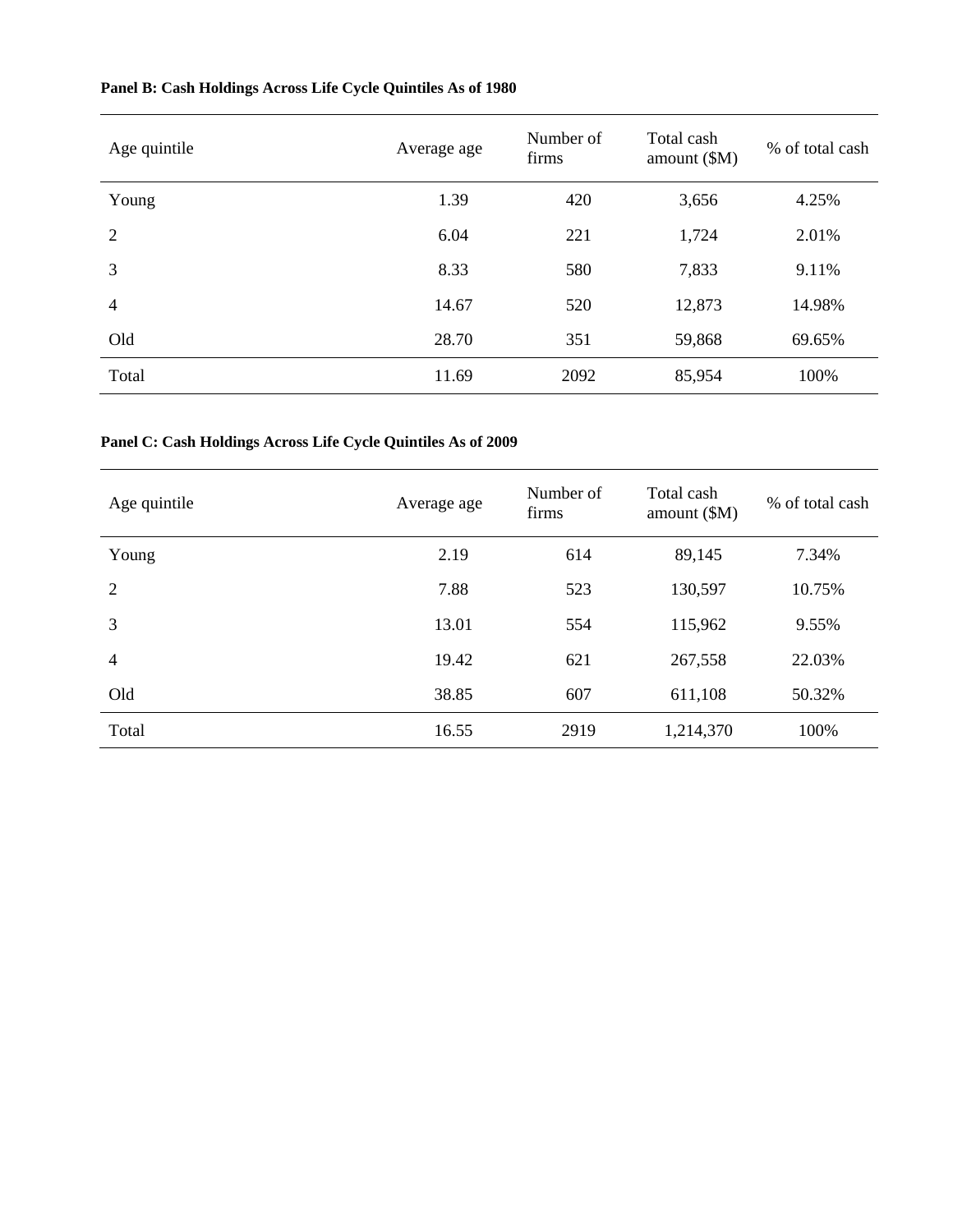**Panel B: Cash Holdings Across Life Cycle Quintiles As of 1980**

| Age quintile | Average age | Number of firms | Total cash amount ($M) | % of total cash |
|---|---|---|---|---|
| Young | 1.39 | 420 | 3,656 | 4.25% |
| 2 | 6.04 | 221 | 1,724 | 2.01% |
| 3 | 8.33 | 580 | 7,833 | 9.11% |
| 4 | 14.67 | 520 | 12,873 | 14.98% |
| Old | 28.70 | 351 | 59,868 | 69.65% |
| Total | 11.69 | 2092 | 85,954 | 100% |

**Panel C: Cash Holdings Across Life Cycle Quintiles As of 2009**

| Age quintile | Average age | Number of firms | Total cash amount ($M) | % of total cash |
|---|---|---|---|---|
| Young | 2.19 | 614 | 89,145 | 7.34% |
| 2 | 7.88 | 523 | 130,597 | 10.75% |
| 3 | 13.01 | 554 | 115,962 | 9.55% |
| 4 | 19.42 | 621 | 267,558 | 22.03% |
| Old | 38.85 | 607 | 611,108 | 50.32% |
| Total | 16.55 | 2919 | 1,214,370 | 100% |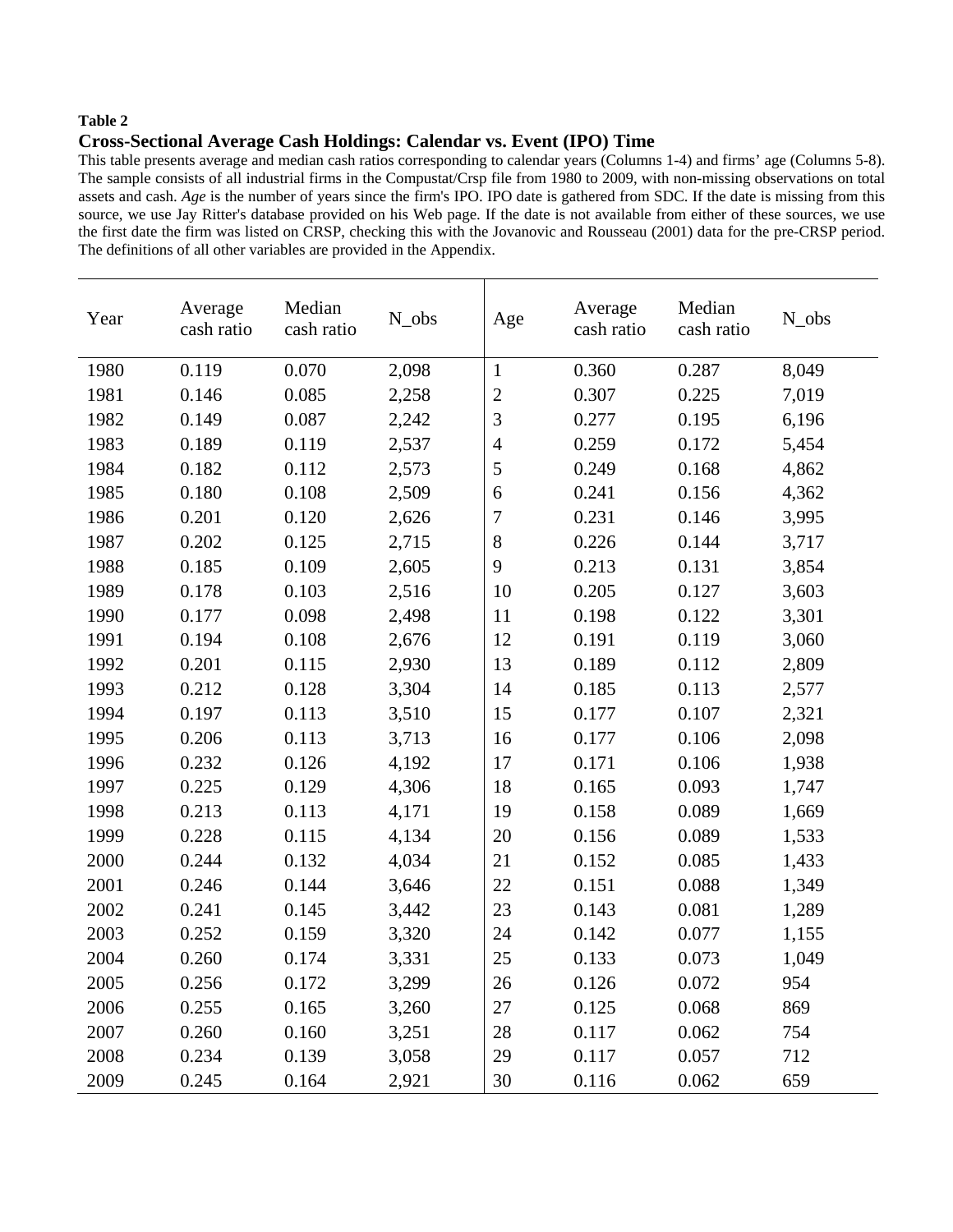**Table 2**

**Cross-Sectional Average Cash Holdings: Calendar vs. Event (IPO) Time**

This table presents average and median cash ratios corresponding to calendar years (Columns 1-4) and firms' age (Columns 5-8). The sample consists of all industrial firms in the Compustat/Crsp file from 1980 to 2009, with non-missing observations on total assets and cash. *Age* is the number of years since the firm's IPO. IPO date is gathered from SDC. If the date is missing from this source, we use Jay Ritter's database provided on his Web page. If the date is not available from either of these sources, we use the first date the firm was listed on CRSP, checking this with the Jovanovic and Rousseau (2001) data for the pre-CRSP period. The definitions of all other variables are provided in the Appendix.

| Year | Average cash ratio | Median cash ratio | N_obs | Age | Average cash ratio | Median cash ratio | N_obs |
|---|---|---|---|---|---|---|---|
| 1980 | 0.119 | 0.070 | 2,098 | 1 | 0.360 | 0.287 | 8,049 |
| 1981 | 0.146 | 0.085 | 2,258 | 2 | 0.307 | 0.225 | 7,019 |
| 1982 | 0.149 | 0.087 | 2,242 | 3 | 0.277 | 0.195 | 6,196 |
| 1983 | 0.189 | 0.119 | 2,537 | 4 | 0.259 | 0.172 | 5,454 |
| 1984 | 0.182 | 0.112 | 2,573 | 5 | 0.249 | 0.168 | 4,862 |
| 1985 | 0.180 | 0.108 | 2,509 | 6 | 0.241 | 0.156 | 4,362 |
| 1986 | 0.201 | 0.120 | 2,626 | 7 | 0.231 | 0.146 | 3,995 |
| 1987 | 0.202 | 0.125 | 2,715 | 8 | 0.226 | 0.144 | 3,717 |
| 1988 | 0.185 | 0.109 | 2,605 | 9 | 0.213 | 0.131 | 3,854 |
| 1989 | 0.178 | 0.103 | 2,516 | 10 | 0.205 | 0.127 | 3,603 |
| 1990 | 0.177 | 0.098 | 2,498 | 11 | 0.198 | 0.122 | 3,301 |
| 1991 | 0.194 | 0.108 | 2,676 | 12 | 0.191 | 0.119 | 3,060 |
| 1992 | 0.201 | 0.115 | 2,930 | 13 | 0.189 | 0.112 | 2,809 |
| 1993 | 0.212 | 0.128 | 3,304 | 14 | 0.185 | 0.113 | 2,577 |
| 1994 | 0.197 | 0.113 | 3,510 | 15 | 0.177 | 0.107 | 2,321 |
| 1995 | 0.206 | 0.113 | 3,713 | 16 | 0.177 | 0.106 | 2,098 |
| 1996 | 0.232 | 0.126 | 4,192 | 17 | 0.171 | 0.106 | 1,938 |
| 1997 | 0.225 | 0.129 | 4,306 | 18 | 0.165 | 0.093 | 1,747 |
| 1998 | 0.213 | 0.113 | 4,171 | 19 | 0.158 | 0.089 | 1,669 |
| 1999 | 0.228 | 0.115 | 4,134 | 20 | 0.156 | 0.089 | 1,533 |
| 2000 | 0.244 | 0.132 | 4,034 | 21 | 0.152 | 0.085 | 1,433 |
| 2001 | 0.246 | 0.144 | 3,646 | 22 | 0.151 | 0.088 | 1,349 |
| 2002 | 0.241 | 0.145 | 3,442 | 23 | 0.143 | 0.081 | 1,289 |
| 2003 | 0.252 | 0.159 | 3,320 | 24 | 0.142 | 0.077 | 1,155 |
| 2004 | 0.260 | 0.174 | 3,331 | 25 | 0.133 | 0.073 | 1,049 |
| 2005 | 0.256 | 0.172 | 3,299 | 26 | 0.126 | 0.072 | 954 |
| 2006 | 0.255 | 0.165 | 3,260 | 27 | 0.125 | 0.068 | 869 |
| 2007 | 0.260 | 0.160 | 3,251 | 28 | 0.117 | 0.062 | 754 |
| 2008 | 0.234 | 0.139 | 3,058 | 29 | 0.117 | 0.057 | 712 |
| 2009 | 0.245 | 0.164 | 2,921 | 30 | 0.116 | 0.062 | 659 |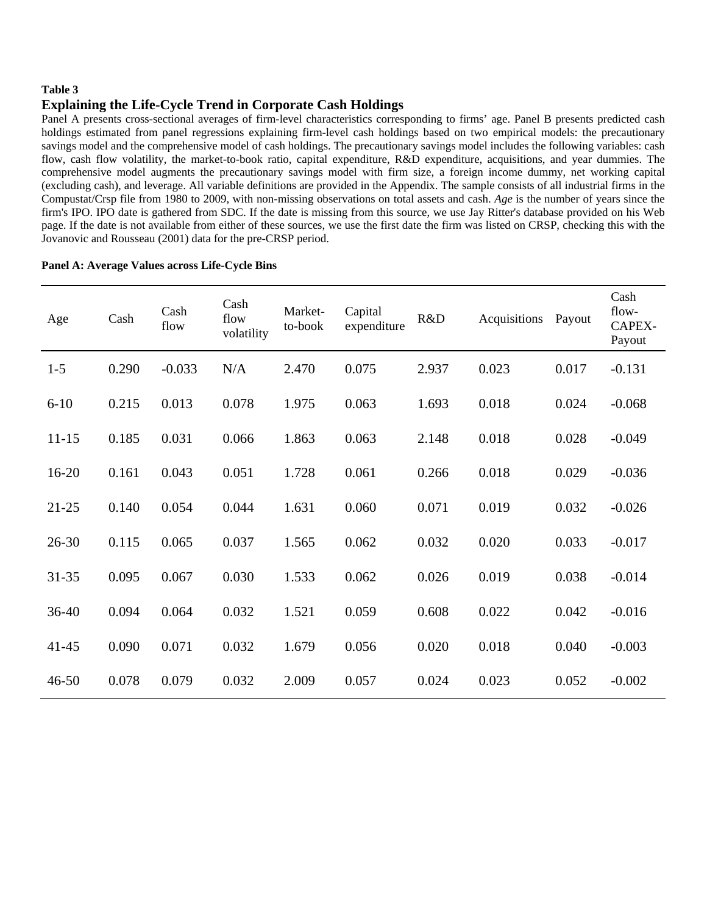**Table 3**

### Explaining the Life-Cycle Trend in Corporate Cash Holdings

Panel A presents cross-sectional averages of firm-level characteristics corresponding to firms' age. Panel B presents predicted cash holdings estimated from panel regressions explaining firm-level cash holdings based on two empirical models: the precautionary savings model and the comprehensive model of cash holdings. The precautionary savings model includes the following variables: cash flow, cash flow volatility, the market-to-book ratio, capital expenditure, R&D expenditure, acquisitions, and year dummies. The comprehensive model augments the precautionary savings model with firm size, a foreign income dummy, net working capital (excluding cash), and leverage. All variable definitions are provided in the Appendix. The sample consists of all industrial firms in the Compustat/Crsp file from 1980 to 2009, with non-missing observations on total assets and cash. *Age* is the number of years since the firm's IPO. IPO date is gathered from SDC. If the date is missing from this source, we use Jay Ritter's database provided on his Web page. If the date is not available from either of these sources, we use the first date the firm was listed on CRSP, checking this with the Jovanovic and Rousseau (2001) data for the pre-CRSP period.

**Panel A: Average Values across Life-Cycle Bins**

| Age | Cash | Cash flow | Cash flow volatility | Market-to-book | Capital expenditure | R&D | Acquisitions | Payout | Cash flow-CAPEX-Payout |
|---|---|---|---|---|---|---|---|---|---|
| 1-5 | 0.290 | -0.033 | N/A | 2.470 | 0.075 | 2.937 | 0.023 | 0.017 | -0.131 |
| 6-10 | 0.215 | 0.013 | 0.078 | 1.975 | 0.063 | 1.693 | 0.018 | 0.024 | -0.068 |
| 11-15 | 0.185 | 0.031 | 0.066 | 1.863 | 0.063 | 2.148 | 0.018 | 0.028 | -0.049 |
| 16-20 | 0.161 | 0.043 | 0.051 | 1.728 | 0.061 | 0.266 | 0.018 | 0.029 | -0.036 |
| 21-25 | 0.140 | 0.054 | 0.044 | 1.631 | 0.060 | 0.071 | 0.019 | 0.032 | -0.026 |
| 26-30 | 0.115 | 0.065 | 0.037 | 1.565 | 0.062 | 0.032 | 0.020 | 0.033 | -0.017 |
| 31-35 | 0.095 | 0.067 | 0.030 | 1.533 | 0.062 | 0.026 | 0.019 | 0.038 | -0.014 |
| 36-40 | 0.094 | 0.064 | 0.032 | 1.521 | 0.059 | 0.608 | 0.022 | 0.042 | -0.016 |
| 41-45 | 0.090 | 0.071 | 0.032 | 1.679 | 0.056 | 0.020 | 0.018 | 0.040 | -0.003 |
| 46-50 | 0.078 | 0.079 | 0.032 | 2.009 | 0.057 | 0.024 | 0.023 | 0.052 | -0.002 |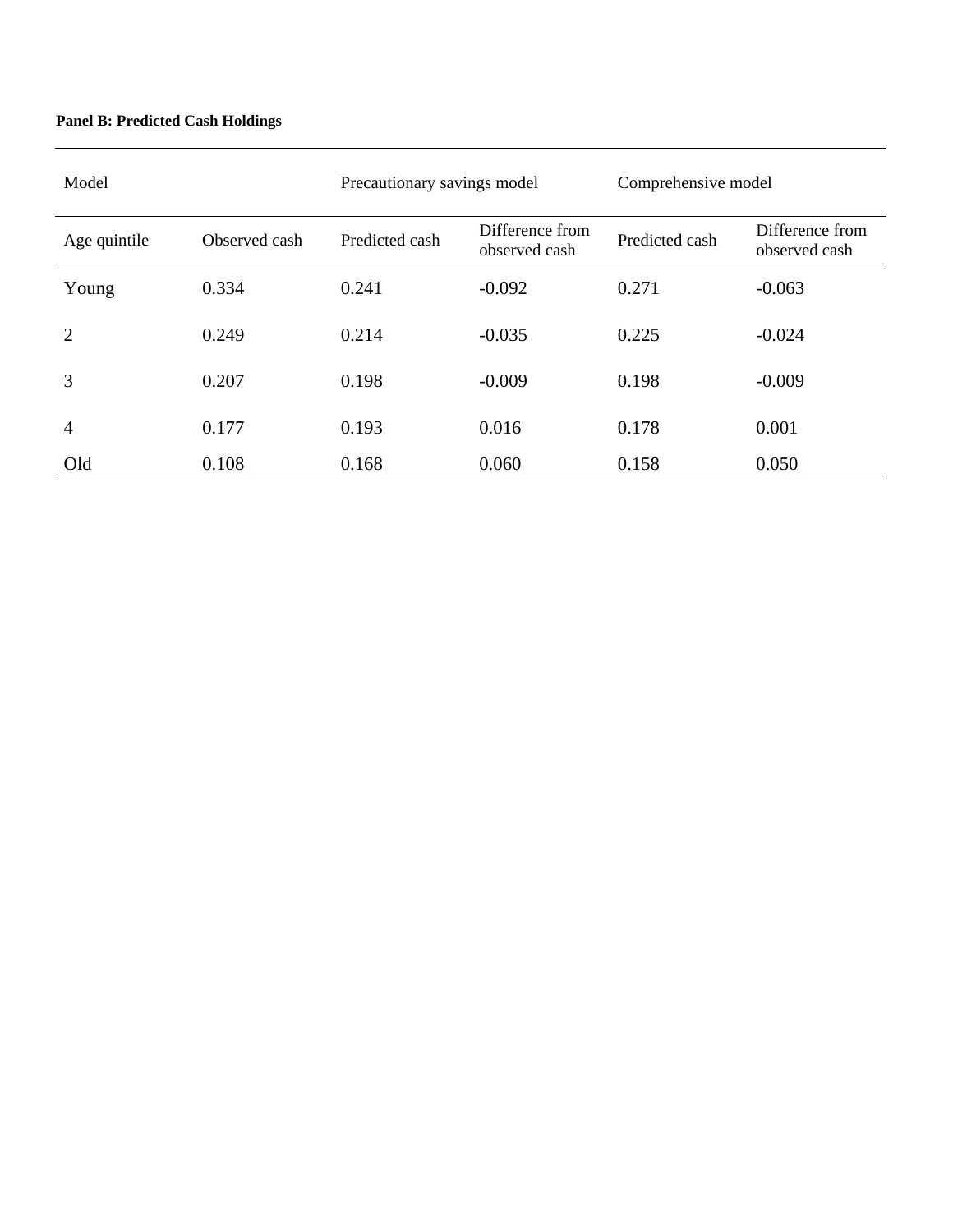**Panel B: Predicted Cash Holdings**

| Model | | Precautionary savings model | | Comprehensive model | |
|---|---|---|---|---|---|
| Age quintile | Observed cash | Predicted cash | Difference from observed cash | Predicted cash | Difference from observed cash |
| Young | 0.334 | 0.241 | -0.092 | 0.271 | -0.063 |
| 2 | 0.249 | 0.214 | -0.035 | 0.225 | -0.024 |
| 3 | 0.207 | 0.198 | -0.009 | 0.198 | -0.009 |
| 4 | 0.177 | 0.193 | 0.016 | 0.178 | 0.001 |
| Old | 0.108 | 0.168 | 0.060 | 0.158 | 0.050 |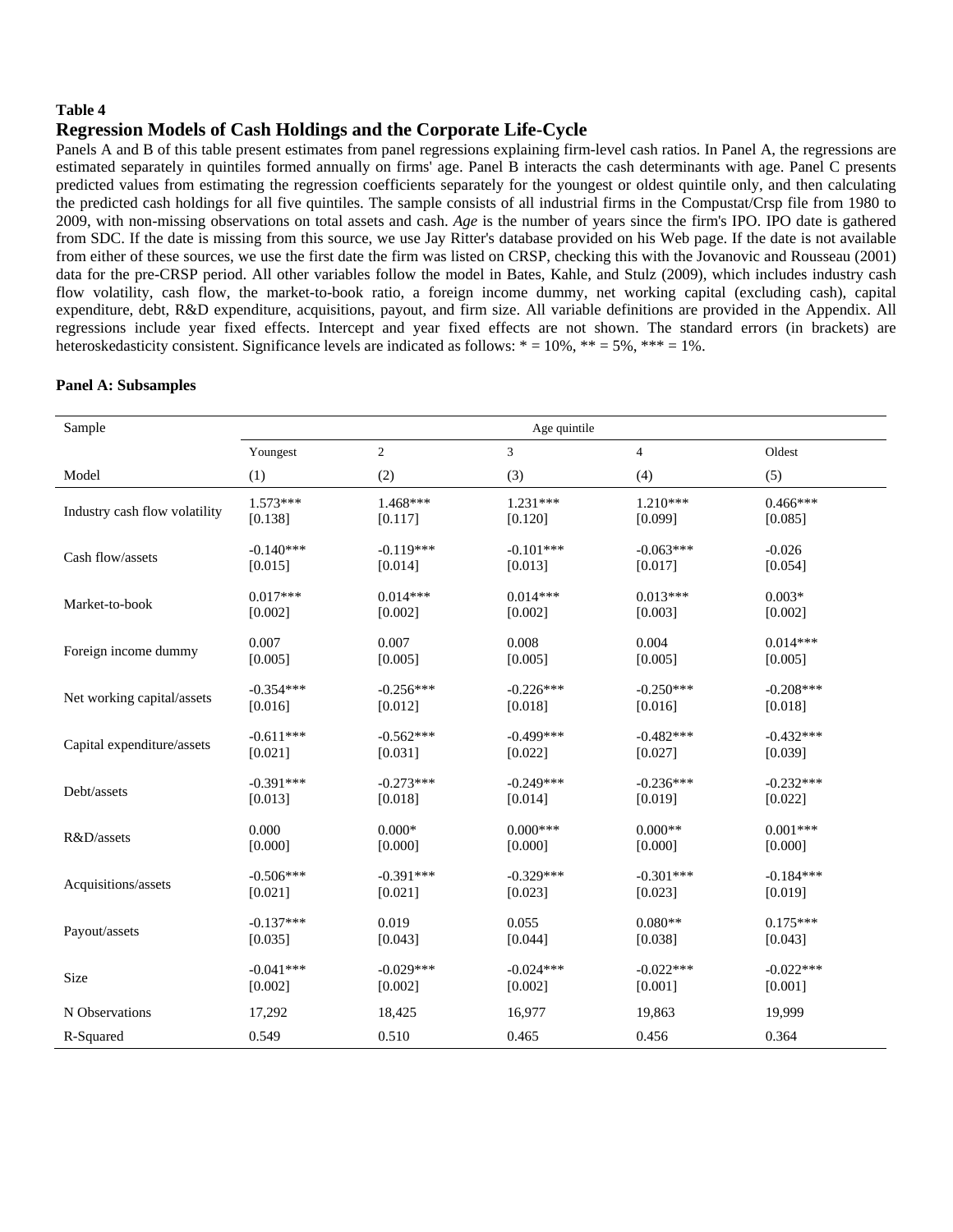**Table 4**

## Regression Models of Cash Holdings and the Corporate Life-Cycle

Panels A and B of this table present estimates from panel regressions explaining firm-level cash ratios. In Panel A, the regressions are estimated separately in quintiles formed annually on firms' age. Panel B interacts the cash determinants with age. Panel C presents predicted values from estimating the regression coefficients separately for the youngest or oldest quintile only, and then calculating the predicted cash holdings for all five quintiles. The sample consists of all industrial firms in the Compustat/Crsp file from 1980 to 2009, with non-missing observations on total assets and cash. *Age* is the number of years since the firm's IPO. IPO date is gathered from SDC. If the date is missing from this source, we use Jay Ritter's database provided on his Web page. If the date is not available from either of these sources, we use the first date the firm was listed on CRSP, checking this with the Jovanovic and Rousseau (2001) data for the pre-CRSP period. All other variables follow the model in Bates, Kahle, and Stulz (2009), which includes industry cash flow volatility, cash flow, the market-to-book ratio, a foreign income dummy, net working capital (excluding cash), capital expenditure, debt, R&D expenditure, acquisitions, payout, and firm size. All variable definitions are provided in the Appendix. All regressions include year fixed effects. Intercept and year fixed effects are not shown. The standard errors (in brackets) are heteroskedasticity consistent. Significance levels are indicated as follows: * = 10%, ** = 5%, *** = 1%.

**Panel A: Subsamples**

| Sample | Age quintile | | | | |
|---|---|---|---|---|---|
| | Youngest | 2 | 3 | 4 | Oldest |
| Model | (1) | (2) | (3) | (4) | (5) |
| Industry cash flow volatility | 1.573*** | 1.468*** | 1.231*** | 1.210*** | 0.466*** |
| | [0.138] | [0.117] | [0.120] | [0.099] | [0.085] |
| Cash flow/assets | -0.140*** | -0.119*** | -0.101*** | -0.063*** | -0.026 |
| | [0.015] | [0.014] | [0.013] | [0.017] | [0.054] |
| Market-to-book | 0.017*** | 0.014*** | 0.014*** | 0.013*** | 0.003* |
| | [0.002] | [0.002] | [0.002] | [0.003] | [0.002] |
| Foreign income dummy | 0.007 | 0.007 | 0.008 | 0.004 | 0.014*** |
| | [0.005] | [0.005] | [0.005] | [0.005] | [0.005] |
| Net working capital/assets | -0.354*** | -0.256*** | -0.226*** | -0.250*** | -0.208*** |
| | [0.016] | [0.012] | [0.018] | [0.016] | [0.018] |
| Capital expenditure/assets | -0.611*** | -0.562*** | -0.499*** | -0.482*** | -0.432*** |
| | [0.021] | [0.031] | [0.022] | [0.027] | [0.039] |
| Debt/assets | -0.391*** | -0.273*** | -0.249*** | -0.236*** | -0.232*** |
| | [0.013] | [0.018] | [0.014] | [0.019] | [0.022] |
| R&D/assets | 0.000 | 0.000* | 0.000*** | 0.000** | 0.001*** |
| | [0.000] | [0.000] | [0.000] | [0.000] | [0.000] |
| Acquisitions/assets | -0.506*** | -0.391*** | -0.329*** | -0.301*** | -0.184*** |
| | [0.021] | [0.021] | [0.023] | [0.023] | [0.019] |
| Payout/assets | -0.137*** | 0.019 | 0.055 | 0.080** | 0.175*** |
| | [0.035] | [0.043] | [0.044] | [0.038] | [0.043] |
| Size | -0.041*** | -0.029*** | -0.024*** | -0.022*** | -0.022*** |
| | [0.002] | [0.002] | [0.002] | [0.001] | [0.001] |
| N Observations | 17,292 | 18,425 | 16,977 | 19,863 | 19,999 |
| R-Squared | 0.549 | 0.510 | 0.465 | 0.456 | 0.364 |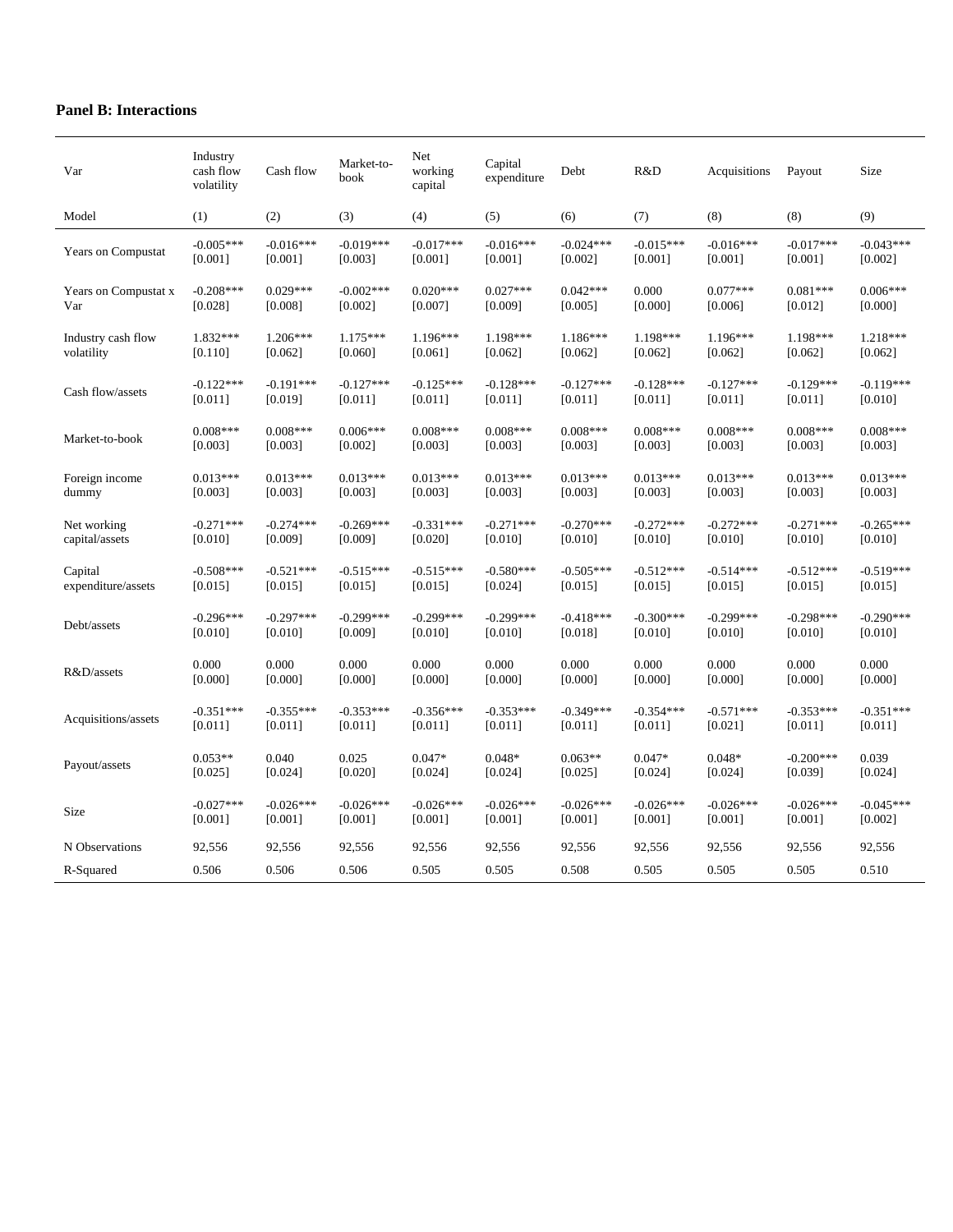**Panel B: Interactions**

| Var | Industry cash flow volatility | Cash flow | Market-to-book | Net working capital | Capital expenditure | Debt | R&D | Acquisitions | Payout | Size |
|---|---|---|---|---|---|---|---|---|---|---|
| Model | (1) | (2) | (3) | (4) | (5) | (6) | (7) | (8) | (8) | (9) |
| Years on Compustat | -0.005***<br>[0.001] | -0.016***<br>[0.001] | -0.019***<br>[0.003] | -0.017***<br>[0.001] | -0.016***<br>[0.001] | -0.024***<br>[0.002] | -0.015***<br>[0.001] | -0.016***<br>[0.001] | -0.017***<br>[0.001] | -0.043***<br>[0.002] |
| Years on Compustat x Var | -0.208***<br>[0.028] | 0.029***<br>[0.008] | -0.002***<br>[0.002] | 0.020***<br>[0.007] | 0.027***<br>[0.009] | 0.042***<br>[0.005] | 0.000<br>[0.000] | 0.077***<br>[0.006] | 0.081***<br>[0.012] | 0.006***<br>[0.000] |
| Industry cash flow volatility | 1.832***<br>[0.110] | 1.206***<br>[0.062] | 1.175***<br>[0.060] | 1.196***<br>[0.061] | 1.198***<br>[0.062] | 1.186***<br>[0.062] | 1.198***<br>[0.062] | 1.196***<br>[0.062] | 1.198***<br>[0.062] | 1.218***<br>[0.062] |
| Cash flow/assets | -0.122***<br>[0.011] | -0.191***<br>[0.019] | -0.127***<br>[0.011] | -0.125***<br>[0.011] | -0.128***<br>[0.011] | -0.127***<br>[0.011] | -0.128***<br>[0.011] | -0.127***<br>[0.011] | -0.129***<br>[0.011] | -0.119***<br>[0.010] |
| Market-to-book | 0.008***<br>[0.003] | 0.008***<br>[0.003] | 0.006***<br>[0.002] | 0.008***<br>[0.003] | 0.008***<br>[0.003] | 0.008***<br>[0.003] | 0.008***<br>[0.003] | 0.008***<br>[0.003] | 0.008***<br>[0.003] | 0.008***<br>[0.003] |
| Foreign income dummy | 0.013***<br>[0.003] | 0.013***<br>[0.003] | 0.013***<br>[0.003] | 0.013***<br>[0.003] | 0.013***<br>[0.003] | 0.013***<br>[0.003] | 0.013***<br>[0.003] | 0.013***<br>[0.003] | 0.013***<br>[0.003] | 0.013***<br>[0.003] |
| Net working capital/assets | -0.271***<br>[0.010] | -0.274***<br>[0.009] | -0.269***<br>[0.009] | -0.331***<br>[0.020] | -0.271***<br>[0.010] | -0.270***<br>[0.010] | -0.272***<br>[0.010] | -0.272***<br>[0.010] | -0.271***<br>[0.010] | -0.265***<br>[0.010] |
| Capital expenditure/assets | -0.508***<br>[0.015] | -0.521***<br>[0.015] | -0.515***<br>[0.015] | -0.515***<br>[0.015] | -0.580***<br>[0.024] | -0.505***<br>[0.015] | -0.512***<br>[0.015] | -0.514***<br>[0.015] | -0.512***<br>[0.015] | -0.519***<br>[0.015] |
| Debt/assets | -0.296***<br>[0.010] | -0.297***<br>[0.010] | -0.299***<br>[0.009] | -0.299***<br>[0.010] | -0.299***<br>[0.010] | -0.418***<br>[0.018] | -0.300***<br>[0.010] | -0.299***<br>[0.010] | -0.298***<br>[0.010] | -0.290***<br>[0.010] |
| R&D/assets | 0.000<br>[0.000] | 0.000<br>[0.000] | 0.000<br>[0.000] | 0.000<br>[0.000] | 0.000<br>[0.000] | 0.000<br>[0.000] | 0.000<br>[0.000] | 0.000<br>[0.000] | 0.000<br>[0.000] | 0.000<br>[0.000] |
| Acquisitions/assets | -0.351***<br>[0.011] | -0.355***<br>[0.011] | -0.353***<br>[0.011] | -0.356***<br>[0.011] | -0.353***<br>[0.011] | -0.349***<br>[0.011] | -0.354***<br>[0.011] | -0.571***<br>[0.021] | -0.353***<br>[0.011] | -0.351***<br>[0.011] |
| Payout/assets | 0.053**<br>[0.025] | 0.040<br>[0.024] | 0.025<br>[0.020] | 0.047*<br>[0.024] | 0.048*<br>[0.024] | 0.063**<br>[0.025] | 0.047*<br>[0.024] | 0.048*<br>[0.024] | -0.200***<br>[0.039] | 0.039<br>[0.024] |
| Size | -0.027***<br>[0.001] | -0.026***<br>[0.001] | -0.026***<br>[0.001] | -0.026***<br>[0.001] | -0.026***<br>[0.001] | -0.026***<br>[0.001] | -0.026***<br>[0.001] | -0.026***<br>[0.001] | -0.026***<br>[0.001] | -0.045***<br>[0.002] |
| N Observations | 92,556 | 92,556 | 92,556 | 92,556 | 92,556 | 92,556 | 92,556 | 92,556 | 92,556 | 92,556 |
| R-Squared | 0.506 | 0.506 | 0.506 | 0.505 | 0.505 | 0.508 | 0.505 | 0.505 | 0.505 | 0.510 |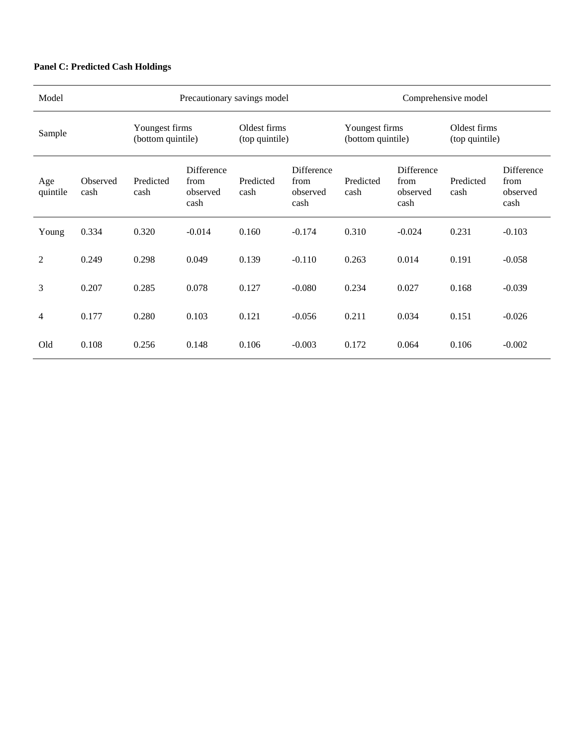**Panel C: Predicted Cash Holdings**

| Model | | Precautionary savings model | | | | Comprehensive model | | | |
|---|---|---|---|---|---|---|---|---|---|
| Sample | | Youngest firms (bottom quintile) | | Oldest firms (top quintile) | | Youngest firms (bottom quintile) | | Oldest firms (top quintile) | |
| Age quintile | Observed cash | Predicted cash | Difference from observed cash | Predicted cash | Difference from observed cash | Predicted cash | Difference from observed cash | Predicted cash | Difference from observed cash |
| Young | 0.334 | 0.320 | -0.014 | 0.160 | -0.174 | 0.310 | -0.024 | 0.231 | -0.103 |
| 2 | 0.249 | 0.298 | 0.049 | 0.139 | -0.110 | 0.263 | 0.014 | 0.191 | -0.058 |
| 3 | 0.207 | 0.285 | 0.078 | 0.127 | -0.080 | 0.234 | 0.027 | 0.168 | -0.039 |
| 4 | 0.177 | 0.280 | 0.103 | 0.121 | -0.056 | 0.211 | 0.034 | 0.151 | -0.026 |
| Old | 0.108 | 0.256 | 0.148 | 0.106 | -0.003 | 0.172 | 0.064 | 0.106 | -0.002 |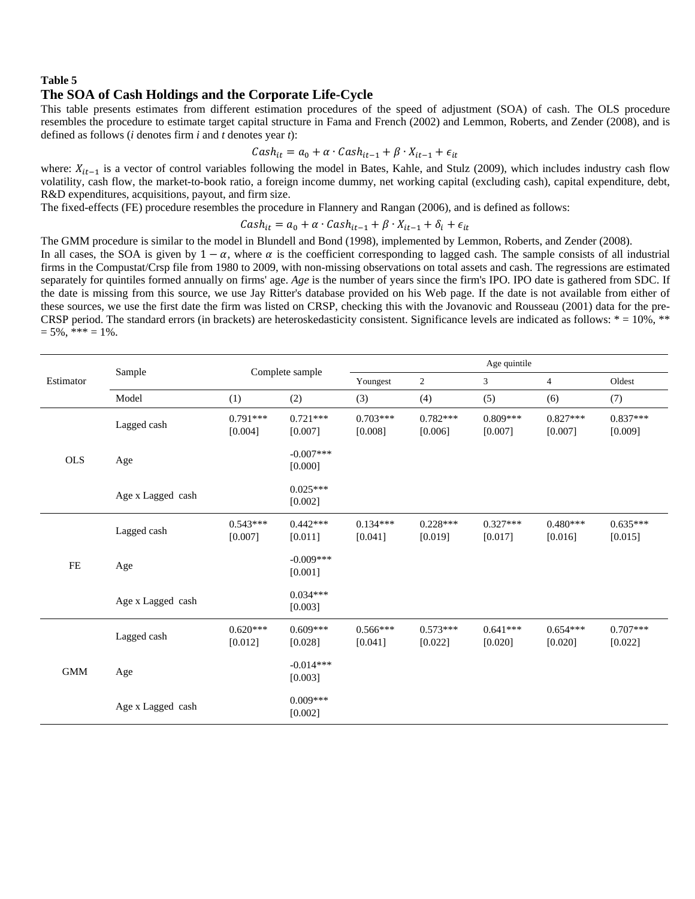**Table 5**

## The SOA of Cash Holdings and the Corporate Life-Cycle

This table presents estimates from different estimation procedures of the speed of adjustment (SOA) of cash. The OLS procedure resembles the procedure to estimate target capital structure in Fama and French (2002) and Lemmon, Roberts, and Zender (2008), and is defined as follows (*i* denotes firm *i* and *t* denotes year *t*):

$$Cash_{it} = a_0 + \alpha \cdot Cash_{it-1} + \beta \cdot X_{it-1} + \epsilon_{it}$$

where: $X_{it-1}$ is a vector of control variables following the model in Bates, Kahle, and Stulz (2009), which includes industry cash flow volatility, cash flow, the market-to-book ratio, a foreign income dummy, net working capital (excluding cash), capital expenditure, debt, R&D expenditures, acquisitions, payout, and firm size.

The fixed-effects (FE) procedure resembles the procedure in Flannery and Rangan (2006), and is defined as follows:

$$Cash_{it} = a_0 + \alpha \cdot Cash_{it-1} + \beta \cdot X_{it-1} + \delta_i + \epsilon_{it}$$

The GMM procedure is similar to the model in Blundell and Bond (1998), implemented by Lemmon, Roberts, and Zender (2008).

In all cases, the SOA is given by $1 - \alpha$, where $\alpha$ is the coefficient corresponding to lagged cash. The sample consists of all industrial firms in the Compustat/Crsp file from 1980 to 2009, with non-missing observations on total assets and cash. The regressions are estimated separately for quintiles formed annually on firms' age. *Age* is the number of years since the firm's IPO. IPO date is gathered from SDC. If the date is missing from this source, we use Jay Ritter's database provided on his Web page. If the date is not available from either of these sources, we use the first date the firm was listed on CRSP, checking this with the Jovanovic and Rousseau (2001) data for the pre-CRSP period. The standard errors (in brackets) are heteroskedasticity consistent. Significance levels are indicated as follows: * = 10%, ** = 5%, *** = 1%.

| Estimator | Sample | Complete sample | | Age quintile | | | | |
|---|---|---|---|---|---|---|---|---|
| | | | | Youngest | 2 | 3 | 4 | Oldest |
| | Model | (1) | (2) | (3) | (4) | (5) | (6) | (7) |
| OLS | Lagged cash | 0.791*** [0.004] | 0.721*** [0.007] | 0.703*** [0.008] | 0.782*** [0.006] | 0.809*** [0.007] | 0.827*** [0.007] | 0.837*** [0.009] |
| | Age | | -0.007*** [0.000] | | | | | |
| | Age x Lagged cash | | 0.025*** [0.002] | | | | | |
| FE | Lagged cash | 0.543*** [0.007] | 0.442*** [0.011] | 0.134*** [0.041] | 0.228*** [0.019] | 0.327*** [0.017] | 0.480*** [0.016] | 0.635*** [0.015] |
| | Age | | -0.009*** [0.001] | | | | | |
| | Age x Lagged cash | | 0.034*** [0.003] | | | | | |
| GMM | Lagged cash | 0.620*** [0.012] | 0.609*** [0.028] | 0.566*** [0.041] | 0.573*** [0.022] | 0.641*** [0.020] | 0.654*** [0.020] | 0.707*** [0.022] |
| | Age | | -0.014*** [0.003] | | | | | |
| | Age x Lagged cash | | 0.009*** [0.002] | | | | | |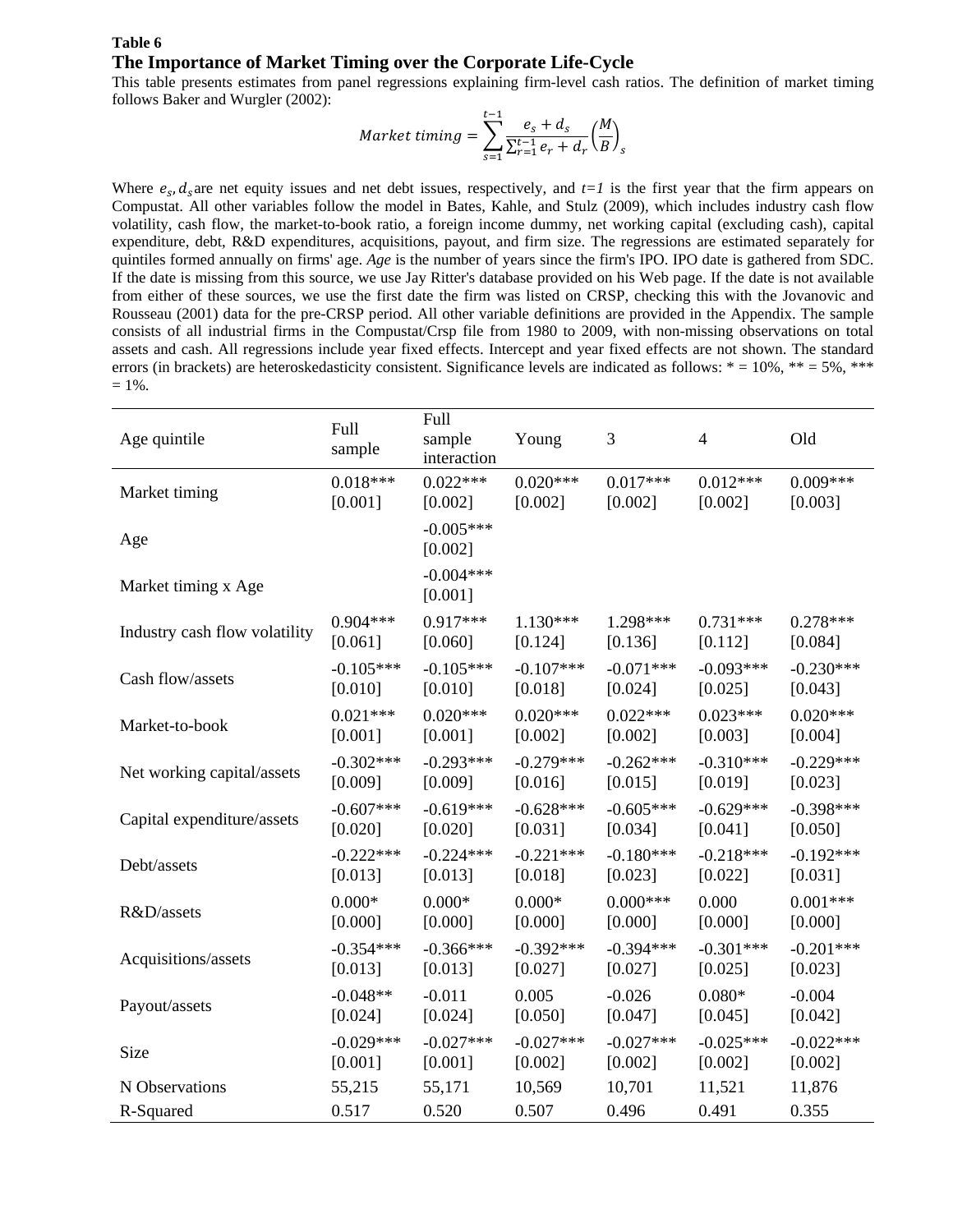**Table 6**

## The Importance of Market Timing over the Corporate Life-Cycle

This table presents estimates from panel regressions explaining firm-level cash ratios. The definition of market timing follows Baker and Wurgler (2002):

$$Market\ timing = \sum_{s=1}^{t-1} \frac{e_s + d_s}{\sum_{r=1}^{t-1} e_r + d_r} \left(\frac{M}{B}\right)_s$$

Where $e_s, d_s$ are net equity issues and net debt issues, respectively, and $t=1$ is the first year that the firm appears on Compustat. All other variables follow the model in Bates, Kahle, and Stulz (2009), which includes industry cash flow volatility, cash flow, the market-to-book ratio, a foreign income dummy, net working capital (excluding cash), capital expenditure, debt, R&D expenditures, acquisitions, payout, and firm size. The regressions are estimated separately for quintiles formed annually on firms' age. *Age* is the number of years since the firm's IPO. IPO date is gathered from SDC. If the date is missing from this source, we use Jay Ritter's database provided on his Web page. If the date is not available from either of these sources, we use the first date the firm was listed on CRSP, checking this with the Jovanovic and Rousseau (2001) data for the pre-CRSP period. All other variable definitions are provided in the Appendix. The sample consists of all industrial firms in the Compustat/Crsp file from 1980 to 2009, with non-missing observations on total assets and cash. All regressions include year fixed effects. Intercept and year fixed effects are not shown. The standard errors (in brackets) are heteroskedasticity consistent. Significance levels are indicated as follows: * = 10%, ** = 5%, *** = 1%.

| Age quintile | Full sample | Full sample interaction | Young | 3 | 4 | Old |
|---|---|---|---|---|---|---|
| Market timing | 0.018*** | 0.022*** | 0.020*** | 0.017*** | 0.012*** | 0.009*** |
| | [0.001] | [0.002] | [0.002] | [0.002] | [0.002] | [0.003] |
| Age | | -0.005*** | | | | |
| | | [0.002] | | | | |
| Market timing x Age | | -0.004*** | | | | |
| | | [0.001] | | | | |
| Industry cash flow volatility | 0.904*** | 0.917*** | 1.130*** | 1.298*** | 0.731*** | 0.278*** |
| | [0.061] | [0.060] | [0.124] | [0.136] | [0.112] | [0.084] |
| Cash flow/assets | -0.105*** | -0.105*** | -0.107*** | -0.071*** | -0.093*** | -0.230*** |
| | [0.010] | [0.010] | [0.018] | [0.024] | [0.025] | [0.043] |
| Market-to-book | 0.021*** | 0.020*** | 0.020*** | 0.022*** | 0.023*** | 0.020*** |
| | [0.001] | [0.001] | [0.002] | [0.002] | [0.003] | [0.004] |
| Net working capital/assets | -0.302*** | -0.293*** | -0.279*** | -0.262*** | -0.310*** | -0.229*** |
| | [0.009] | [0.009] | [0.016] | [0.015] | [0.019] | [0.023] |
| Capital expenditure/assets | -0.607*** | -0.619*** | -0.628*** | -0.605*** | -0.629*** | -0.398*** |
| | [0.020] | [0.020] | [0.031] | [0.034] | [0.041] | [0.050] |
| Debt/assets | -0.222*** | -0.224*** | -0.221*** | -0.180*** | -0.218*** | -0.192*** |
| | [0.013] | [0.013] | [0.018] | [0.023] | [0.022] | [0.031] |
| R&D/assets | 0.000* | 0.000* | 0.000* | 0.000*** | 0.000 | 0.001*** |
| | [0.000] | [0.000] | [0.000] | [0.000] | [0.000] | [0.000] |
| Acquisitions/assets | -0.354*** | -0.366*** | -0.392*** | -0.394*** | -0.301*** | -0.201*** |
| | [0.013] | [0.013] | [0.027] | [0.027] | [0.025] | [0.023] |
| Payout/assets | -0.048** | -0.011 | 0.005 | -0.026 | 0.080* | -0.004 |
| | [0.024] | [0.024] | [0.050] | [0.047] | [0.045] | [0.042] |
| Size | -0.029*** | -0.027*** | -0.027*** | -0.027*** | -0.025*** | -0.022*** |
| | [0.001] | [0.001] | [0.002] | [0.002] | [0.002] | [0.002] |
| N Observations | 55,215 | 55,171 | 10,569 | 10,701 | 11,521 | 11,876 |
| R-Squared | 0.517 | 0.520 | 0.507 | 0.496 | 0.491 | 0.355 |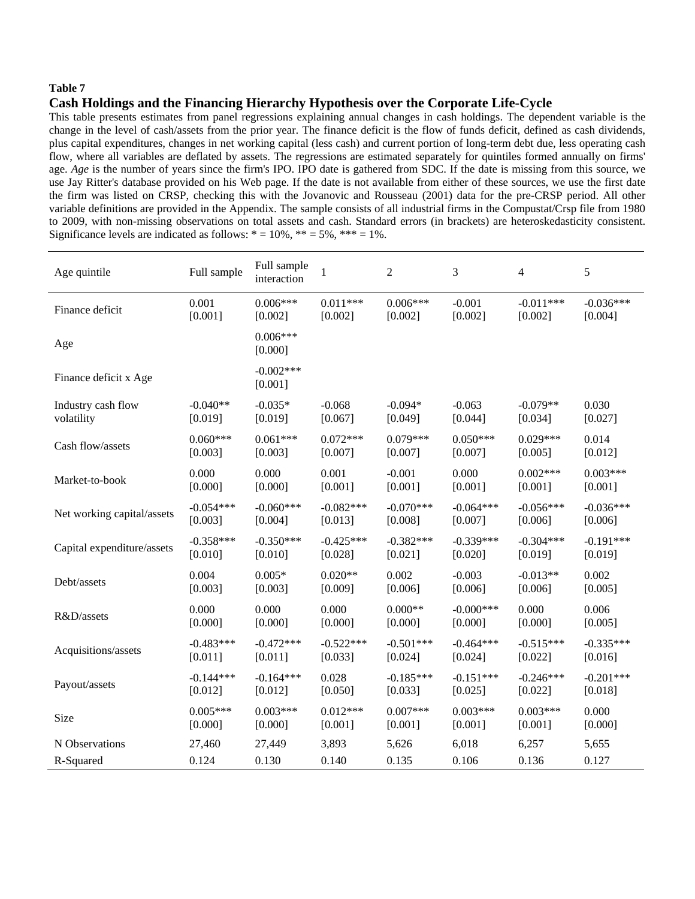**Table 7**

**Cash Holdings and the Financing Hierarchy Hypothesis over the Corporate Life-Cycle**

This table presents estimates from panel regressions explaining annual changes in cash holdings. The dependent variable is the change in the level of cash/assets from the prior year. The finance deficit is the flow of funds deficit, defined as cash dividends, plus capital expenditures, changes in net working capital (less cash) and current portion of long-term debt due, less operating cash flow, where all variables are deflated by assets. The regressions are estimated separately for quintiles formed annually on firms' age. *Age* is the number of years since the firm's IPO. IPO date is gathered from SDC. If the date is missing from this source, we use Jay Ritter's database provided on his Web page. If the date is not available from either of these sources, we use the first date the firm was listed on CRSP, checking this with the Jovanovic and Rousseau (2001) data for the pre-CRSP period. All other variable definitions are provided in the Appendix. The sample consists of all industrial firms in the Compustat/Crsp file from 1980 to 2009, with non-missing observations on total assets and cash. Standard errors (in brackets) are heteroskedasticity consistent. Significance levels are indicated as follows: * = 10%, ** = 5%, *** = 1%.

| Age quintile | Full sample | Full sample interaction | 1 | 2 | 3 | 4 | 5 |
|---|---|---|---|---|---|---|---|
| Finance deficit | 0.001<br>[0.001] | 0.006***<br>[0.002] | 0.011***<br>[0.002] | 0.006***<br>[0.002] | -0.001<br>[0.002] | -0.011***<br>[0.002] | -0.036***<br>[0.004] |
| Age | | 0.006***<br>[0.000] | | | | | |
| Finance deficit x Age | | -0.002***<br>[0.001] | | | | | |
| Industry cash flow volatility | -0.040**<br>[0.019] | -0.035*<br>[0.019] | -0.068<br>[0.067] | -0.094*<br>[0.049] | -0.063<br>[0.044] | -0.079**<br>[0.034] | 0.030<br>[0.027] |
| Cash flow/assets | 0.060***<br>[0.003] | 0.061***<br>[0.003] | 0.072***<br>[0.007] | 0.079***<br>[0.007] | 0.050***<br>[0.007] | 0.029***<br>[0.005] | 0.014<br>[0.012] |
| Market-to-book | 0.000<br>[0.000] | 0.000<br>[0.000] | 0.001<br>[0.001] | -0.001<br>[0.001] | 0.000<br>[0.001] | 0.002***<br>[0.001] | 0.003***<br>[0.001] |
| Net working capital/assets | -0.054***<br>[0.003] | -0.060***<br>[0.004] | -0.082***<br>[0.013] | -0.070***<br>[0.008] | -0.064***<br>[0.007] | -0.056***<br>[0.006] | -0.036***<br>[0.006] |
| Capital expenditure/assets | -0.358***<br>[0.010] | -0.350***<br>[0.010] | -0.425***<br>[0.028] | -0.382***<br>[0.021] | -0.339***<br>[0.020] | -0.304***<br>[0.019] | -0.191***<br>[0.019] |
| Debt/assets | 0.004<br>[0.003] | 0.005*<br>[0.003] | 0.020**<br>[0.009] | 0.002<br>[0.006] | -0.003<br>[0.006] | -0.013**<br>[0.006] | 0.002<br>[0.005] |
| R&D/assets | 0.000<br>[0.000] | 0.000<br>[0.000] | 0.000<br>[0.000] | 0.000**<br>[0.000] | -0.000***<br>[0.000] | 0.000<br>[0.000] | 0.006<br>[0.005] |
| Acquisitions/assets | -0.483***<br>[0.011] | -0.472***<br>[0.011] | -0.522***<br>[0.033] | -0.501***<br>[0.024] | -0.464***<br>[0.024] | -0.515***<br>[0.022] | -0.335***<br>[0.016] |
| Payout/assets | -0.144***<br>[0.012] | -0.164***<br>[0.012] | 0.028<br>[0.050] | -0.185***<br>[0.033] | -0.151***<br>[0.025] | -0.246***<br>[0.022] | -0.201***<br>[0.018] |
| Size | 0.005***<br>[0.000] | 0.003***<br>[0.000] | 0.012***<br>[0.001] | 0.007***<br>[0.001] | 0.003***<br>[0.001] | 0.003***<br>[0.001] | 0.000<br>[0.000] |
| N Observations | 27,460 | 27,449 | 3,893 | 5,626 | 6,018 | 6,257 | 5,655 |
| R-Squared | 0.124 | 0.130 | 0.140 | 0.135 | 0.106 | 0.136 | 0.127 |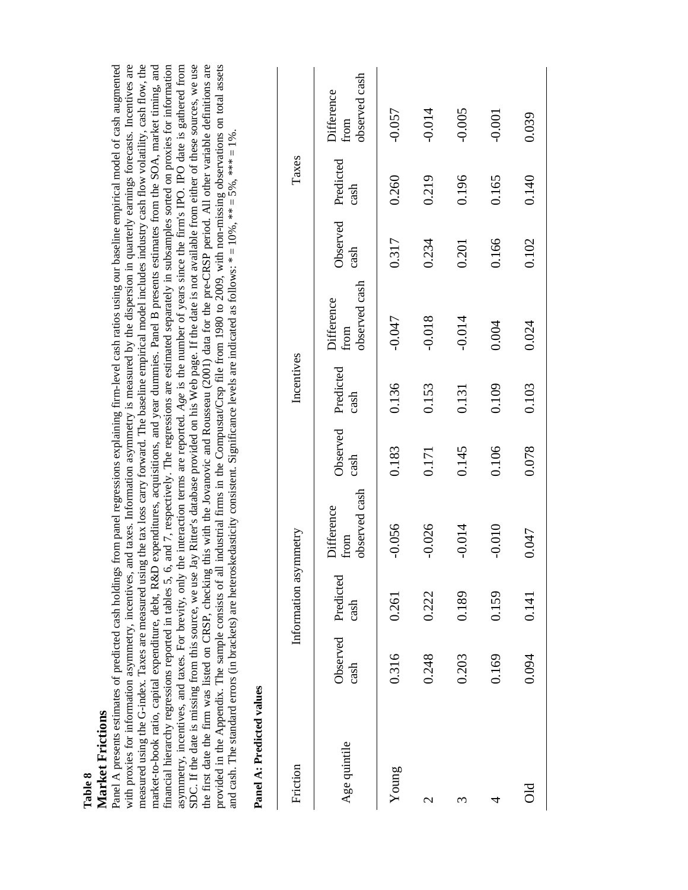**Table 8**

**Market Frictions**

Panel A presents estimates of predicted cash holdings from panel regressions explaining firm-level cash ratios using our baseline empirical model of cash augmented with proxies for information asymmetry, incentives, and taxes. Information asymmetry is measured by the dispersion in quarterly earnings forecasts. Incentives are measured using the G-index. Taxes are measured using the tax loss carry forward. The baseline empirical model includes industry cash flow volatility, cash flow, the market-to-book ratio, capital expenditure, debt, R&D expenditures, acquisitions, and year dummies. Panel B presents estimates from the SOA, market timing, and financial hierarchy regressions reported in tables 5, 6, and 7, respectively. The regressions are estimated separately in subsamples sorted on proxies for information asymmetry, incentives, and taxes. For brevity, only the interaction terms are reported. *Age* is the number of years since the firm's IPO. IPO date is gathered from SDC. If the date is missing from this source, we use Jay Ritter's database provided on his Web page. If the date is not available from either of these sources, we use the first date the firm was listed on CRSP, checking this with the Jovanovic and Rousseau (2001) data for the pre-CRSP period. All other variable definitions are provided in the Appendix. The sample consists of all industrial firms in the Compustat/Crsp file from 1980 to 2009, with non-missing observations on total assets and cash. The standard errors (in brackets) are heteroskedasticity consistent. Significance levels are indicated as follows: * = 10%, ** = 5%, *** = 1%.

**Panel A: Predicted values**

| Friction | Information asymmetry | | | Incentives | | | Taxes | | |
|---|---|---|---|---|---|---|---|---|---|
| Age quintile | Observed cash | Predicted cash | Difference from observed cash | Observed cash | Predicted cash | Difference from observed cash | Observed cash | Predicted cash | Difference from observed cash |
| Young | 0.316 | 0.261 | -0.056 | 0.183 | 0.136 | -0.047 | 0.317 | 0.260 | -0.057 |
| 2 | 0.248 | 0.222 | -0.026 | 0.171 | 0.153 | -0.018 | 0.234 | 0.219 | -0.014 |
| 3 | 0.203 | 0.189 | -0.014 | 0.145 | 0.131 | -0.014 | 0.201 | 0.196 | -0.005 |
| 4 | 0.169 | 0.159 | -0.010 | 0.106 | 0.109 | 0.004 | 0.166 | 0.165 | -0.001 |
| Old | 0.094 | 0.141 | 0.047 | 0.078 | 0.103 | 0.024 | 0.102 | 0.140 | 0.039 |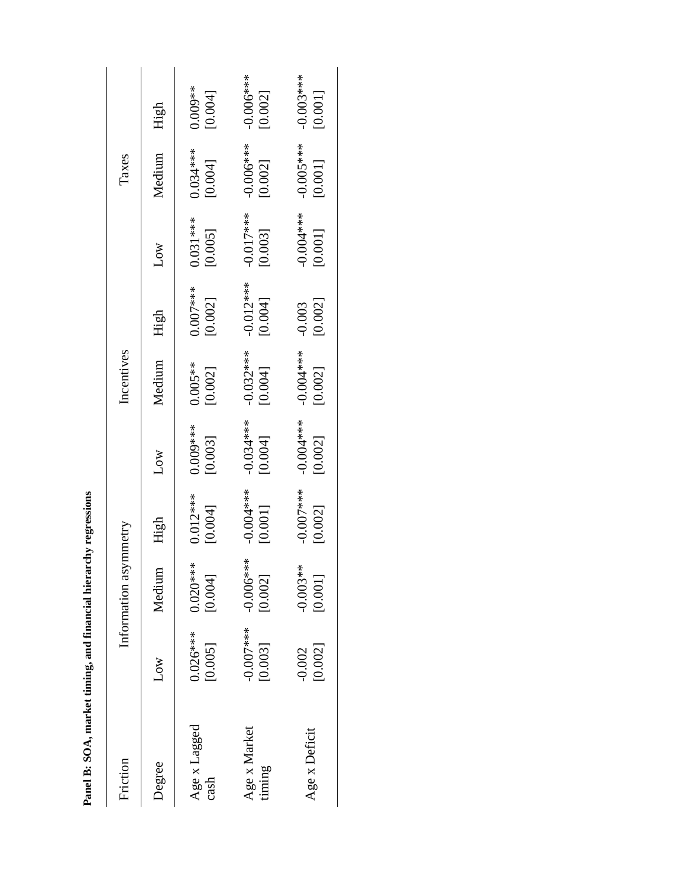**Panel B: SOA, market timing, and financial hierarchy regressions**

| Friction | Information asymmetry | | | Incentives | | | Taxes | | |
|---|---|---|---|---|---|---|---|---|---|
| Degree | Low | Medium | High | Low | Medium | High | Low | Medium | High |
| Age x Lagged cash | 0.026***<br>[0.005] | 0.020***<br>[0.004] | 0.012***<br>[0.004] | 0.009***<br>[0.003] | 0.005**<br>[0.002] | 0.007***<br>[0.002] | 0.031***<br>[0.005] | 0.034***<br>[0.004] | 0.009**<br>[0.004] |
| Age x Market timing | -0.007***<br>[0.003] | -0.006***<br>[0.002] | -0.004***<br>[0.001] | -0.034***<br>[0.004] | -0.032***<br>[0.004] | -0.012***<br>[0.004] | -0.017***<br>[0.003] | -0.006***<br>[0.002] | -0.006***<br>[0.002] |
| Age x Deficit | -0.002<br>[0.002] | -0.003**<br>[0.001] | -0.007***<br>[0.002] | -0.004***<br>[0.002] | -0.004***<br>[0.002] | -0.003<br>[0.002] | -0.004***<br>[0.001] | -0.005***<br>[0.001] | -0.003***<br>[0.001] |